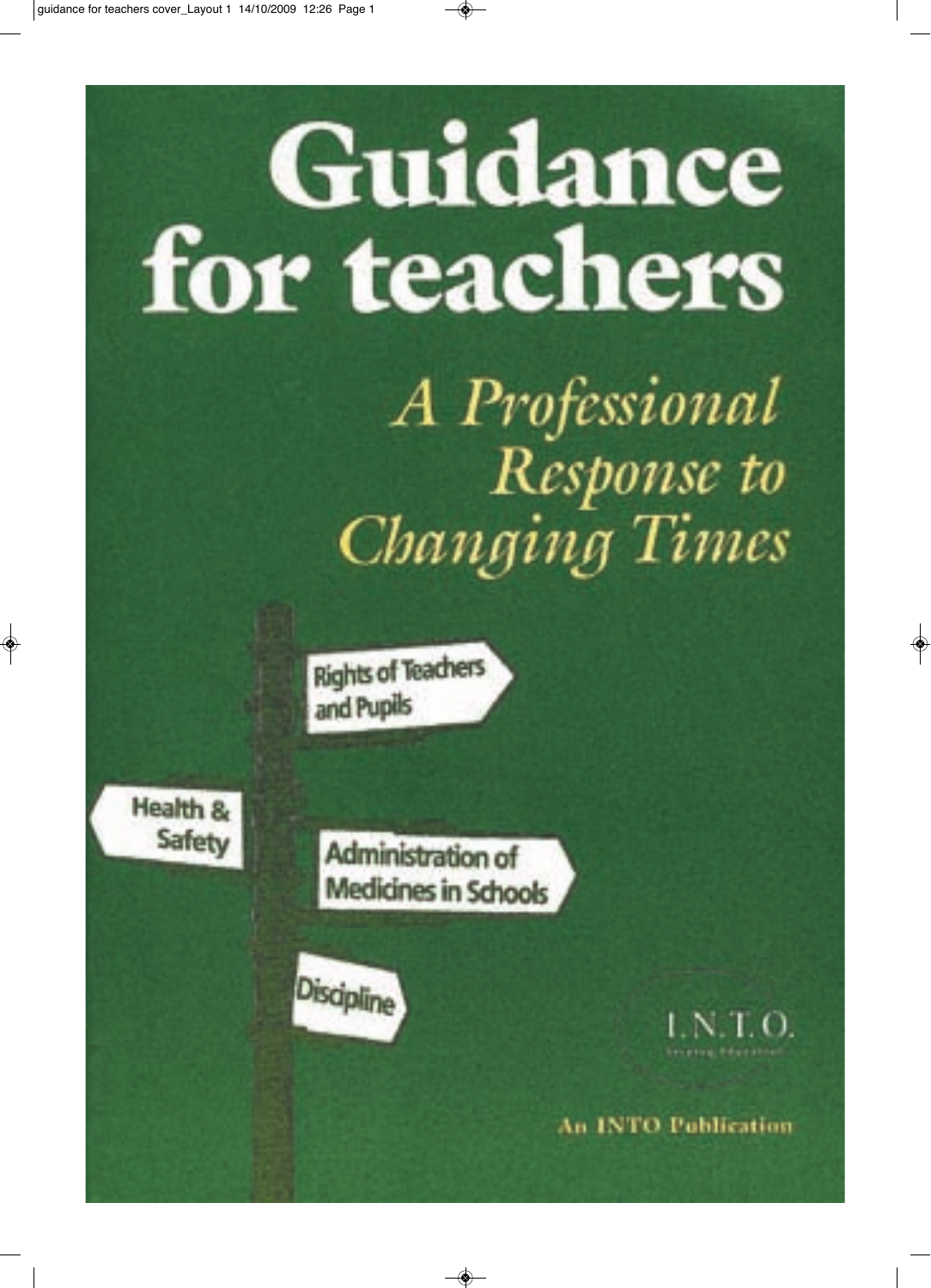# Guidance for teachers

## *A Professional Response to Changing Times*

Rights of Teachers and Pupils

Health & Safety

Administration of Medicines in Schools

Discipline

I.N.T.O.

An INTO Publication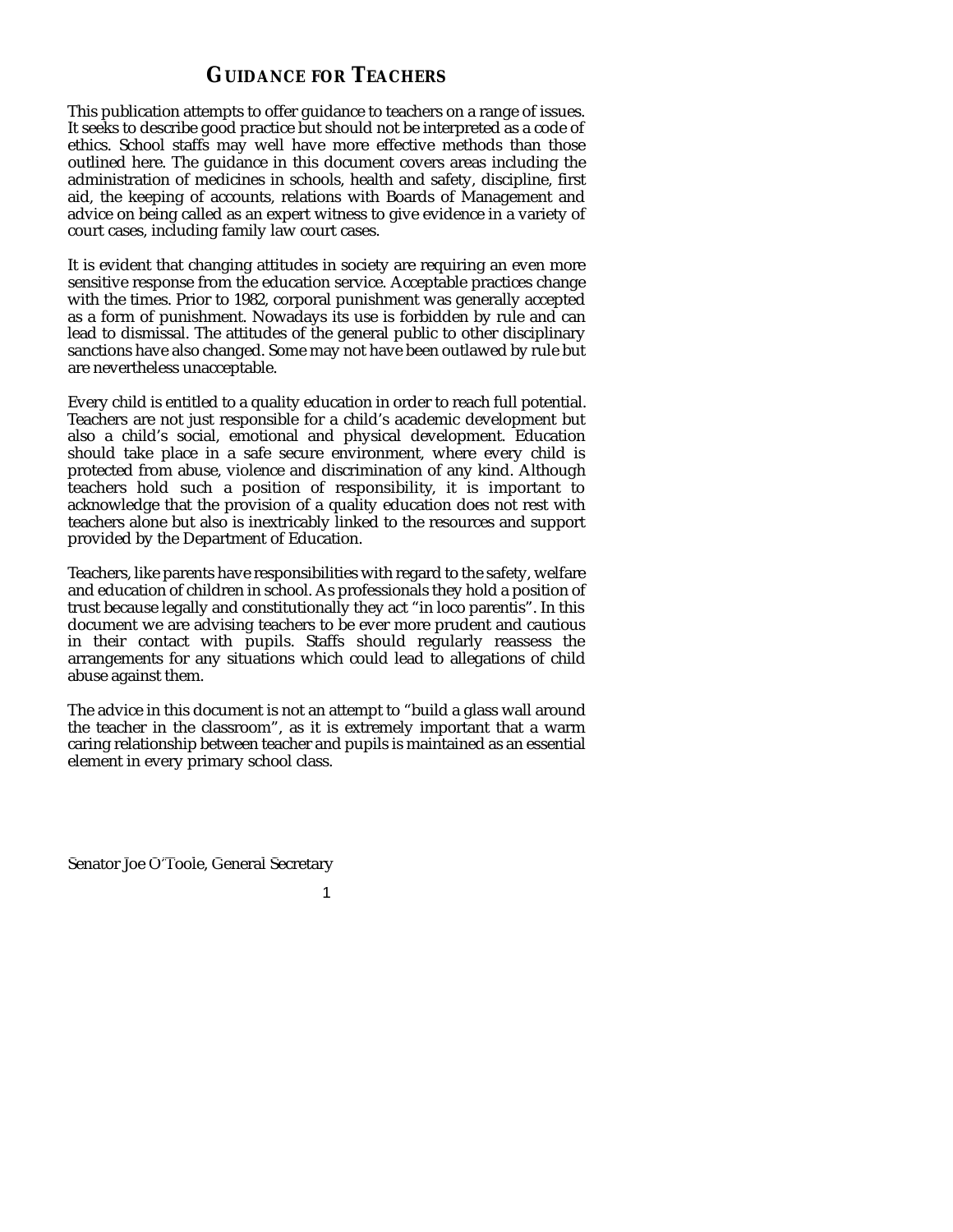# GUIDANCE FOR TEACHERS

This publication attempts to offer guidance to teachers on a range of issues. It seeks to describe good practice but should not be interpreted as a code of ethics. School staffs may well have more effective methods than those outlined here. The guidance in this document covers areas including the administration of medicines in schools, health and safety, discipline, first aid, the keeping of accounts, relations with Boards of Management and advice on being called as an expert witness to give evidence in a variety of court cases, including family law court cases.

It is evident that changing attitudes in society are requiring an even more sensitive response from the education service. Acceptable practices change with the times. Prior to 1982, corporal punishment was generally accepted as a form of punishment. Nowadays its use is forbidden by rule and can lead to dismissal. The attitudes of the general public to other disciplinary sanctions have also changed. Some may not have been outlawed by rule but are nevertheless unacceptable.

Every child is entitled to a quality education in order to reach full potential. Teachers are not just responsible for a child's academic development but also a child's social, emotional and physical development. Education should take place in a safe secure environment, where every child is protected from abuse, violence and discrimination of any kind. Although teachers hold such a position of responsibility, it is important to acknowledge that the provision of a quality education does not rest with teachers alone but also is inextricably linked to the resources and support provided by the Department of Education.

Teachers, like parents have responsibilities with regard to the safety, welfare and education of children in school. As professionals they hold a position of trust because legally and constitutionally they act "in loco parentis". In this document we are advising teachers to be ever more prudent and cautious in their contact with pupils. Staffs should regularly reassess the arrangements for any situations which could lead to allegations of child abuse against them.

The advice in this document is not an attempt to "build a glass wall around the teacher in the classroom", as it is extremely important that a warm caring relationship between teacher and pupils is maintained as an essential element in every primary school class.

Senator Joe O'Toole, General Secretary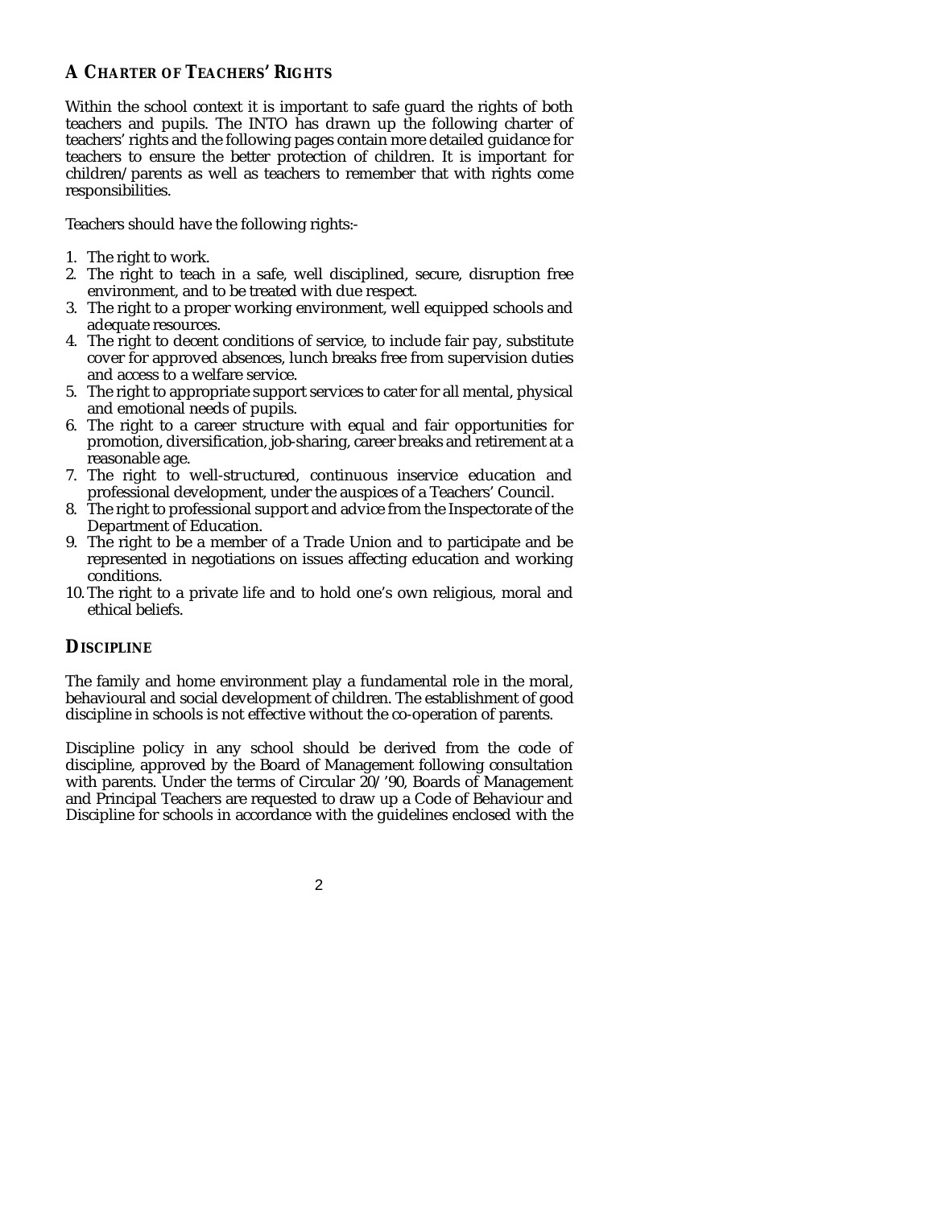## A CHARTER OF TEACHERS' RIGHTS

Within the school context it is important to safe guard the rights of both teachers and pupils. The INTO has drawn up the following charter of teachers' rights and the following pages contain more detailed guidance for teachers to ensure the better protection of children. It is important for children/parents as well as teachers to remember that with rights come responsibilities.

Teachers should have the following rights:-

1. The right to work.
2. The right to teach in a safe, well disciplined, secure, disruption free environment, and to be treated with due respect.
3. The right to a proper working environment, well equipped schools and adequate resources.
4. The right to decent conditions of service, to include fair pay, substitute cover for approved absences, lunch breaks free from supervision duties and access to a welfare service.
5. The right to appropriate support services to cater for all mental, physical and emotional needs of pupils.
6. The right to a career structure with equal and fair opportunities for promotion, diversification, job-sharing, career breaks and retirement at a reasonable age.
7. The right to well-structured, continuous inservice education and professional development, under the auspices of a Teachers' Council.
8. The right to professional support and advice from the Inspectorate of the Department of Education.
9. The right to be a member of a Trade Union and to participate and be represented in negotiations on issues affecting education and working conditions.
10. The right to a private life and to hold one's own religious, moral and ethical beliefs.

## DISCIPLINE

The family and home environment play a fundamental role in the moral, behavioural and social development of children. The establishment of good discipline in schools is not effective without the co-operation of parents.

Discipline policy in any school should be derived from the code of discipline, approved by the Board of Management following consultation with parents. Under the terms of Circular 20/'90, Boards of Management and Principal Teachers are requested to draw up a Code of Behaviour and Discipline for schools in accordance with the guidelines enclosed with the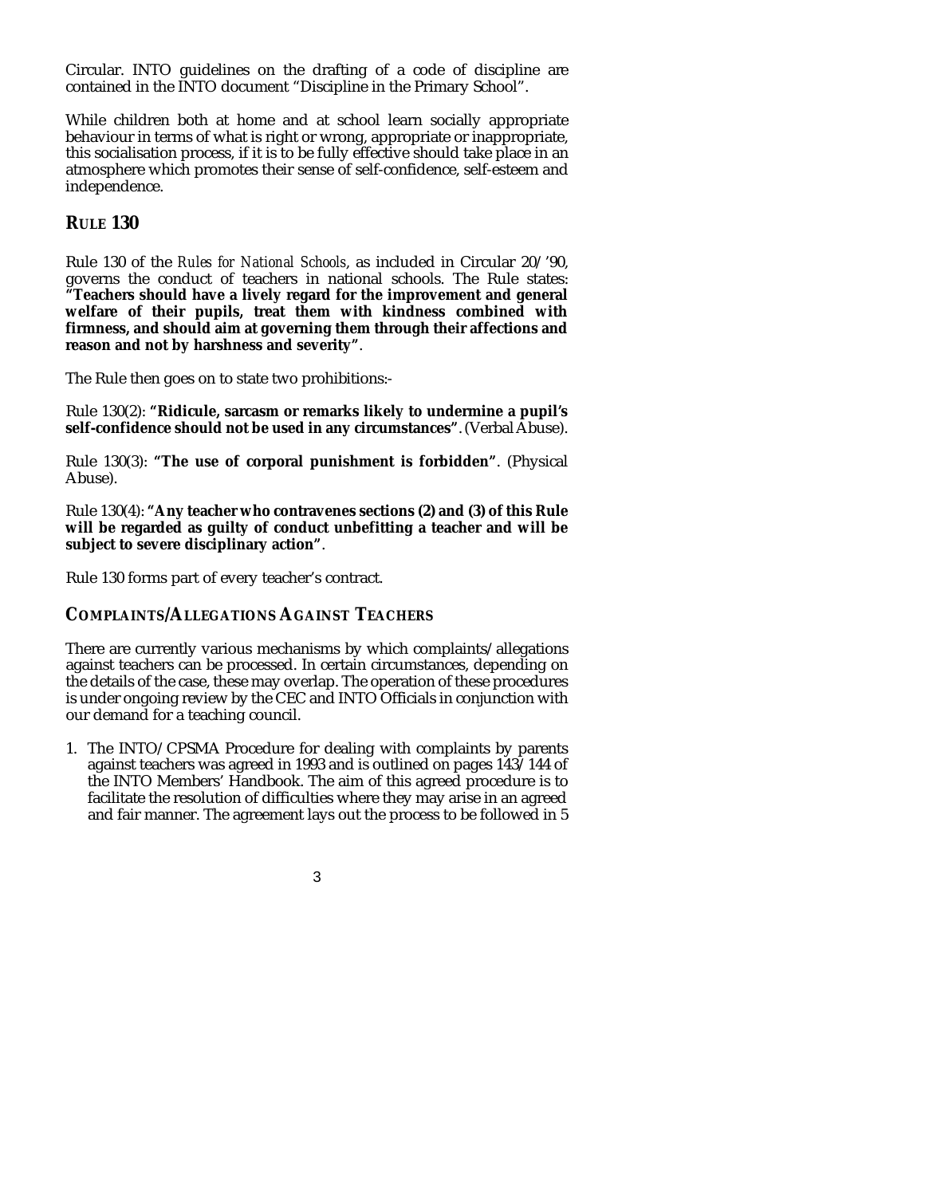Circular. INTO guidelines on the drafting of a code of discipline are contained in the INTO document "Discipline in the Primary School".

While children both at home and at school learn socially appropriate behaviour in terms of what is right or wrong, appropriate or inappropriate, this socialisation process, if it is to be fully effective should take place in an atmosphere which promotes their sense of self-confidence, self-esteem and independence.

## RULE 130

Rule 130 of the *Rules for National Schools*, as included in Circular 20/'90, governs the conduct of teachers in national schools. The Rule states: **"Teachers should have a lively regard for the improvement and general welfare of their pupils, treat them with kindness combined with firmness, and should aim at governing them through their affections and reason and not by harshness and severity"**.

The Rule then goes on to state two prohibitions:-

Rule 130(2): **"Ridicule, sarcasm or remarks likely to undermine a pupil's self-confidence should not be used in any circumstances"**. (Verbal Abuse).

Rule 130(3): **"The use of corporal punishment is forbidden"**. (Physical Abuse).

Rule 130(4): **"Any teacher who contravenes sections (2) and (3) of this Rule will be regarded as guilty of conduct unbefitting a teacher and will be subject to severe disciplinary action"**.

Rule 130 forms part of every teacher's contract.

## COMPLAINTS/ALLEGATIONS AGAINST TEACHERS

There are currently various mechanisms by which complaints/allegations against teachers can be processed. In certain circumstances, depending on the details of the case, these may overlap. The operation of these procedures is under ongoing review by the CEC and INTO Officials in conjunction with our demand for a teaching council.

1. The INTO/CPSMA Procedure for dealing with complaints by parents against teachers was agreed in 1993 and is outlined on pages 143/144 of the INTO Members' Handbook. The aim of this agreed procedure is to facilitate the resolution of difficulties where they may arise in an agreed and fair manner. The agreement lays out the process to be followed in 5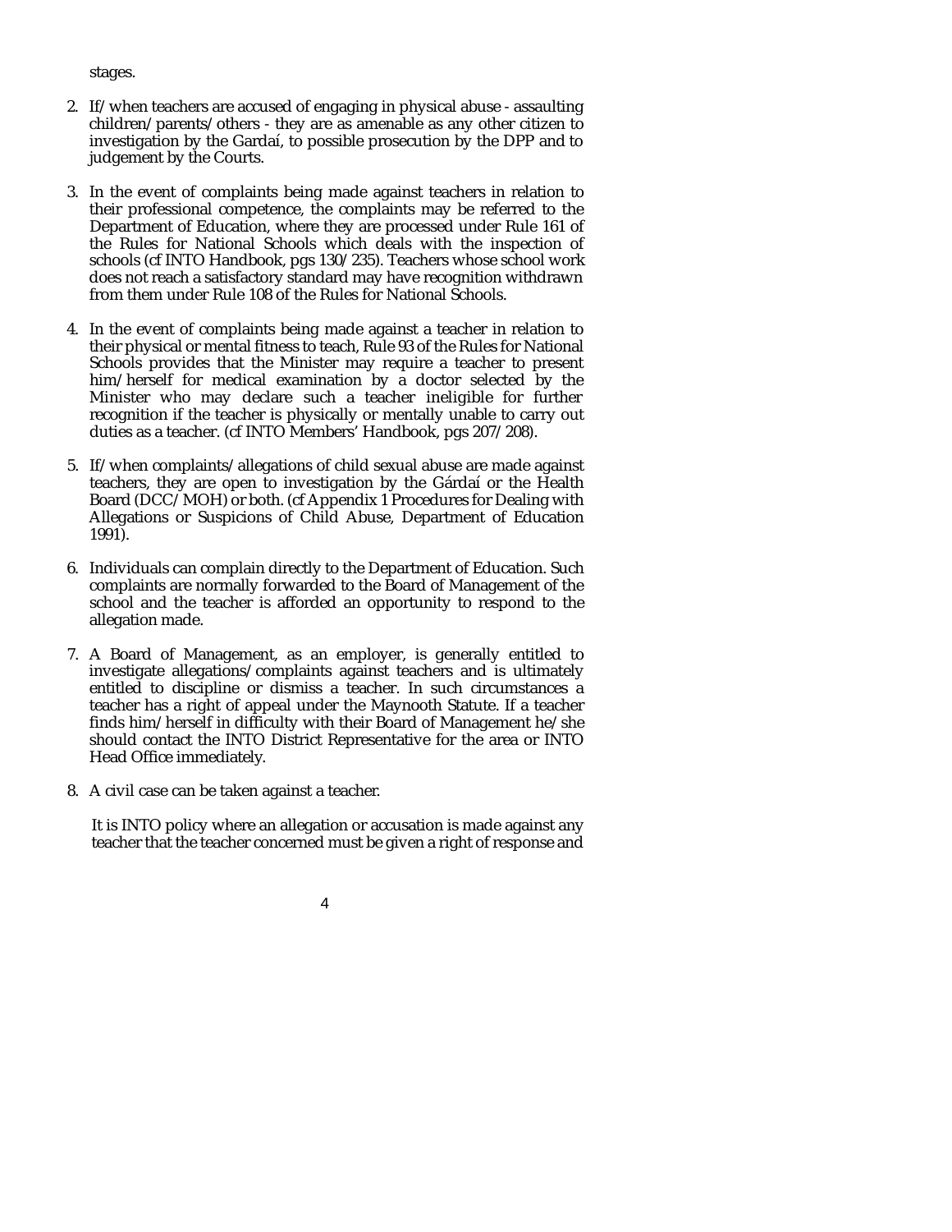stages.

2. If/when teachers are accused of engaging in physical abuse - assaulting children/parents/others - they are as amenable as any other citizen to investigation by the Gardaí, to possible prosecution by the DPP and to judgement by the Courts.

3. In the event of complaints being made against teachers in relation to their professional competence, the complaints may be referred to the Department of Education, where they are processed under Rule 161 of the Rules for National Schools which deals with the inspection of schools (cf INTO Handbook, pgs 130/235). Teachers whose school work does not reach a satisfactory standard may have recognition withdrawn from them under Rule 108 of the Rules for National Schools.

4. In the event of complaints being made against a teacher in relation to their physical or mental fitness to teach, Rule 93 of the Rules for National Schools provides that the Minister may require a teacher to present him/herself for medical examination by a doctor selected by the Minister who may declare such a teacher ineligible for further recognition if the teacher is physically or mentally unable to carry out duties as a teacher. (cf INTO Members' Handbook, pgs 207/208).

5. If/when complaints/allegations of child sexual abuse are made against teachers, they are open to investigation by the Gárdaí or the Health Board (DCC/MOH) or both. (cf Appendix 1 Procedures for Dealing with Allegations or Suspicions of Child Abuse, Department of Education 1991).

6. Individuals can complain directly to the Department of Education. Such complaints are normally forwarded to the Board of Management of the school and the teacher is afforded an opportunity to respond to the allegation made.

7. A Board of Management, as an employer, is generally entitled to investigate allegations/complaints against teachers and is ultimately entitled to discipline or dismiss a teacher. In such circumstances a teacher has a right of appeal under the Maynooth Statute. If a teacher finds him/herself in difficulty with their Board of Management he/she should contact the INTO District Representative for the area or INTO Head Office immediately.

8. A civil case can be taken against a teacher.

It is INTO policy where an allegation or accusation is made against any teacher that the teacher concerned must be given a right of response and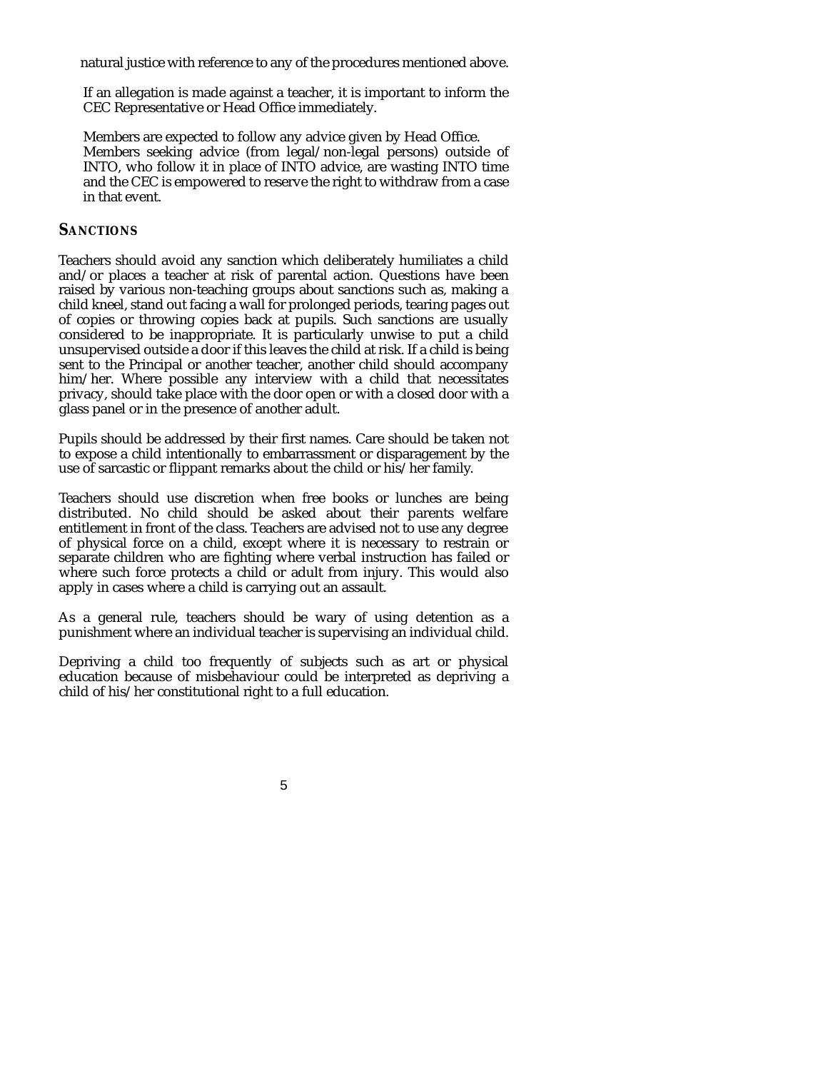natural justice with reference to any of the procedures mentioned above.

If an allegation is made against a teacher, it is important to inform the CEC Representative or Head Office immediately.

Members are expected to follow any advice given by Head Office. Members seeking advice (from legal/non-legal persons) outside of INTO, who follow it in place of INTO advice, are wasting INTO time and the CEC is empowered to reserve the right to withdraw from a case in that event.

## SANCTIONS

Teachers should avoid any sanction which deliberately humiliates a child and/or places a teacher at risk of parental action. Questions have been raised by various non-teaching groups about sanctions such as, making a child kneel, stand out facing a wall for prolonged periods, tearing pages out of copies or throwing copies back at pupils. Such sanctions are usually considered to be inappropriate. It is particularly unwise to put a child unsupervised outside a door if this leaves the child at risk. If a child is being sent to the Principal or another teacher, another child should accompany him/her. Where possible any interview with a child that necessitates privacy, should take place with the door open or with a closed door with a glass panel or in the presence of another adult.

Pupils should be addressed by their first names. Care should be taken not to expose a child intentionally to embarrassment or disparagement by the use of sarcastic or flippant remarks about the child or his/her family.

Teachers should use discretion when free books or lunches are being distributed. No child should be asked about their parents welfare entitlement in front of the class. Teachers are advised not to use any degree of physical force on a child, except where it is necessary to restrain or separate children who are fighting where verbal instruction has failed or where such force protects a child or adult from injury. This would also apply in cases where a child is carrying out an assault.

As a general rule, teachers should be wary of using detention as a punishment where an individual teacher is supervising an individual child.

Depriving a child too frequently of subjects such as art or physical education because of misbehaviour could be interpreted as depriving a child of his/her constitutional right to a full education.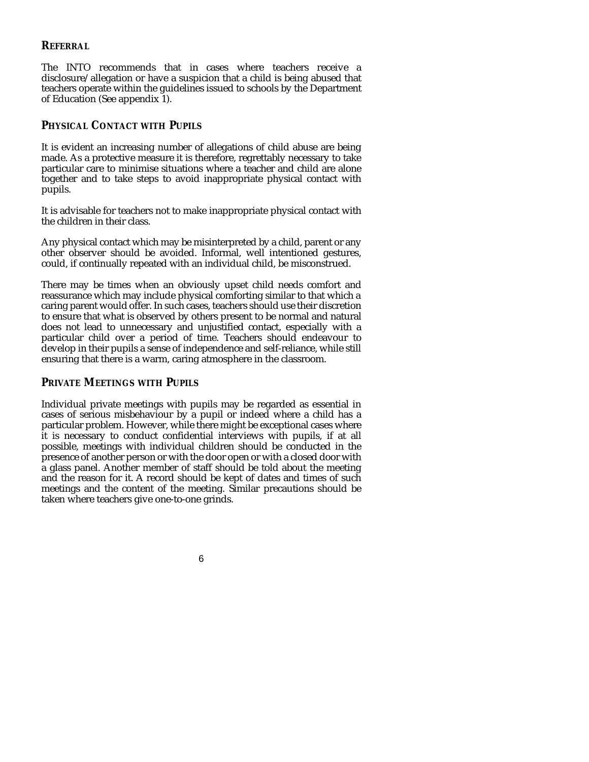## REFERRAL

The INTO recommends that in cases where teachers receive a disclosure/allegation or have a suspicion that a child is being abused that teachers operate within the guidelines issued to schools by the Department of Education (See appendix 1).

## PHYSICAL CONTACT WITH PUPILS

It is evident an increasing number of allegations of child abuse are being made. As a protective measure it is therefore, regrettably necessary to take particular care to minimise situations where a teacher and child are alone together and to take steps to avoid inappropriate physical contact with pupils.

It is advisable for teachers not to make inappropriate physical contact with the children in their class.

Any physical contact which may be misinterpreted by a child, parent or any other observer should be avoided. Informal, well intentioned gestures, could, if continually repeated with an individual child, be misconstrued.

There may be times when an obviously upset child needs comfort and reassurance which may include physical comforting similar to that which a caring parent would offer. In such cases, teachers should use their discretion to ensure that what is observed by others present to be normal and natural does not lead to unnecessary and unjustified contact, especially with a particular child over a period of time. Teachers should endeavour to develop in their pupils a sense of independence and self-reliance, while still ensuring that there is a warm, caring atmosphere in the classroom.

## PRIVATE MEETINGS WITH PUPILS

Individual private meetings with pupils may be regarded as essential in cases of serious misbehaviour by a pupil or indeed where a child has a particular problem. However, while there might be exceptional cases where it is necessary to conduct confidential interviews with pupils, if at all possible, meetings with individual children should be conducted in the presence of another person or with the door open or with a closed door with a glass panel. Another member of staff should be told about the meeting and the reason for it. A record should be kept of dates and times of such meetings and the content of the meeting. Similar precautions should be taken where teachers give one-to-one grinds.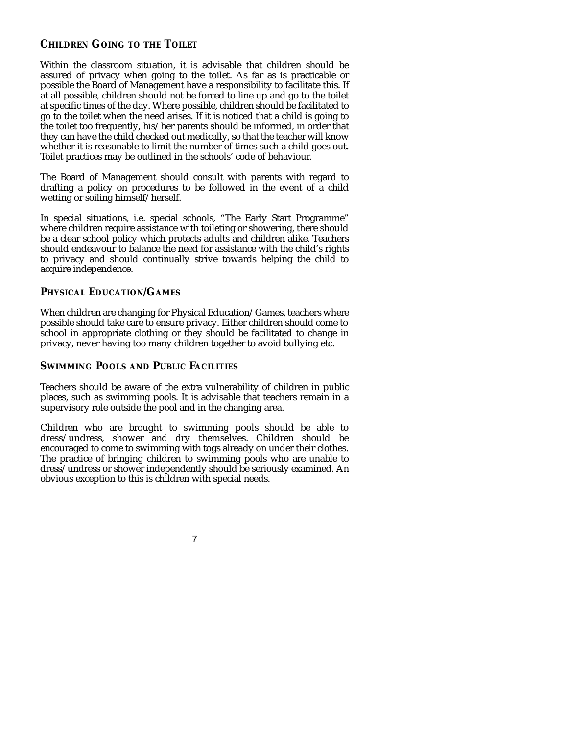## Children Going to the Toilet

Within the classroom situation, it is advisable that children should be assured of privacy when going to the toilet. As far as is practicable or possible the Board of Management have a responsibility to facilitate this. If at all possible, children should not be forced to line up and go to the toilet at specific times of the day. Where possible, children should be facilitated to go to the toilet when the need arises. If it is noticed that a child is going to the toilet too frequently, his/her parents should be informed, in order that they can have the child checked out medically, so that the teacher will know whether it is reasonable to limit the number of times such a child goes out. Toilet practices may be outlined in the schools' code of behaviour.

The Board of Management should consult with parents with regard to drafting a policy on procedures to be followed in the event of a child wetting or soiling himself/herself.

In special situations, i.e. special schools, "The Early Start Programme" where children require assistance with toileting or showering, there should be a clear school policy which protects adults and children alike. Teachers should endeavour to balance the need for assistance with the child's rights to privacy and should continually strive towards helping the child to acquire independence.

## Physical Education/Games

When children are changing for Physical Education/Games, teachers where possible should take care to ensure privacy. Either children should come to school in appropriate clothing or they should be facilitated to change in privacy, never having too many children together to avoid bullying etc.

## Swimming Pools and Public Facilities

Teachers should be aware of the extra vulnerability of children in public places, such as swimming pools. It is advisable that teachers remain in a supervisory role outside the pool and in the changing area.

Children who are brought to swimming pools should be able to dress/undress, shower and dry themselves. Children should be encouraged to come to swimming with togs already on under their clothes. The practice of bringing children to swimming pools who are unable to dress/undress or shower independently should be seriously examined. An obvious exception to this is children with special needs.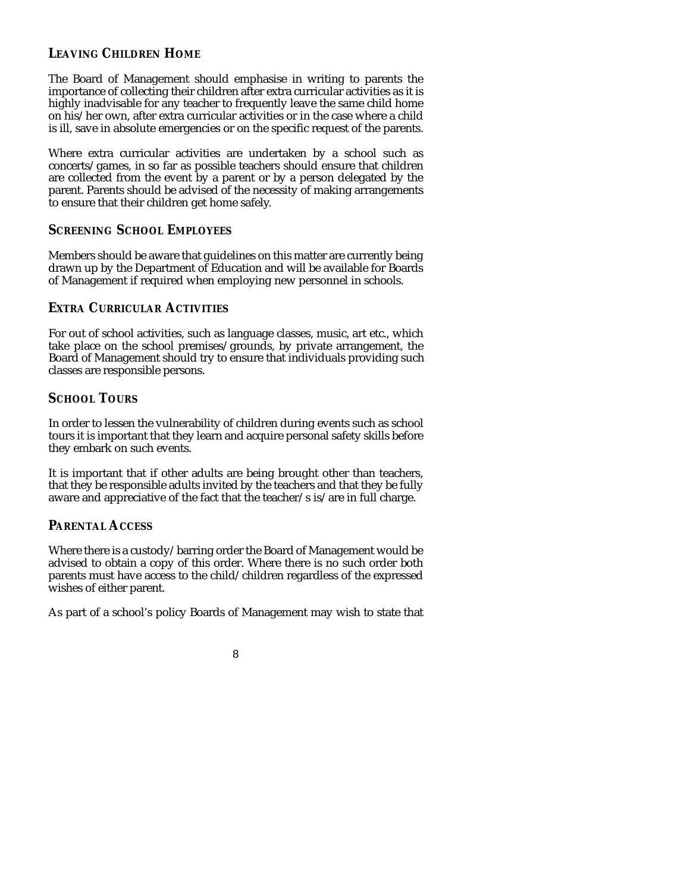## LEAVING CHILDREN HOME

The Board of Management should emphasise in writing to parents the importance of collecting their children after extra curricular activities as it is highly inadvisable for any teacher to frequently leave the same child home on his/her own, after extra curricular activities or in the case where a child is ill, save in absolute emergencies or on the specific request of the parents.

Where extra curricular activities are undertaken by a school such as concerts/games, in so far as possible teachers should ensure that children are collected from the event by a parent or by a person delegated by the parent. Parents should be advised of the necessity of making arrangements to ensure that their children get home safely.

## SCREENING SCHOOL EMPLOYEES

Members should be aware that guidelines on this matter are currently being drawn up by the Department of Education and will be available for Boards of Management if required when employing new personnel in schools.

## EXTRA CURRICULAR ACTIVITIES

For out of school activities, such as language classes, music, art etc., which take place on the school premises/grounds, by private arrangement, the Board of Management should try to ensure that individuals providing such classes are responsible persons.

## SCHOOL TOURS

In order to lessen the vulnerability of children during events such as school tours it is important that they learn and acquire personal safety skills before they embark on such events.

It is important that if other adults are being brought other than teachers, that they be responsible adults invited by the teachers and that they be fully aware and appreciative of the fact that the teacher/s is/are in full charge.

## PARENTAL ACCESS

Where there is a custody/barring order the Board of Management would be advised to obtain a copy of this order. Where there is no such order both parents must have access to the child/children regardless of the expressed wishes of either parent.

As part of a school's policy Boards of Management may wish to state that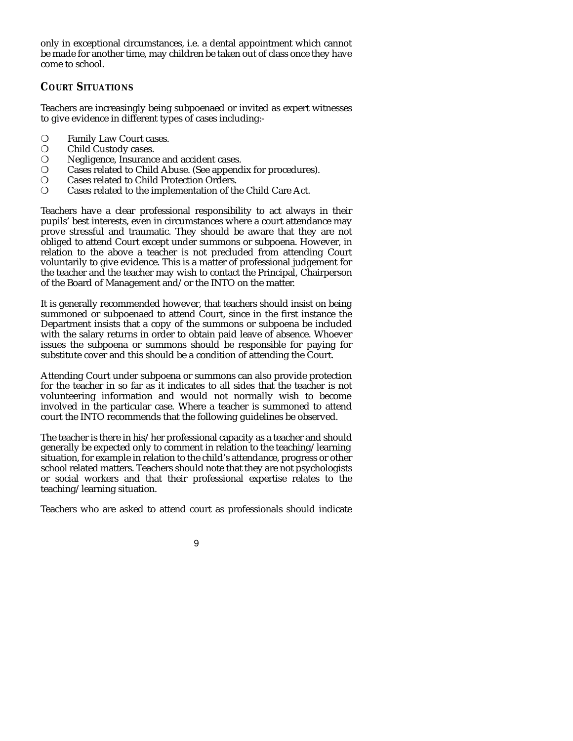only in exceptional circumstances, i.e. a dental appointment which cannot be made for another time, may children be taken out of class once they have come to school.

## COURT SITUATIONS

Teachers are increasingly being subpoenaed or invited as expert witnesses to give evidence in different types of cases including:-

- Family Law Court cases.
- Child Custody cases.
- Negligence, Insurance and accident cases.
- Cases related to Child Abuse. (See appendix for procedures).
- Cases related to Child Protection Orders.
- Cases related to the implementation of the Child Care Act.

Teachers have a clear professional responsibility to act always in their pupils' best interests, even in circumstances where a court attendance may prove stressful and traumatic. They should be aware that they are not obliged to attend Court except under summons or subpoena. However, in relation to the above a teacher is not precluded from attending Court voluntarily to give evidence. This is a matter of professional judgement for the teacher and the teacher may wish to contact the Principal, Chairperson of the Board of Management and/or the INTO on the matter.

It is generally recommended however, that teachers should insist on being summoned or subpoenaed to attend Court, since in the first instance the Department insists that a copy of the summons or subpoena be included with the salary returns in order to obtain paid leave of absence. Whoever issues the subpoena or summons should be responsible for paying for substitute cover and this should be a condition of attending the Court.

Attending Court under subpoena or summons can also provide protection for the teacher in so far as it indicates to all sides that the teacher is not volunteering information and would not normally wish to become involved in the particular case. Where a teacher is summoned to attend court the INTO recommends that the following guidelines be observed.

The teacher is there in his/her professional capacity as a teacher and should generally be expected only to comment in relation to the teaching/learning situation, for example in relation to the child's attendance, progress or other school related matters. Teachers should note that they are not psychologists or social workers and that their professional expertise relates to the teaching/learning situation.

Teachers who are asked to attend court as professionals should indicate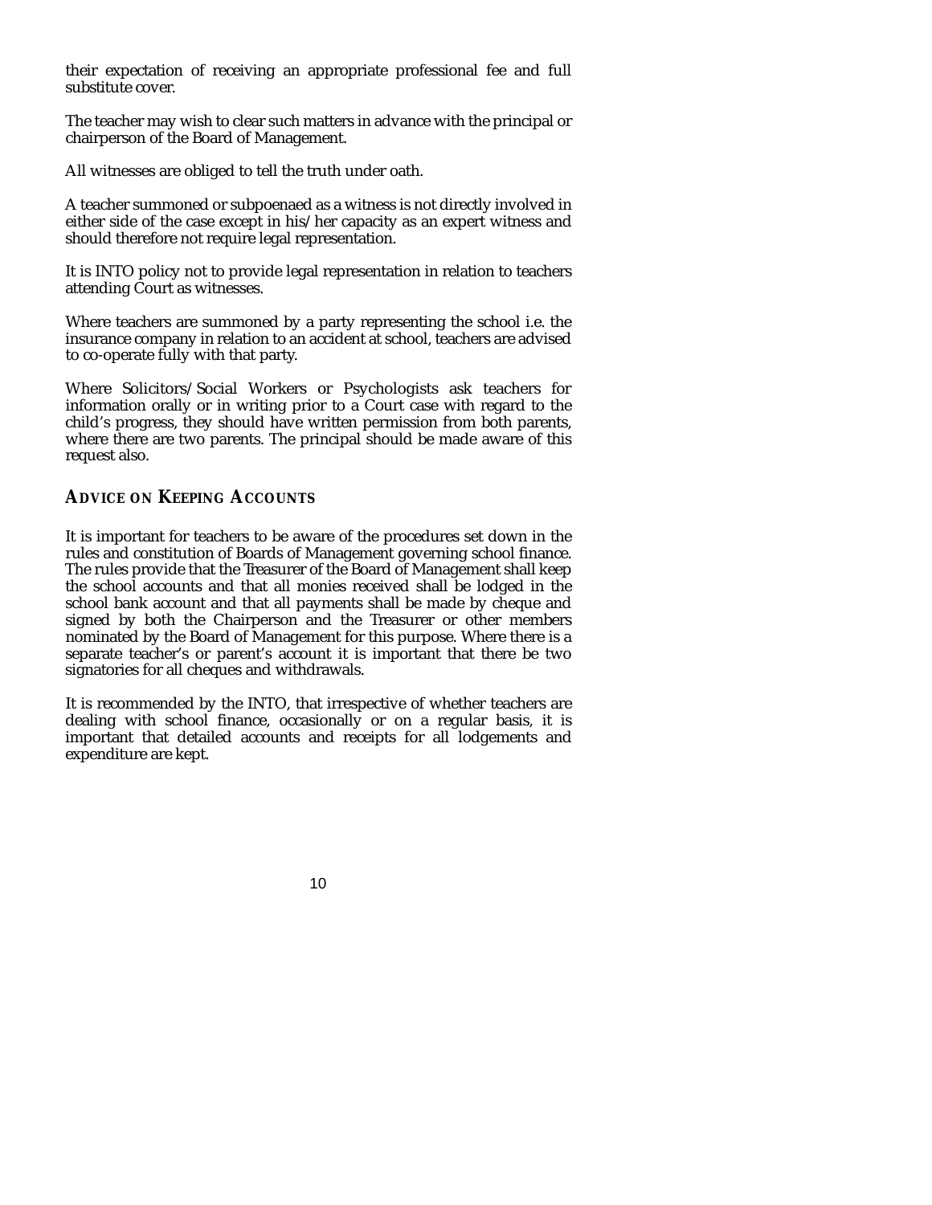their expectation of receiving an appropriate professional fee and full substitute cover.

The teacher may wish to clear such matters in advance with the principal or chairperson of the Board of Management.

All witnesses are obliged to tell the truth under oath.

A teacher summoned or subpoenaed as a witness is not directly involved in either side of the case except in his/her capacity as an expert witness and should therefore not require legal representation.

It is INTO policy not to provide legal representation in relation to teachers attending Court as witnesses.

Where teachers are summoned by a party representing the school i.e. the insurance company in relation to an accident at school, teachers are advised to co-operate fully with that party.

Where Solicitors/Social Workers or Psychologists ask teachers for information orally or in writing prior to a Court case with regard to the child's progress, they should have written permission from both parents, where there are two parents. The principal should be made aware of this request also.

## *ADVICE ON KEEPING ACCOUNTS*

It is important for teachers to be aware of the procedures set down in the rules and constitution of Boards of Management governing school finance. The rules provide that the Treasurer of the Board of Management shall keep the school accounts and that all monies received shall be lodged in the school bank account and that all payments shall be made by cheque and signed by both the Chairperson and the Treasurer or other members nominated by the Board of Management for this purpose. Where there is a separate teacher's or parent's account it is important that there be two signatories for all cheques and withdrawals.

It is recommended by the INTO, that irrespective of whether teachers are dealing with school finance, occasionally or on a regular basis, it is important that detailed accounts and receipts for all lodgements and expenditure are kept.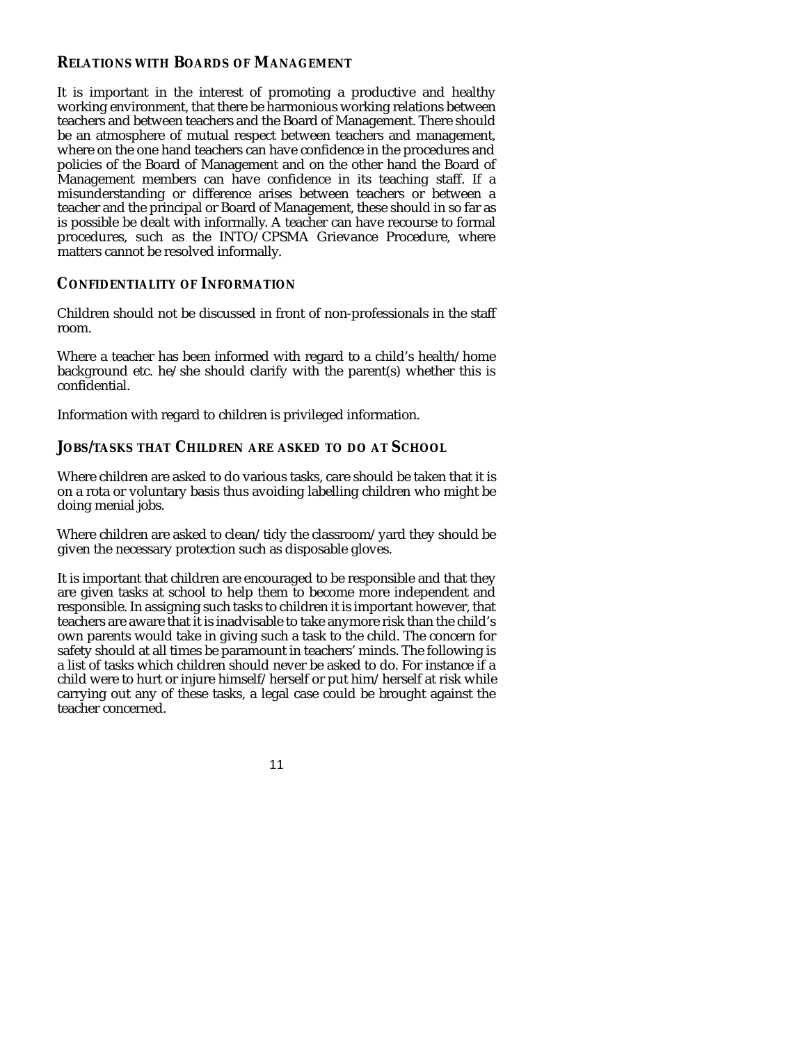## RELATIONS WITH BOARDS OF MANAGEMENT

It is important in the interest of promoting a productive and healthy working environment, that there be harmonious working relations between teachers and between teachers and the Board of Management. There should be an atmosphere of mutual respect between teachers and management, where on the one hand teachers can have confidence in the procedures and policies of the Board of Management and on the other hand the Board of Management members can have confidence in its teaching staff. If a misunderstanding or difference arises between teachers or between a teacher and the principal or Board of Management, these should in so far as is possible be dealt with informally. A teacher can have recourse to formal procedures, such as the INTO/CPSMA Grievance Procedure, where matters cannot be resolved informally.

## CONFIDENTIALITY OF INFORMATION

Children should not be discussed in front of non-professionals in the staff room.

Where a teacher has been informed with regard to a child's health/home background etc. he/she should clarify with the parent(s) whether this is confidential.

Information with regard to children is privileged information.

## JOBS/TASKS THAT CHILDREN ARE ASKED TO DO AT SCHOOL

Where children are asked to do various tasks, care should be taken that it is on a rota or voluntary basis thus avoiding labelling children who might be doing menial jobs.

Where children are asked to clean/tidy the classroom/yard they should be given the necessary protection such as disposable gloves.

It is important that children are encouraged to be responsible and that they are given tasks at school to help them to become more independent and responsible. In assigning such tasks to children it is important however, that teachers are aware that it is inadvisable to take anymore risk than the child's own parents would take in giving such a task to the child. The concern for safety should at all times be paramount in teachers' minds. The following is a list of tasks which children should never be asked to do. For instance if a child were to hurt or injure himself/herself or put him/herself at risk while carrying out any of these tasks, a legal case could be brought against the teacher concerned.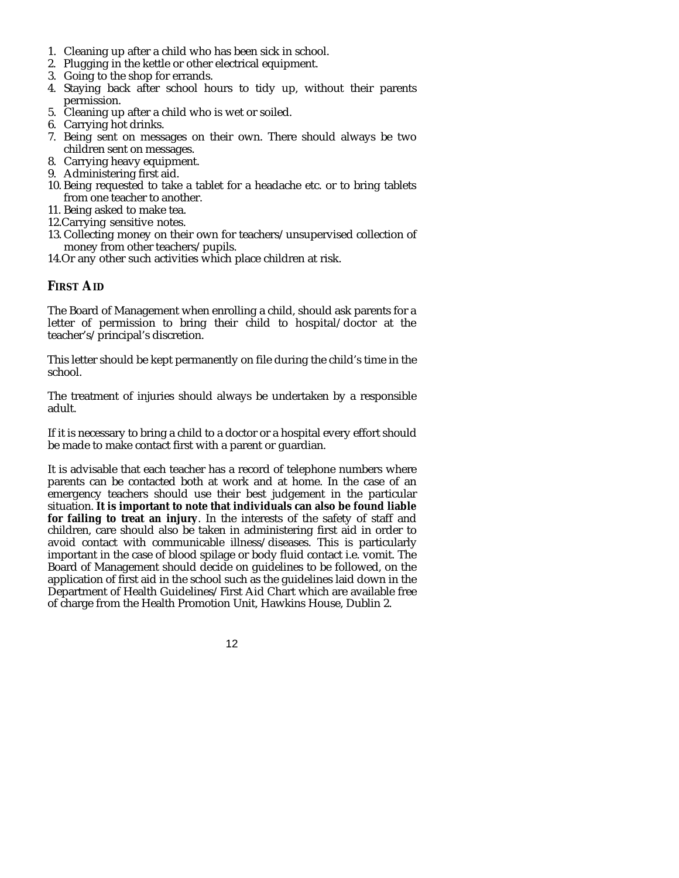1. Cleaning up after a child who has been sick in school.
2. Plugging in the kettle or other electrical equipment.
3. Going to the shop for errands.
4. Staying back after school hours to tidy up, without their parents permission.
5. Cleaning up after a child who is wet or soiled.
6. Carrying hot drinks.
7. Being sent on messages on their own. There should always be two children sent on messages.
8. Carrying heavy equipment.
9. Administering first aid.
10. Being requested to take a tablet for a headache etc. or to bring tablets from one teacher to another.
11. Being asked to make tea.
12. Carrying sensitive notes.
13. Collecting money on their own for teachers/unsupervised collection of money from other teachers/pupils.
14. Or any other such activities which place children at risk.

## FIRST AID

The Board of Management when enrolling a child, should ask parents for a letter of permission to bring their child to hospital/doctor at the teacher's/principal's discretion.

This letter should be kept permanently on file during the child's time in the school.

The treatment of injuries should always be undertaken by a responsible adult.

If it is necessary to bring a child to a doctor or a hospital every effort should be made to make contact first with a parent or guardian.

It is advisable that each teacher has a record of telephone numbers where parents can be contacted both at work and at home. In the case of an emergency teachers should use their best judgement in the particular situation. **It is important to note that individuals can also be found liable for failing to treat an injury**. In the interests of the safety of staff and children, care should also be taken in administering first aid in order to avoid contact with communicable illness/diseases. This is particularly important in the case of blood spilage or body fluid contact i.e. vomit. The Board of Management should decide on guidelines to be followed, on the application of first aid in the school such as the guidelines laid down in the Department of Health Guidelines/First Aid Chart which are available free of charge from the Health Promotion Unit, Hawkins House, Dublin 2.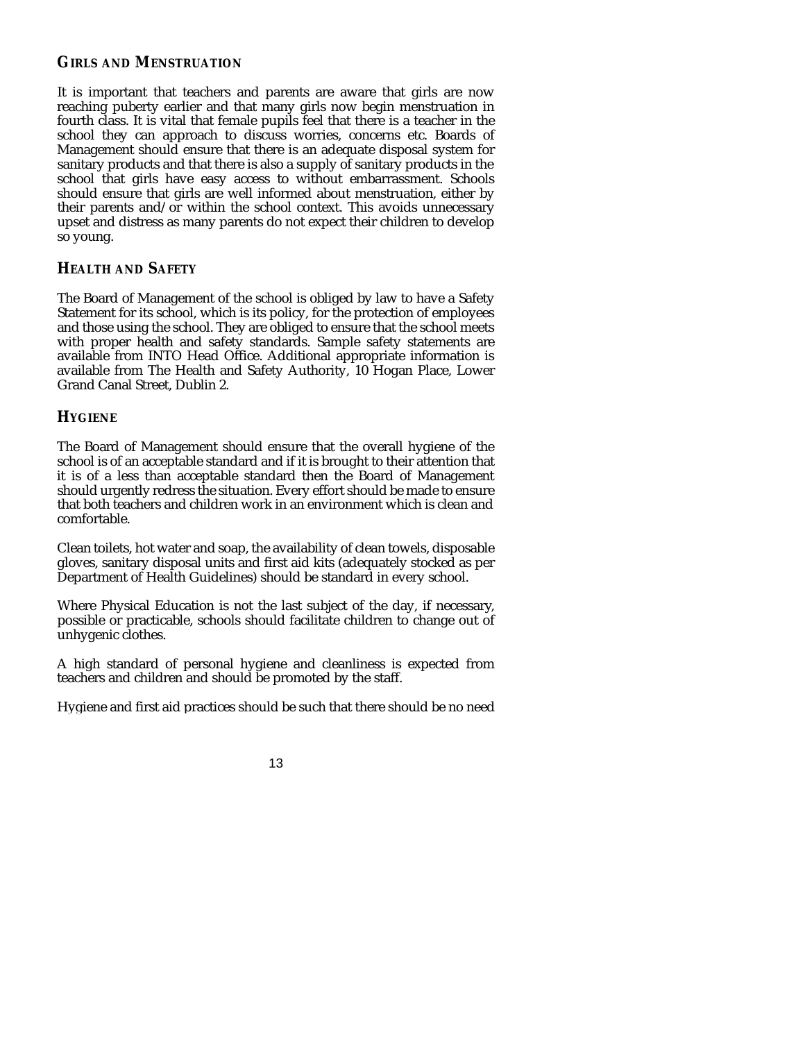## GIRLS AND MENSTRUATION

It is important that teachers and parents are aware that girls are now reaching puberty earlier and that many girls now begin menstruation in fourth class. It is vital that female pupils feel that there is a teacher in the school they can approach to discuss worries, concerns etc. Boards of Management should ensure that there is an adequate disposal system for sanitary products and that there is also a supply of sanitary products in the school that girls have easy access to without embarrassment. Schools should ensure that girls are well informed about menstruation, either by their parents and/or within the school context. This avoids unnecessary upset and distress as many parents do not expect their children to develop so young.

## HEALTH AND SAFETY

The Board of Management of the school is obliged by law to have a Safety Statement for its school, which is its policy, for the protection of employees and those using the school. They are obliged to ensure that the school meets with proper health and safety standards. Sample safety statements are available from INTO Head Office. Additional appropriate information is available from The Health and Safety Authority, 10 Hogan Place, Lower Grand Canal Street, Dublin 2.

## HYGIENE

The Board of Management should ensure that the overall hygiene of the school is of an acceptable standard and if it is brought to their attention that it is of a less than acceptable standard then the Board of Management should urgently redress the situation. Every effort should be made to ensure that both teachers and children work in an environment which is clean and comfortable.

Clean toilets, hot water and soap, the availability of clean towels, disposable gloves, sanitary disposal units and first aid kits (adequately stocked as per Department of Health Guidelines) should be standard in every school.

Where Physical Education is not the last subject of the day, if necessary, possible or practicable, schools should facilitate children to change out of unhygenic clothes.

A high standard of personal hygiene and cleanliness is expected from teachers and children and should be promoted by the staff.

Hygiene and first aid practices should be such that there should be no need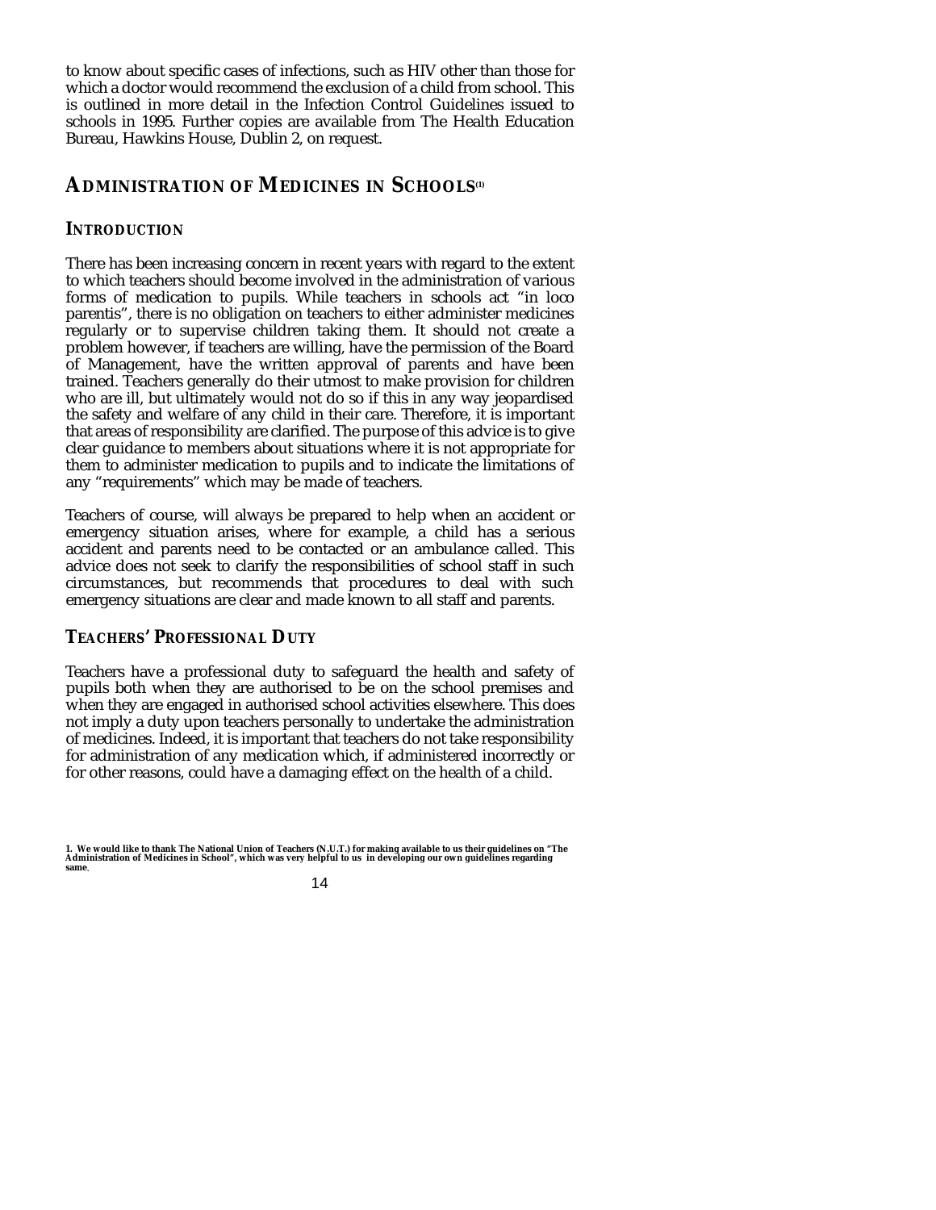to know about specific cases of infections, such as HIV other than those for which a doctor would recommend the exclusion of a child from school. This is outlined in more detail in the Infection Control Guidelines issued to schools in 1995. Further copies are available from The Health Education Bureau, Hawkins House, Dublin 2, on request.

## ADMINISTRATION OF MEDICINES IN SCHOOLS[1]

### INTRODUCTION

There has been increasing concern in recent years with regard to the extent to which teachers should become involved in the administration of various forms of medication to pupils. While teachers in schools act "in loco parentis", there is no obligation on teachers to either administer medicines regularly or to supervise children taking them. It should not create a problem however, if teachers are willing, have the permission of the Board of Management, have the written approval of parents and have been trained. Teachers generally do their utmost to make provision for children who are ill, but ultimately would not do so if this in any way jeopardised the safety and welfare of any child in their care. Therefore, it is important that areas of responsibility are clarified. The purpose of this advice is to give clear guidance to members about situations where it is not appropriate for them to administer medication to pupils and to indicate the limitations of any "requirements" which may be made of teachers.

Teachers of course, will always be prepared to help when an accident or emergency situation arises, where for example, a child has a serious accident and parents need to be contacted or an ambulance called. This advice does not seek to clarify the responsibilities of school staff in such circumstances, but recommends that procedures to deal with such emergency situations are clear and made known to all staff and parents.

### TEACHERS' PROFESSIONAL DUTY

Teachers have a professional duty to safeguard the health and safety of pupils both when they are authorised to be on the school premises and when they are engaged in authorised school activities elsewhere. This does not imply a duty upon teachers personally to undertake the administration of medicines. Indeed, it is important that teachers do not take responsibility for administration of any medication which, if administered incorrectly or for other reasons, could have a damaging effect on the health of a child.

**1. We would like to thank The National Union of Teachers (N.U.T.) for making available to us their guidelines on "The Administration of Medicines in School", which was very helpful to us in developing our own guidelines regarding same.**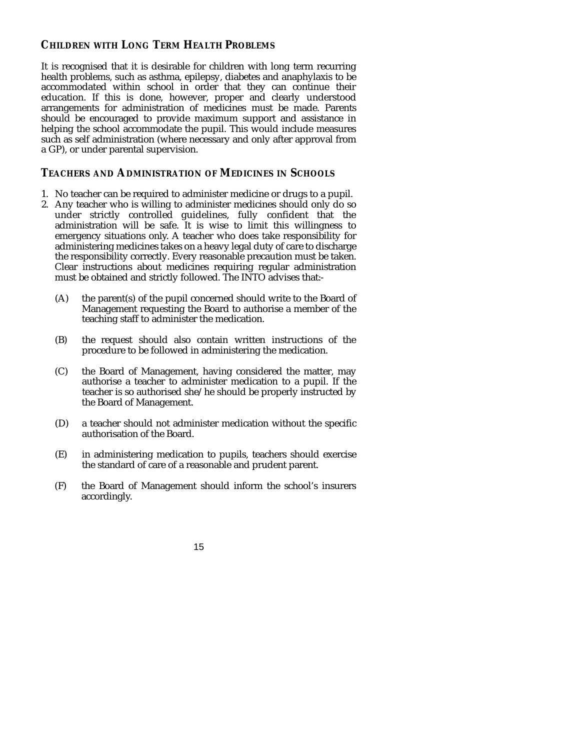## Children with Long Term Health Problems

It is recognised that it is desirable for children with long term recurring health problems, such as asthma, epilepsy, diabetes and anaphylaxis to be accommodated within school in order that they can continue their education. If this is done, however, proper and clearly understood arrangements for administration of medicines must be made. Parents should be encouraged to provide maximum support and assistance in helping the school accommodate the pupil. This would include measures such as self administration (where necessary and only after approval from a GP), or under parental supervision.

## Teachers and Administration of Medicines in Schools

1. No teacher can be required to administer medicine or drugs to a pupil.
2. Any teacher who is willing to administer medicines should only do so under strictly controlled guidelines, fully confident that the administration will be safe. It is wise to limit this willingness to emergency situations only. A teacher who does take responsibility for administering medicines takes on a heavy legal duty of care to discharge the responsibility correctly. Every reasonable precaution must be taken. Clear instructions about medicines requiring regular administration must be obtained and strictly followed. The INTO advises that:-

   (A) the parent(s) of the pupil concerned should write to the Board of Management requesting the Board to authorise a member of the teaching staff to administer the medication.

   (B) the request should also contain written instructions of the procedure to be followed in administering the medication.

   (C) the Board of Management, having considered the matter, may authorise a teacher to administer medication to a pupil. If the teacher is so authorised she/he should be properly instructed by the Board of Management.

   (D) a teacher should not administer medication without the specific authorisation of the Board.

   (E) in administering medication to pupils, teachers should exercise the standard of care of a reasonable and prudent parent.

   (F) the Board of Management should inform the school's insurers accordingly.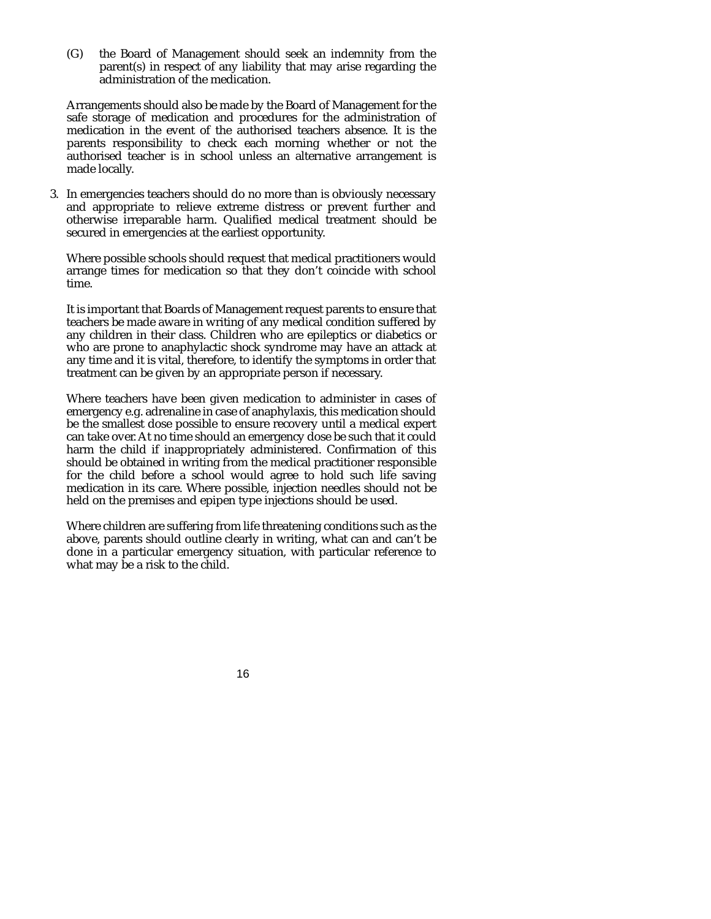(G) the Board of Management should seek an indemnity from the parent(s) in respect of any liability that may arise regarding the administration of the medication.

Arrangements should also be made by the Board of Management for the safe storage of medication and procedures for the administration of medication in the event of the authorised teachers absence. It is the parents responsibility to check each morning whether or not the authorised teacher is in school unless an alternative arrangement is made locally.

3. In emergencies teachers should do no more than is obviously necessary and appropriate to relieve extreme distress or prevent further and otherwise irreparable harm. Qualified medical treatment should be secured in emergencies at the earliest opportunity.

   Where possible schools should request that medical practitioners would arrange times for medication so that they don't coincide with school time.

   It is important that Boards of Management request parents to ensure that teachers be made aware in writing of any medical condition suffered by any children in their class. Children who are epileptics or diabetics or who are prone to anaphylactic shock syndrome may have an attack at any time and it is vital, therefore, to identify the symptoms in order that treatment can be given by an appropriate person if necessary.

   Where teachers have been given medication to administer in cases of emergency e.g. adrenaline in case of anaphylaxis, this medication should be the smallest dose possible to ensure recovery until a medical expert can take over. At no time should an emergency dose be such that it could harm the child if inappropriately administered. Confirmation of this should be obtained in writing from the medical practitioner responsible for the child before a school would agree to hold such life saving medication in its care. Where possible, injection needles should not be held on the premises and epipen type injections should be used.

   Where children are suffering from life threatening conditions such as the above, parents should outline clearly in writing, what can and can't be done in a particular emergency situation, with particular reference to what may be a risk to the child.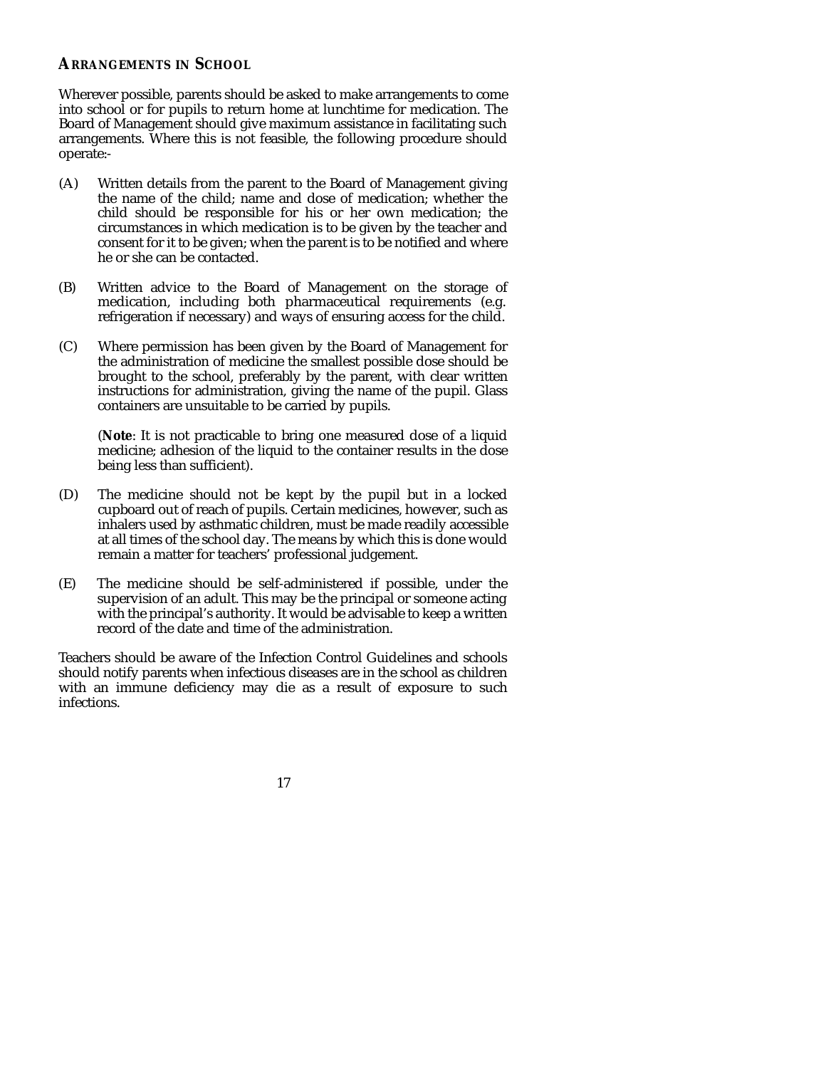## ARRANGEMENTS IN SCHOOL

Wherever possible, parents should be asked to make arrangements to come into school or for pupils to return home at lunchtime for medication. The Board of Management should give maximum assistance in facilitating such arrangements. Where this is not feasible, the following procedure should operate:-

(A) Written details from the parent to the Board of Management giving the name of the child; name and dose of medication; whether the child should be responsible for his or her own medication; the circumstances in which medication is to be given by the teacher and consent for it to be given; when the parent is to be notified and where he or she can be contacted.

(B) Written advice to the Board of Management on the storage of medication, including both pharmaceutical requirements (e.g. refrigeration if necessary) and ways of ensuring access for the child.

(C) Where permission has been given by the Board of Management for the administration of medicine the smallest possible dose should be brought to the school, preferably by the parent, with clear written instructions for administration, giving the name of the pupil. Glass containers are unsuitable to be carried by pupils.

(**Note**: It is not practicable to bring one measured dose of a liquid medicine; adhesion of the liquid to the container results in the dose being less than sufficient).

(D) The medicine should not be kept by the pupil but in a locked cupboard out of reach of pupils. Certain medicines, however, such as inhalers used by asthmatic children, must be made readily accessible at all times of the school day. The means by which this is done would remain a matter for teachers' professional judgement.

(E) The medicine should be self-administered if possible, under the supervision of an adult. This may be the principal or someone acting with the principal's authority. It would be advisable to keep a written record of the date and time of the administration.

Teachers should be aware of the Infection Control Guidelines and schools should notify parents when infectious diseases are in the school as children with an immune deficiency may die as a result of exposure to such infections.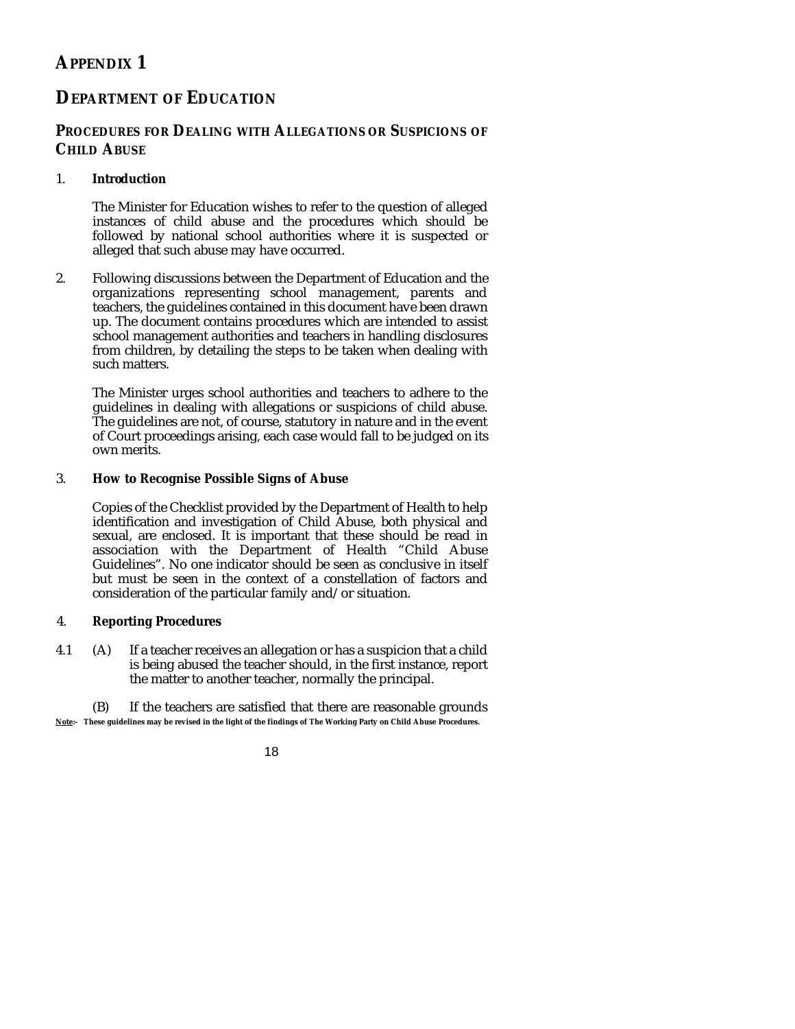# APPENDIX 1

# DEPARTMENT OF EDUCATION

## PROCEDURES FOR DEALING WITH ALLEGATIONS OR SUSPICIONS OF CHILD ABUSE

1. **Introduction**

   The Minister for Education wishes to refer to the question of alleged instances of child abuse and the procedures which should be followed by national school authorities where it is suspected or alleged that such abuse may have occurred.

2. Following discussions between the Department of Education and the organizations representing school management, parents and teachers, the guidelines contained in this document have been drawn up. The document contains procedures which are intended to assist school management authorities and teachers in handling disclosures from children, by detailing the steps to be taken when dealing with such matters.

   The Minister urges school authorities and teachers to adhere to the guidelines in dealing with allegations or suspicions of child abuse. The guidelines are not, of course, statutory in nature and in the event of Court proceedings arising, each case would fall to be judged on its own merits.

3. **How to Recognise Possible Signs of Abuse**

   Copies of the Checklist provided by the Department of Health to help identification and investigation of Child Abuse, both physical and sexual, are enclosed. It is important that these should be read in association with the Department of Health "Child Abuse Guidelines". No one indicator should be seen as conclusive in itself but must be seen in the context of a constellation of factors and consideration of the particular family and/or situation.

4. **Reporting Procedures**

4.1 (A) If a teacher receives an allegation or has a suspicion that a child is being abused the teacher should, in the first instance, report the matter to another teacher, normally the principal.

(B) If the teachers are satisfied that there are reasonable grounds

**Note:- These guidelines may be revised in the light of the findings of The Working Party on Child Abuse Procedures.**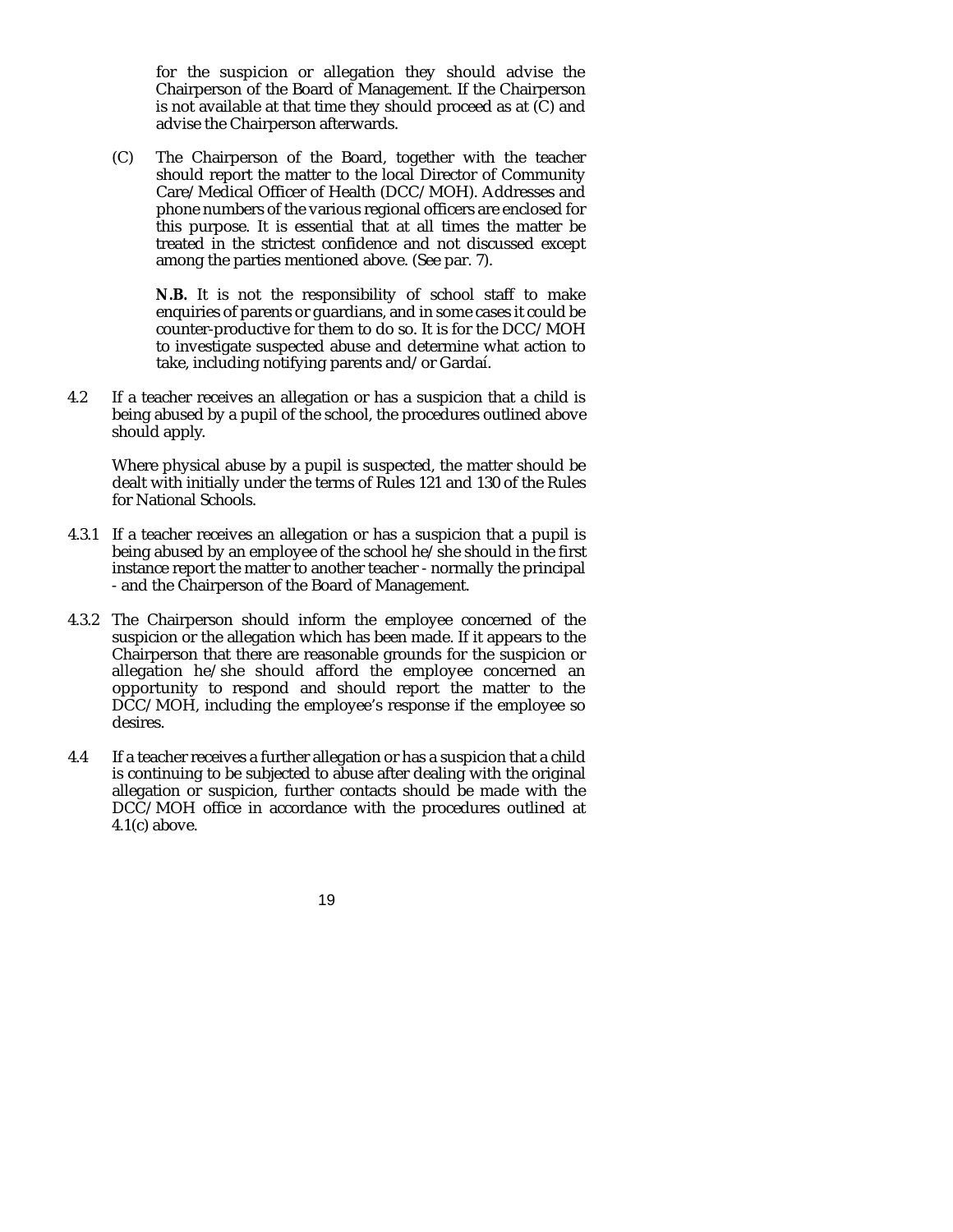for the suspicion or allegation they should advise the Chairperson of the Board of Management. If the Chairperson is not available at that time they should proceed as at (C) and advise the Chairperson afterwards.

(C) The Chairperson of the Board, together with the teacher should report the matter to the local Director of Community Care/Medical Officer of Health (DCC/MOH). Addresses and phone numbers of the various regional officers are enclosed for this purpose. It is essential that at all times the matter be treated in the strictest confidence and not discussed except among the parties mentioned above. (See par. 7).

**N.B.** It is not the responsibility of school staff to make enquiries of parents or guardians, and in some cases it could be counter-productive for them to do so. It is for the DCC/MOH to investigate suspected abuse and determine what action to take, including notifying parents and/or Gardaí.

4.2 If a teacher receives an allegation or has a suspicion that a child is being abused by a pupil of the school, the procedures outlined above should apply.

Where physical abuse by a pupil is suspected, the matter should be dealt with initially under the terms of Rules 121 and 130 of the Rules for National Schools.

4.3.1 If a teacher receives an allegation or has a suspicion that a pupil is being abused by an employee of the school he/she should in the first instance report the matter to another teacher - normally the principal - and the Chairperson of the Board of Management.

4.3.2 The Chairperson should inform the employee concerned of the suspicion or the allegation which has been made. If it appears to the Chairperson that there are reasonable grounds for the suspicion or allegation he/she should afford the employee concerned an opportunity to respond and should report the matter to the DCC/MOH, including the employee's response if the employee so desires.

4.4 If a teacher receives a further allegation or has a suspicion that a child is continuing to be subjected to abuse after dealing with the original allegation or suspicion, further contacts should be made with the DCC/MOH office in accordance with the procedures outlined at 4.1(c) above.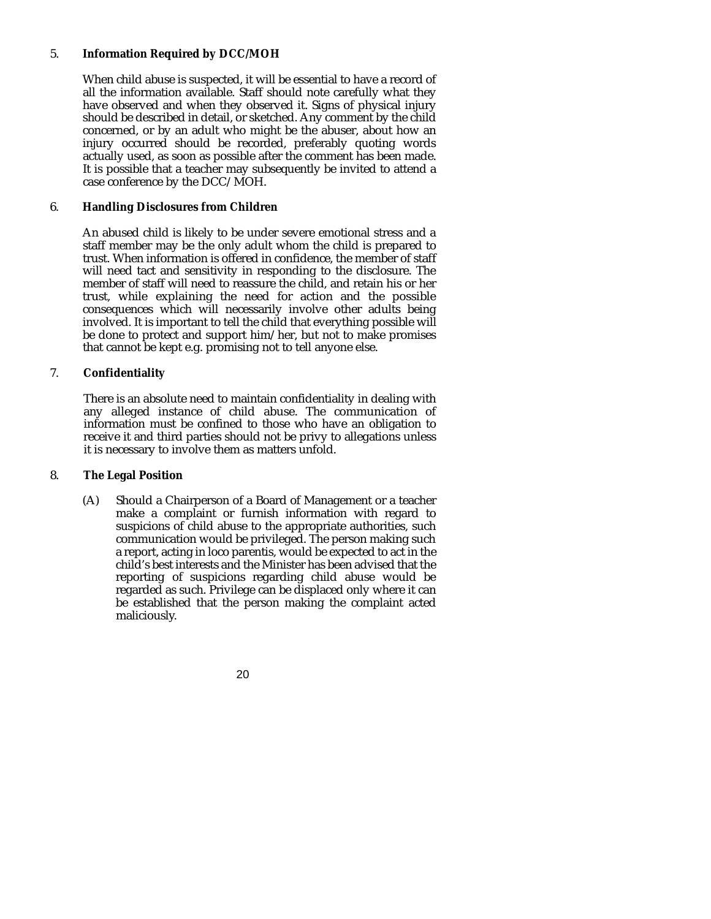## 5. Information Required by DCC/MOH

When child abuse is suspected, it will be essential to have a record of all the information available. Staff should note carefully what they have observed and when they observed it. Signs of physical injury should be described in detail, or sketched. Any comment by the child concerned, or by an adult who might be the abuser, about how an injury occurred should be recorded, preferably quoting words actually used, as soon as possible after the comment has been made. It is possible that a teacher may subsequently be invited to attend a case conference by the DCC/MOH.

## 6. Handling Disclosures from Children

An abused child is likely to be under severe emotional stress and a staff member may be the only adult whom the child is prepared to trust. When information is offered in confidence, the member of staff will need tact and sensitivity in responding to the disclosure. The member of staff will need to reassure the child, and retain his or her trust, while explaining the need for action and the possible consequences which will necessarily involve other adults being involved. It is important to tell the child that everything possible will be done to protect and support him/her, but not to make promises that cannot be kept e.g. promising not to tell anyone else.

## 7. Confidentiality

There is an absolute need to maintain confidentiality in dealing with any alleged instance of child abuse. The communication of information must be confined to those who have an obligation to receive it and third parties should not be privy to allegations unless it is necessary to involve them as matters unfold.

## 8. The Legal Position

(A) Should a Chairperson of a Board of Management or a teacher make a complaint or furnish information with regard to suspicions of child abuse to the appropriate authorities, such communication would be privileged. The person making such a report, acting in loco parentis, would be expected to act in the child's best interests and the Minister has been advised that the reporting of suspicions regarding child abuse would be regarded as such. Privilege can be displaced only where it can be established that the person making the complaint acted maliciously.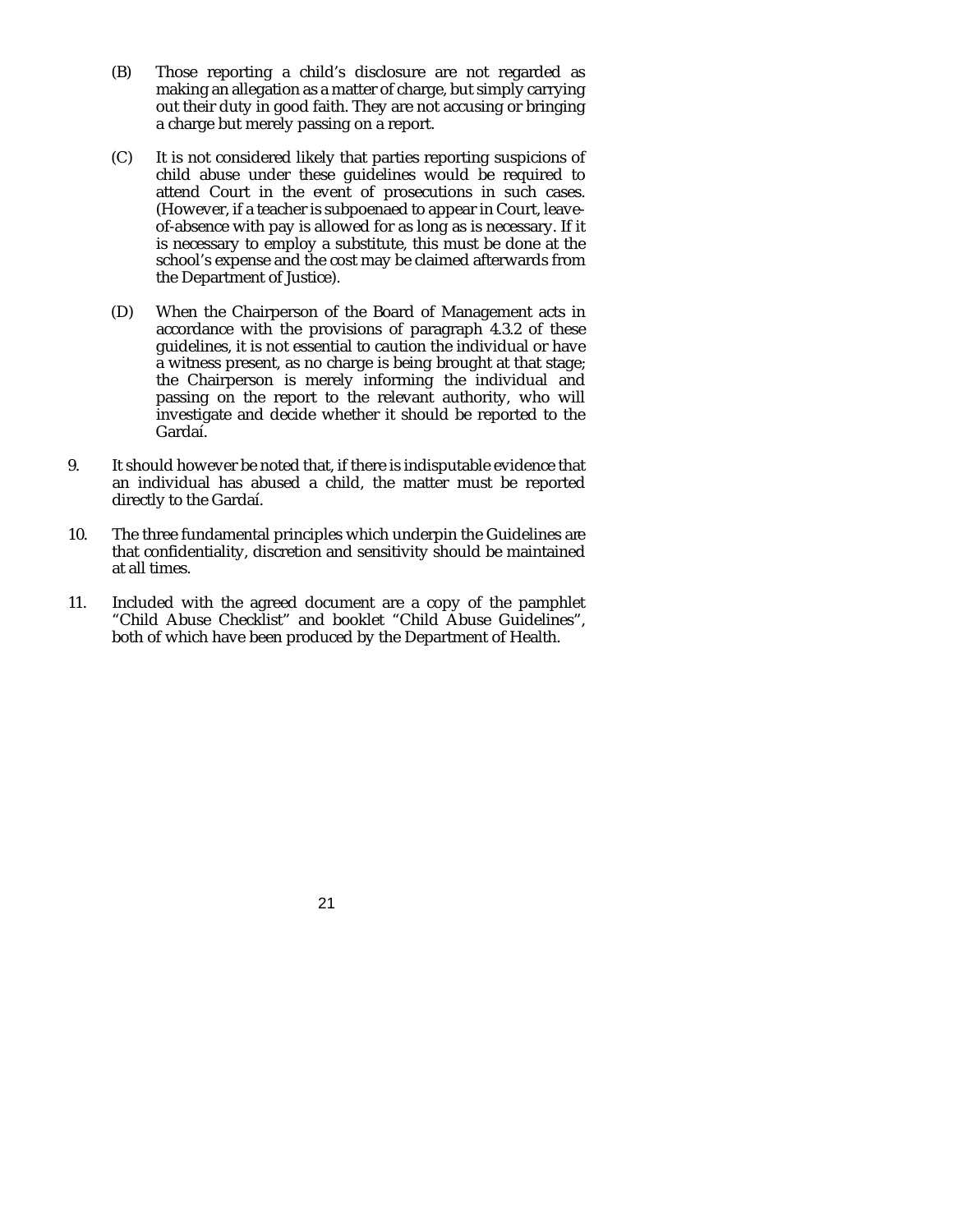(B) Those reporting a child's disclosure are not regarded as making an allegation as a matter of charge, but simply carrying out their duty in good faith. They are not accusing or bringing a charge but merely passing on a report.

(C) It is not considered likely that parties reporting suspicions of child abuse under these guidelines would be required to attend Court in the event of prosecutions in such cases. (However, if a teacher is subpoenaed to appear in Court, leave-of-absence with pay is allowed for as long as is necessary. If it is necessary to employ a substitute, this must be done at the school's expense and the cost may be claimed afterwards from the Department of Justice).

(D) When the Chairperson of the Board of Management acts in accordance with the provisions of paragraph 4.3.2 of these guidelines, it is not essential to caution the individual or have a witness present, as no charge is being brought at that stage; the Chairperson is merely informing the individual and passing on the report to the relevant authority, who will investigate and decide whether it should be reported to the Gardaí.

9. It should however be noted that, if there is indisputable evidence that an individual has abused a child, the matter must be reported directly to the Gardaí.

10. The three fundamental principles which underpin the Guidelines are that confidentiality, discretion and sensitivity should be maintained at all times.

11. Included with the agreed document are a copy of the pamphlet "Child Abuse Checklist" and booklet "Child Abuse Guidelines", both of which have been produced by the Department of Health.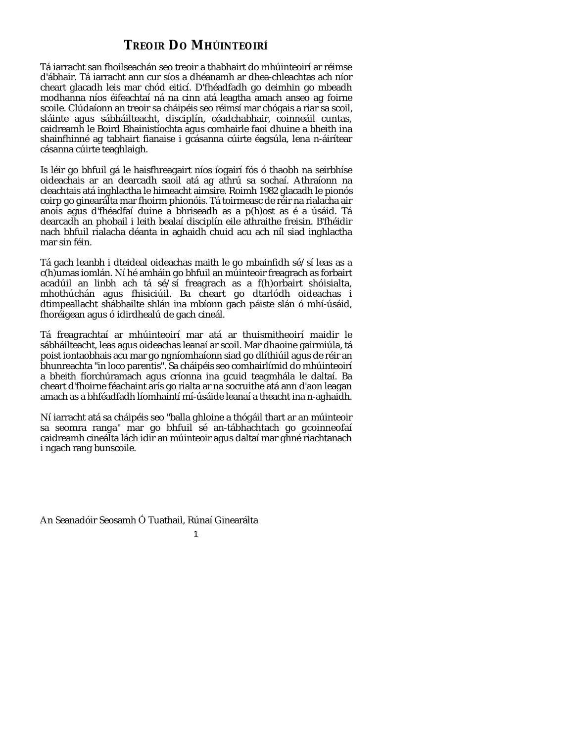# TREOIR DO MHÚINTEOIRÍ

Tá iarracht san fhoilseachán seo treoir a thabhairt do mhúinteoirí ar réimse d'ábhair. Tá iarracht ann cur síos a dhéanamh ar dhea-chleachtas ach níor cheart glacadh leis mar chód eiticí. D'fhéadfadh go deimhin go mbeadh modhanna níos éifeachtaí ná na cinn atá leagtha amach anseo ag foirne scoile. Clúdaíonn an treoir sa cháipéis seo réimsí mar chógais a riar sa scoil, sláinte agus sábháilteacht, disciplín, céadchabhair, coinneáil cuntas, caidreamh le Boird Bhainistíochta agus comhairle faoi dhuine a bheith ina shainfhinné ag tabhairt fianaise i gcásanna cúirte éagsúla, lena n-áirítear cásanna cúirte teaghlaigh.

Is léir go bhfuil gá le haisfhreagairt níos íogairí fós ó thaobh na seirbhíse oideachais ar an dearcadh saoil atá ag athrú sa sochaí. Athraíonn na cleachtais atá inghlactha le himeacht aimsire. Roimh 1982 glacadh le pionós coirp go ginearálta mar fhoirm phionóis. Tá toirmeasc de réir na rialacha air anois agus d'fhéadfaí duine a bhriseadh as a p(h)ost as é a úsáid. Tá dearcadh an phobail i leith bealaí disciplín eile athraithe freisin. B'fhéidir nach bhfuil rialacha déanta in aghaidh chuid acu ach níl siad inghlactha mar sin féin.

Tá gach leanbh i dteideal oideachas maith le go mbainfidh sé/sí leas as a c(h)umas iomlán. Ní hé amháin go bhfuil an múinteoir freagrach as forbairt acadúil an linbh ach tá sé/sí freagrach as a f(h)orbairt shóisialta, mhothúchán agus fhisiciúil. Ba cheart go dtarlódh oideachas i dtimpeallacht shábhailte shlán ina mbíonn gach páiste slán ó mhí-úsáid, fhoréigean agus ó idirdhealú de gach cineál.

Tá freagrachtaí ar mhúinteoirí mar atá ar thuismitheoirí maidir le sábháilteacht, leas agus oideachas leanaí ar scoil. Mar dhaoine gairmiúla, tá poist iontaobhais acu mar go ngníomhaíonn siad go dlíthiúil agus de réir an bhunreachta "in loco parentis". Sa cháipéis seo comhairlímid do mhúinteoirí a bheith fíorchúramach agus críonna ina gcuid teagmhála le daltaí. Ba cheart d'fhoirne féachaint arís go rialta ar na socruithe atá ann d'aon leagan amach as a bhféadfadh líomhaintí mí-úsáide leanaí a theacht ina n-aghaidh.

Ní iarracht atá sa cháipéis seo "balla ghloine a thógáil thart ar an múinteoir sa seomra ranga" mar go bhfuil sé an-tábhachtach go gcoinneofaí caidreamh cineálta lách idir an múinteoir agus daltaí mar ghné riachtanach i ngach rang bunscoile.

An Seanadóir Seosamh Ó Tuathail, Rúnaí Ginearálta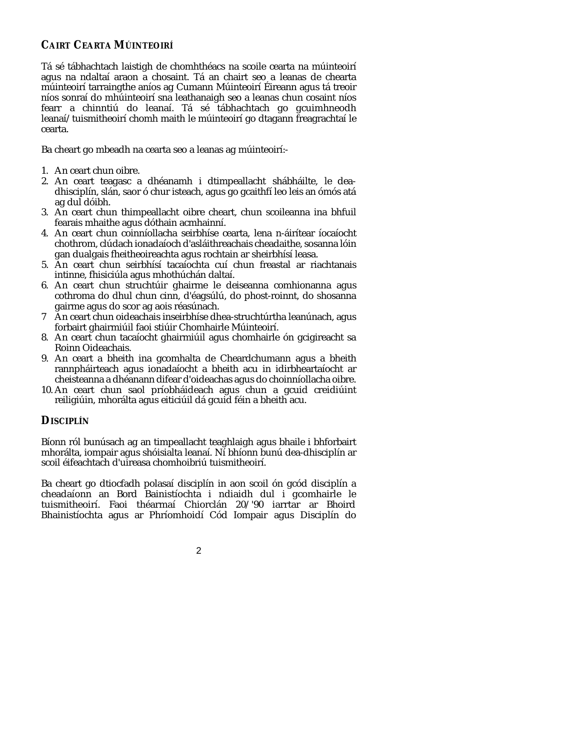## CAIRT CEARTA MÚINTEOIRÍ

Tá sé tábhachtach laistigh de chomhthéacs na scoile cearta na múinteoirí agus na ndaltaí araon a chosaint. Tá an chairt seo a leanas de chearta múinteoirí tarraingthe aníos ag Cumann Múinteoirí Éireann agus tá treoir níos sonraí do mhúinteoirí sna leathanaigh seo a leanas chun cosaint níos fearr a chinntiú do leanaí. Tá sé tábhachtach go gcuimhneodh leanaí/tuismitheoirí chomh maith le múinteoirí go dtagann freagrachtaí le cearta.

Ba cheart go mbeadh na cearta seo a leanas ag múinteoirí:-

1. An ceart chun oibre.
2. An ceart teagasc a dhéanamh i dtimpeallacht shábháilte, le dea-dhisciplín, slán, saor ó chur isteach, agus go gcaithfí leo leis an ómós atá ag dul dóibh.
3. An ceart chun thimpeallacht oibre cheart, chun scoileanna ina bhfuil fearais mhaithe agus dóthain acmhainní.
4. An ceart chun coinníollacha seirbhíse cearta, lena n-áirítear íocaíocht chothrom, clúdach ionadaíoch d'asláithreachais cheadaithe, sosanna lóin gan dualgais fheitheoireachta agus rochtain ar sheirbhísí leasa.
5. An ceart chun seirbhísí tacaíochta cuí chun freastal ar riachtanais intinne, fhisiciúla agus mhothúchán daltaí.
6. An ceart chun struchtúir ghairme le deiseanna comhionanna agus cothroma do dhul chun cinn, d'éagsúlú, do phost-roinnt, do shosanna gairme agus do scor ag aois réasúnach.
7. An ceart chun oideachais inseirbhíse dhea-struchtúrtha leanúnach, agus forbairt ghairmiúil faoi stiúir Chomhairle Múinteoirí.
8. An ceart chun tacaíocht ghairmiúil agus chomhairle ón gcigireacht sa Roinn Oideachais.
9. An ceart a bheith ina gcomhalta de Cheardchumann agus a bheith rannpháirteach agus ionadaíocht a bheith acu in idirbheartaíocht ar cheisteanna a dhéanann difear d'oideachas agus do choinníollacha oibre.
10. An ceart chun saol príobháideach agus chun a gcuid creidiúint reiligiúin, mhorálta agus eiticiúil dá gcuid féin a bheith acu.

## DISCIPLÍN

Bíonn ról bunúsach ag an timpeallacht teaghlaigh agus bhaile i bhforbairt mhorálta, iompair agus shóisialta leanaí. Ní bhíonn bunú dea-dhisciplín ar scoil éifeachtach d'uireasa chomhoibriú tuismitheoirí.

Ba cheart go dtiocfadh polasaí disciplín in aon scoil ón gcód disciplín a cheadaíonn an Bord Bainistíochta i ndiaidh dul i gcomhairle le tuismitheoirí. Faoi théarmaí Chiorclán 20/'90 iarrtar ar Bhoird Bhainistíochta agus ar Phríomhoidí Cód Iompair agus Disciplín do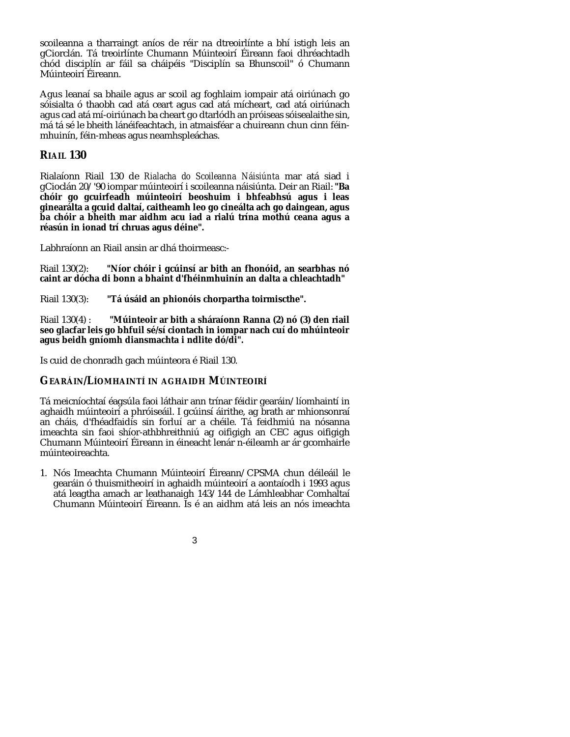scoileanna a tharraingt aníos de réir na dtreoirlínte a bhí istigh leis an gCiorclán. Tá treoirlínte Chumann Múinteoirí Éireann faoi dhréachtadh chód disciplín ar fáil sa cháipéis "Disciplín sa Bhunscoil" ó Chumann Múinteoirí Éireann.

Agus leanaí sa bhaile agus ar scoil ag foghlaim iompair atá oiriúnach go sóisialta ó thaobh cad atá ceart agus cad atá mícheart, cad atá oiriúnach agus cad atá mí-oiriúnach ba cheart go dtarlódh an próiseas sóisealaithe sin, má tá sé le bheith lánéifeachtach, in atmaisféar a chuireann chun cinn féin-mhuinín, féin-mheas agus neamhspleáchas.

## RIAIL 130

Rialaíonn Riail 130 de *Rialacha do Scoileanna Náisiúnta* mar atá siad i gCioclán 20/'90 iompar múinteoirí i scoileanna náisiúnta. Deir an Riail: **"Ba chóir go gcuirfeadh múinteoirí beoshuim i bhfeabhsú agus i leas ginearálta a gcuid daltaí, caitheamh leo go cineálta ach go daingean, agus ba chóir a bheith mar aidhm acu iad a rialú trína mothú ceana agus a réasún in ionad trí chruas agus déine".**

Labhraíonn an Riail ansin ar dhá thoirmeasc:-

Riail 130(2): **"Níor chóir i gcúinsí ar bith an fhonóid, an searbhas nó caint ar dócha di bonn a bhaint d'fhéinmhuinín an dalta a chleachtadh"**

Riail 130(3): **"Tá úsáid an phionóis chorpartha toirmiscthe".**

Riail 130(4) : **"Múinteoir ar bith a sháraíonn Ranna (2) nó (3) den riail seo glacfar leis go bhfuil sé/sí ciontach in iompar nach cuí do mhúinteoir agus beidh gníomh diansmachta i ndlite dó/di".**

Is cuid de chonradh gach múinteora é Riail 130.

## GEARÁIN/LÍOMHAINTÍ IN AGHAIDH MÚINTEOIRÍ

Tá meicníochtaí éagsúla faoi láthair ann trínar féidir gearáin/líomhaintí in aghaidh múinteoirí a phróiseáil. I gcúinsí áirithe, ag brath ar mhionsonraí an cháis, d'fhéadfaidís sin forluí ar a chéile. Tá feidhmiú na nósanna imeachta sin faoi shíor-athbhreithniú ag oifigigh an CEC agus oifigigh Chumann Múinteoirí Éireann in éineacht lenár n-éileamh ar ár gcomhairle múinteoireachta.

1. Nós Imeachta Chumann Múinteoirí Éireann/CPSMA chun déileáil le gearáin ó thuismitheoirí in aghaidh múinteoirí a aontaíodh i 1993 agus atá leagtha amach ar leathanaigh 143/144 de Lámhleabhar Comhaltaí Chumann Múinteoirí Éireann. Is é an aidhm atá leis an nós imeachta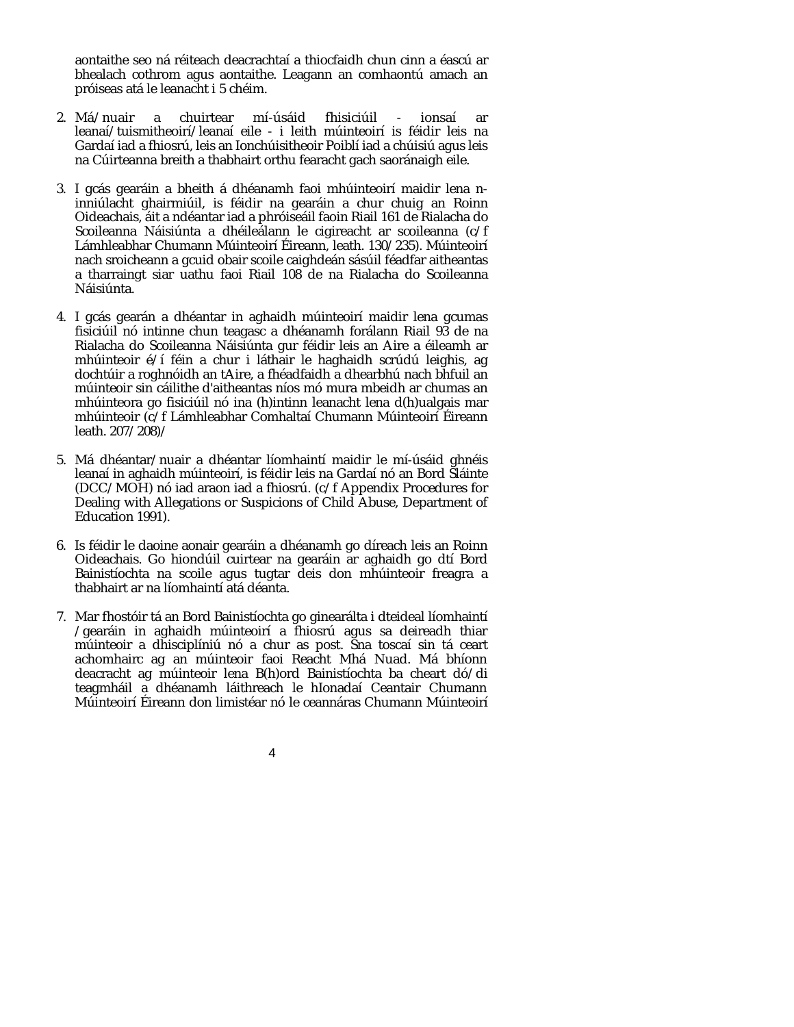aontaithe seo ná réiteach deacrachtaí a thiocfaidh chun cinn a éascú ar bhealach cothrom agus aontaithe. Leagann an comhaontú amach an próiseas atá le leanacht i 5 chéim.

2. Má/nuair a chuirtear mí-úsáid fhisiciúil - ionsaí ar leanaí/tuismitheoirí/leanaí eile - i leith múinteoirí is féidir leis na Gardaí iad a fhiosrú, leis an Ionchúisitheoir Poiblí iad a chúisiú agus leis na Cúirteanna breith a thabhairt orthu fearacht gach saoránaigh eile.

3. I gcás gearáin a bheith á dhéanamh faoi mhúinteoirí maidir lena n-inniúlacht ghairmiúil, is féidir na gearáin a chur chuig an Roinn Oideachais, áit a ndéantar iad a phróiseáil faoin Riail 161 de Rialacha do Scoileanna Náisiúnta a dhéileálann le cigireacht ar scoileanna (c/f Lámhleabhar Chumann Múinteoirí Éireann, leath. 130/235). Múinteoirí nach sroicheann a gcuid obair scoile caighdeán sásúil féadfar aitheantas a tharraingt siar uathu faoi Riail 108 de na Rialacha do Scoileanna Náisiúnta.

4. I gcás gearán a dhéantar in aghaidh múinteoirí maidir lena gcumas fisiciúil nó intinne chun teagasc a dhéanamh forálann Riail 93 de na Rialacha do Scoileanna Náisiúnta gur féidir leis an Aire a éileamh ar mhúinteoir é/í féin a chur i láthair le haghaidh scrúdú leighis, ag dochtúir a roghnóidh an tAire, a fhéadfaidh a dhearbhú nach bhfuil an múinteoir sin cáilithe d'aitheantas níos mó mura mbeidh ar chumas an mhúinteora go fisiciúil nó ina (h)intinn leanacht lena d(h)ualgais mar mhúinteoir (c/f Lámhleabhar Comhaltaí Chumann Múinteoirí Éireann leath. 207/208)/

5. Má dhéantar/nuair a dhéantar líomhaintí maidir le mí-úsáid ghnéis leanaí in aghaidh múinteoirí, is féidir leis na Gardaí nó an Bord Sláinte (DCC/MOH) nó iad araon iad a fhiosrú. (c/f Appendix Procedures for Dealing with Allegations or Suspicions of Child Abuse, Department of Education 1991).

6. Is féidir le daoine aonair gearáin a dhéanamh go díreach leis an Roinn Oideachais. Go hiondúil cuirtear na gearáin ar aghaidh go dtí Bord Bainistíochta na scoile agus tugtar deis don mhúinteoir freagra a thabhairt ar na líomhaintí atá déanta.

7. Mar fhostóir tá an Bord Bainistíochta go ginearálta i dteideal líomhaintí /gearáin in aghaidh múinteoirí a fhiosrú agus sa deireadh thiar múinteoir a dhisciplíniú nó a chur as post. Sna toscaí sin tá ceart achomhairc ag an múinteoir faoi Reacht Mhá Nuad. Má bhíonn deacracht ag múinteoir lena B(h)ord Bainistíochta ba cheart dó/di teagmháil a dhéanamh láithreach le hIonadaí Ceantair Chumann Múinteoirí Éireann don limistéar nó le ceanncáras Chumann Múinteoirí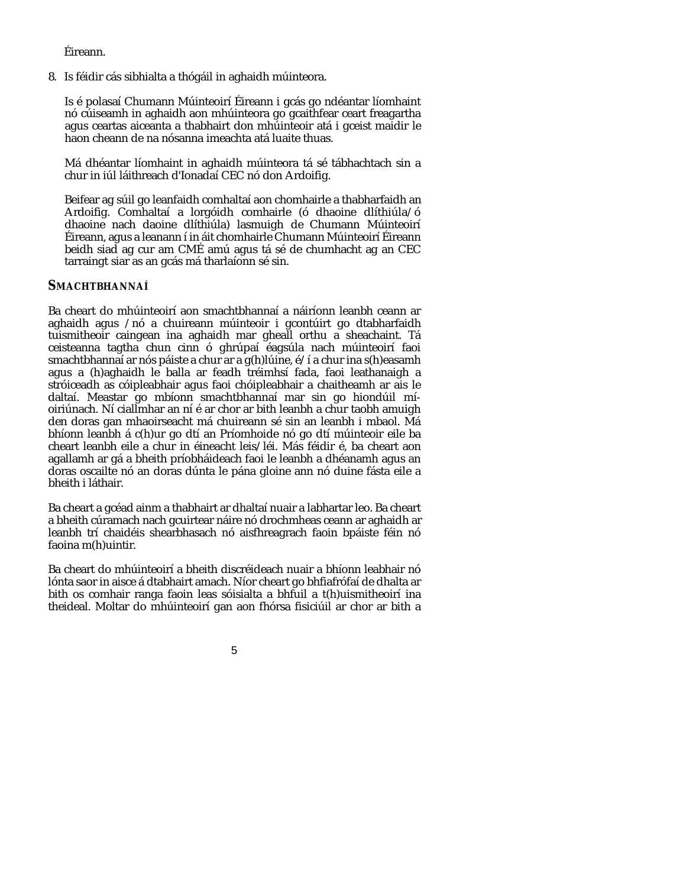Éireann.

8. Is féidir cás sibhialta a thógáil in aghaidh múinteora.

   Is é polasaí Chumann Múinteoirí Éireann i gcás go ndéantar líomhaint nó cúiseamh in aghaidh aon mhúinteora go gcaithfear ceart freagartha agus ceartas aiceanta a thabhairt don mhúinteoir atá i gceist maidir le haon cheann de na nósanna imeachta atá luaite thuas.

   Má dhéantar líomhaint in aghaidh múinteora tá sé tábhachtach sin a chur in iúl láithreach d'Ionadaí CEC nó don Ardoifig.

   Beifear ag súil go leanfaidh comhaltaí aon chomhairle a thabharfaidh an Ardoifig. Comhaltaí a lorgóidh comhairle (ó dhaoine dlíthiúla/ó dhaoine nach daoine dlíthiúla) lasmuigh de Chumann Múinteoirí Éireann, agus a leanann í in áit chomhairle Chumann Múinteoirí Éireann beidh siad ag cur am CMÉ amú agus tá sé de chumhacht ag an CEC tarraingt siar as an gcás má tharlaíonn sé sin.

## SMACHTBHANNAÍ

Ba cheart do mhúinteoirí aon smachtbhannaí a náiríonn leanbh ceann ar aghaidh agus /nó a chuireann múinteoir i gcontúirt go dtabharfaidh tuismitheoir caingean ina aghaidh mar gheall orthu a sheachaint. Tá ceisteanna tagtha chun cinn ó ghrúpaí éagsúla nach múinteoirí faoi smachtbhannaí ar nós páiste a chur ar a g(h)lúine, é/í a chur ina s(h)easamh agus a (h)aghaidh le balla ar feadh tréimhsí fada, faoi leathanaigh a stróiceadh as cóipleabhair agus faoi chóipleabhair a chaitheamh ar ais le daltaí. Meastar go mbíonn smachtbhannaí mar sin go hiondúil mí-oiriúnach. Ní ciallmhar an ní é ar chor ar bith leanbh a chur taobh amuigh den doras gan mhaoirseacht má chuireann sé sin an leanbh i mbaol. Má bhíonn leanbh á c(h)ur go dtí an Príomhoide nó go dtí múinteoir eile ba cheart leanbh eile a chur in éineacht leis/léi. Más féidir é, ba cheart aon agallamh ar gá a bheith príobháideach faoi le leanbh a dhéanamh agus an doras oscailte nó an doras dúnta le pána gloine ann nó duine fásta eile a bheith i láthair.

Ba cheart a gcéad ainm a thabhairt ar dhaltaí nuair a labhartar leo. Ba cheart a bheith cúramach nach gcuirtear náire nó drochmheas ceann ar aghaidh ar leanbh trí chaidéis shearbhasach nó aisfhreagrach faoin bpáiste féin nó faoina m(h)uintir.

Ba cheart do mhúinteoirí a bheith discréideach nuair a bhíonn leabhair nó lónta saor in aisce á dtabhairt amach. Níor cheart go bhfiafrófaí de dhalta ar bith os comhair ranga faoin leas sóisialta a bhfuil a t(h)uismitheoirí ina theideal. Moltar do mhúinteoirí gan aon fhórsa fisiciúil ar chor ar bith a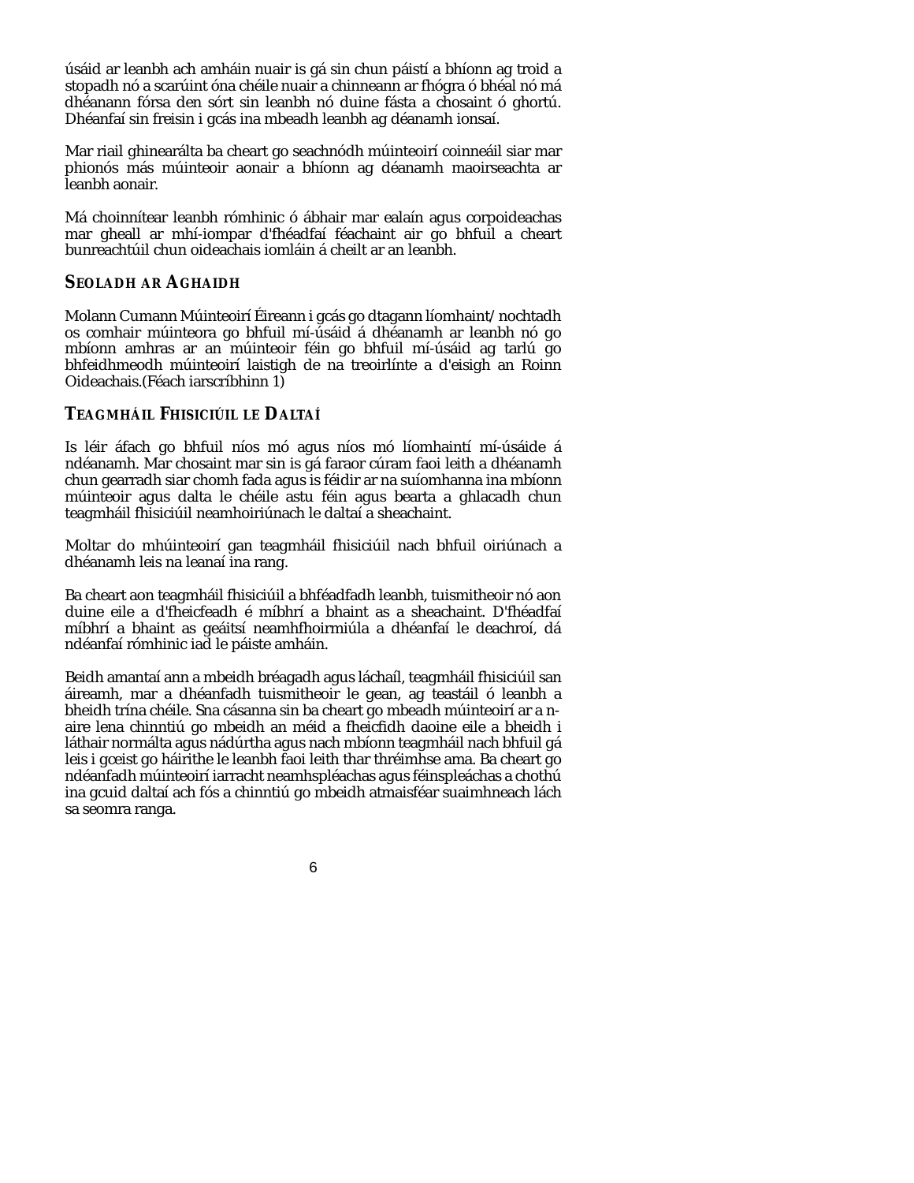úsáid ar leanbh ach amháin nuair is gá sin chun páistí a bhíonn ag troid a stopadh nó a scarúint óna chéile nuair a chinneann ar fhógra ó bhéal nó má dhéanann fórsa den sórt sin leanbh nó duine fásta a chosaint ó ghortú. Dhéanfaí sin freisin i gcás ina mbeadh leanbh ag déanamh ionsaí.

Mar riail ghinearálta ba cheart go seachnódh múinteoirí coinneáil siar mar phionós más múinteoir aonair a bhíonn ag déanamh maoirseachta ar leanbh aonair.

Má choinnítear leanbh rómhinic ó ábhair mar ealaín agus corpoideachas mar gheall ar mhí-iompar d'fhéadfaí féachaint air go bhfuil a cheart bunreachtúil chun oideachais iomláin á cheilt ar an leanbh.

## SEOLADH AR AGHAIDH

Molann Cumann Múinteoirí Éireann i gcás go dtagann líomhaint/ nochtadh os comhair múinteora go bhfuil mí-úsáid á dhéanamh ar leanbh nó go mbíonn amhras ar an múinteoir féin go bhfuil mí-úsáid ag tarlú go bhfeidhmeodh múinteoirí laistigh de na treoirlínte a d'eisigh an Roinn Oideachais.(Féach iarscríbhinn 1)

## TEAGMHÁIL FHISICIÚIL LE DALTAÍ

Is léir áfach go bhfuil níos mó agus níos mó líomhaintí mí-úsáide á ndéanamh. Mar chosaint mar sin is gá faraor cúram faoi leith a dhéanamh chun gearradh siar chomh fada agus is féidir ar na suíomhanna ina mbíonn múinteoir agus dalta le chéile astu féin agus bearta a ghlacadh chun teagmháil fhisiciúil neamhoiriúnach le daltaí a sheachaint.

Moltar do mhúinteoirí gan teagmháil fhisiciúil nach bhfuil oiriúnach a dhéanamh leis na leanaí ina rang.

Ba cheart aon teagmháil fhisiciúil a bhféadfadh leanbh, tuismitheoir nó aon duine eile a d'fheicfeadh é míbhrí a bhaint as a sheachaint. D'fhéadfaí míbhrí a bhaint as geáitsí neamhfhoirmiúla a dhéanfaí le deachroí, dá ndéanfaí rómhinic iad le páiste amháin.

Beidh amantaí ann a mbeidh bréagadh agus láchaíl, teagmháil fhisiciúil san áireamh, mar a dhéanfadh tuismitheoir le gean, ag teastáil ó leanbh a bheidh trína chéile. Sna cásanna sin ba cheart go mbeadh múinteoirí ar a n-aire lena chinntiú go mbeidh an méid a fheicfidh daoine eile a bheidh i láthair normálta agus nádúrtha agus nach mbíonn teagmháil nach bhfuil gá leis i gceist go háirithe le leanbh faoi leith thar thréimhse ama. Ba cheart go ndéanfadh múinteoirí iarracht neamhspléachas agus féinspleáchas a chothú ina gcuid daltaí ach fós a chinntiú go mbeidh atmaisféar suaimhneach lách sa seomra ranga.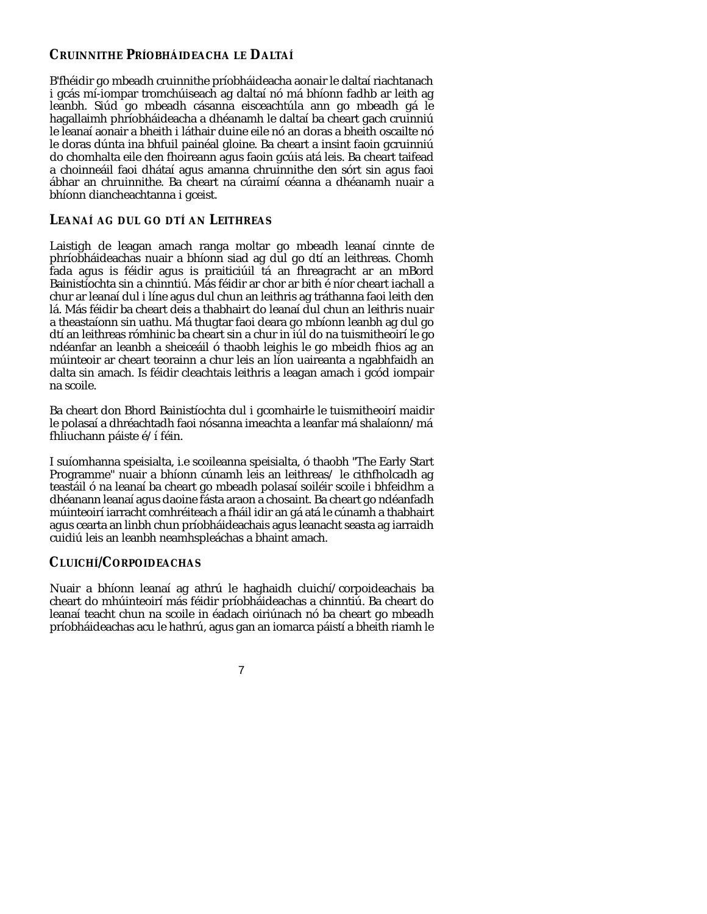## Cruinnithe Príobháideacha le Daltaí

B'fhéidir go mbeadh cruinnithe príobháideacha aonair le daltaí riachtanach i gcás mí-iompar tromchúiseach ag daltaí nó má bhíonn fadhb ar leith ag leanbh. Siúd go mbeadh cásanna eisceachtúla ann go mbeadh gá le hagallaimh phríobháideacha a dhéanamh le daltaí ba cheart gach cruinniú le leanaí aonair a bheith i láthair duine eile nó an doras a bheith oscailte nó le doras dúnta ina bhfuil painéal gloine. Ba cheart a insint faoin gcruinniú do chomhalta eile den fhoireann agus faoin gcúis atá leis. Ba cheart taifead a choinneáil faoi dhátaí agus amanna chruinnithe den sórt sin agus faoi ábhar an chruinnithe. Ba cheart na cúraimí céanna a dhéanamh nuair a bhíonn diancheachtanna i gceist.

## Leanaí ag dul go dtí an Leithreas

Laistigh de leagan amach ranga moltar go mbeadh leanaí cinnte de phríobháideachas nuair a bhíonn siad ag dul go dtí an leithreas. Chomh fada agus is féidir agus is praiticiúil tá an fhreagracht ar an mBord Bainistíochta sin a chinntiú. Más féidir ar chor ar bith é níor cheart iachall a chur ar leanaí dul i líne agus dul chun an leithris ag tráthanna faoi leith den lá. Más féidir ba cheart deis a thabhairt do leanaí dul chun an leithris nuair a theastaíonn sin uathu. Má thugtar faoi deara go mbíonn leanbh ag dul go dtí an leithreas rómhinic ba cheart sin a chur in iúl do na tuismitheoirí le go ndéanfar an leanbh a sheiceáil ó thaobh leighis le go mbeidh fhios ag an múinteoir ar cheart teorainn a chur leis an líon uaireanta a ngabhfaidh an dalta sin amach. Is féidir cleachtais leithris a leagan amach i gcód iompair na scoile.

Ba cheart don Bhord Bainistíochta dul i gcomhairle le tuismitheoirí maidir le polasaí a dhréachtadh faoi nósanna imeachta a leanfar má shalaíonn/má fhliuchann páiste é/í féin.

I suíomhanna speisialta, i.e scoileanna speisialta, ó thaobh "The Early Start Programme" nuair a bhíonn cúnamh leis an leithreas/ le cithfholcadh ag teastáil ó na leanaí ba cheart go mbeadh polasaí soiléir scoile i bhfeidhm a dhéanann leanaí agus daoine fásta araon a chosaint. Ba cheart go ndéanfadh múinteoirí iarracht comhréiteach a fháil idir an gá atá le cúnamh a thabhairt agus cearta an linbh chun príobháideachais agus leanacht seasta ag iarraidh cuidiú leis an leanbh neamhspleáchas a bhaint amach.

## Cluichí/Corpoideachas

Nuair a bhíonn leanaí ag athrú le haghaidh cluichí/corpoideachais ba cheart do mhúinteoirí más féidir príobháideachas a chinntiú. Ba cheart do leanaí teacht chun na scoile in éadach oiriúnach nó ba cheart go mbeadh príobháideachas acu le hathrú, agus gan an iomarca páistí a bheith riamh le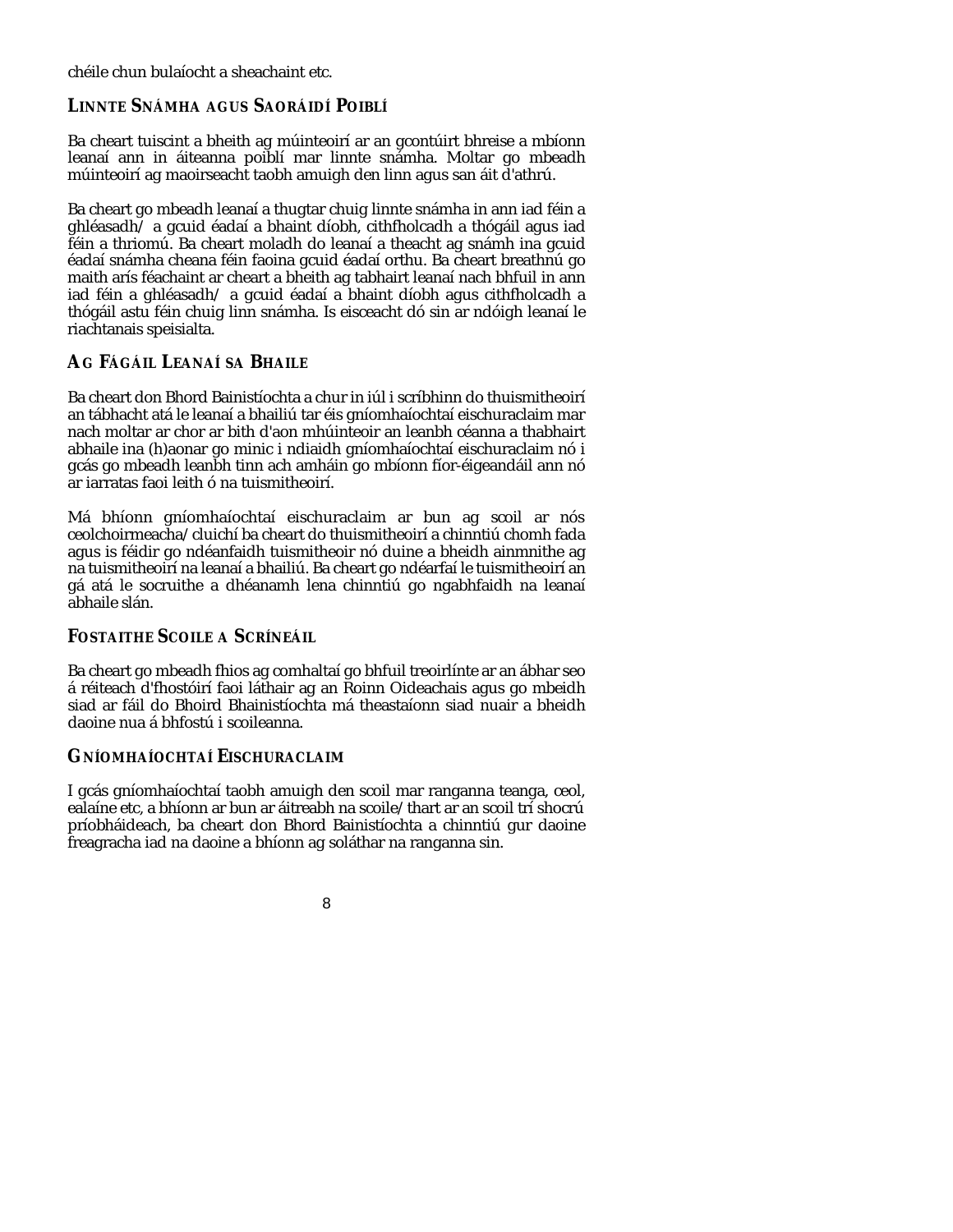chéile chun bulaíocht a sheachaint etc.

## LINNTE SNÁMHA AGUS SAORÁIDÍ POIBLÍ

Ba cheart tuiscint a bheith ag múinteoirí ar an gcontúirt bhreise a mbíonn leanaí ann in áiteanna poiblí mar linnte snámha. Moltar go mbeadh múinteoirí ag maoirseacht taobh amuigh den linn agus san áit d'athrú.

Ba cheart go mbeadh leanaí a thugtar chuig linnte snámha in ann iad féin a ghléasadh/ a gcuid éadaí a bhaint díobh, cithfholcadh a thógáil agus iad féin a thriomú. Ba cheart moladh do leanaí a theacht ag snámh ina gcuid éadaí snámha cheana féin faoina gcuid éadaí orthu. Ba cheart breathnú go maith arís féachaint ar cheart a bheith ag tabhairt leanaí nach bhfuil in ann iad féin a ghléasadh/ a gcuid éadaí a bhaint díobh agus cithfholcadh a thógáil astu féin chuig linn snámha. Is eisceacht dó sin ar ndóigh leanaí le riachtanais speisialta.

## AG FÁGÁIL LEANAÍ SA BHAILE

Ba cheart don Bhord Bainistíochta a chur in iúl i scríbhinn do thuismitheoirí an tábhacht atá le leanaí a bhailiú tar éis gníomhaíochtaí eischuraclaim mar nach moltar ar chor ar bith d'aon mhúinteoir an leanbh céanna a thabhairt abhaile ina (h)aonar go minic i ndiaidh gníomhaíochtaí eischuraclaim nó i gcás go mbeadh leanbh tinn ach amháin go mbíonn fíor-éigeandáil ann nó ar iarratas faoi leith ó na tuismitheoirí.

Má bhíonn gníomhaíochtaí eischuraclaim ar bun ag scoil ar nós ceolchoirmeacha/cluichí ba cheart do thuismitheoirí a chinntiú chomh fada agus is féidir go ndéanfaidh tuismitheoir nó duine a bheidh ainmnithe ag na tuismitheoirí na leanaí a bhailiú. Ba cheart go ndéarfaí le tuismitheoirí an gá atá le socruithe a dhéanamh lena chinntiú go ngabhfaidh na leanaí abhaile slán.

## FOSTAITHE SCOILE A SCRÍNEÁIL

Ba cheart go mbeadh fhios ag comhaltaí go bhfuil treoirlínte ar an ábhar seo á réiteach d'fhostóirí faoi láthair ag an Roinn Oideachais agus go mbeidh siad ar fáil do Bhoird Bhainistíochta má theastaíonn siad nuair a bheidh daoine nua á bhfostú i scoileanna.

## GNÍOMHAÍOCHTAÍ EISCHURACLAIM

I gcás gníomhaíochtaí taobh amuigh den scoil mar ranganna teanga, ceol, ealaíne etc, a bhíonn ar bun ar áitreabh na scoile/thart ar an scoil trí shocrú príobháideach, ba cheart don Bhord Bainistíochta a chinntiú gur daoine freagracha iad na daoine a bhíonn ag soláthar na ranganna sin.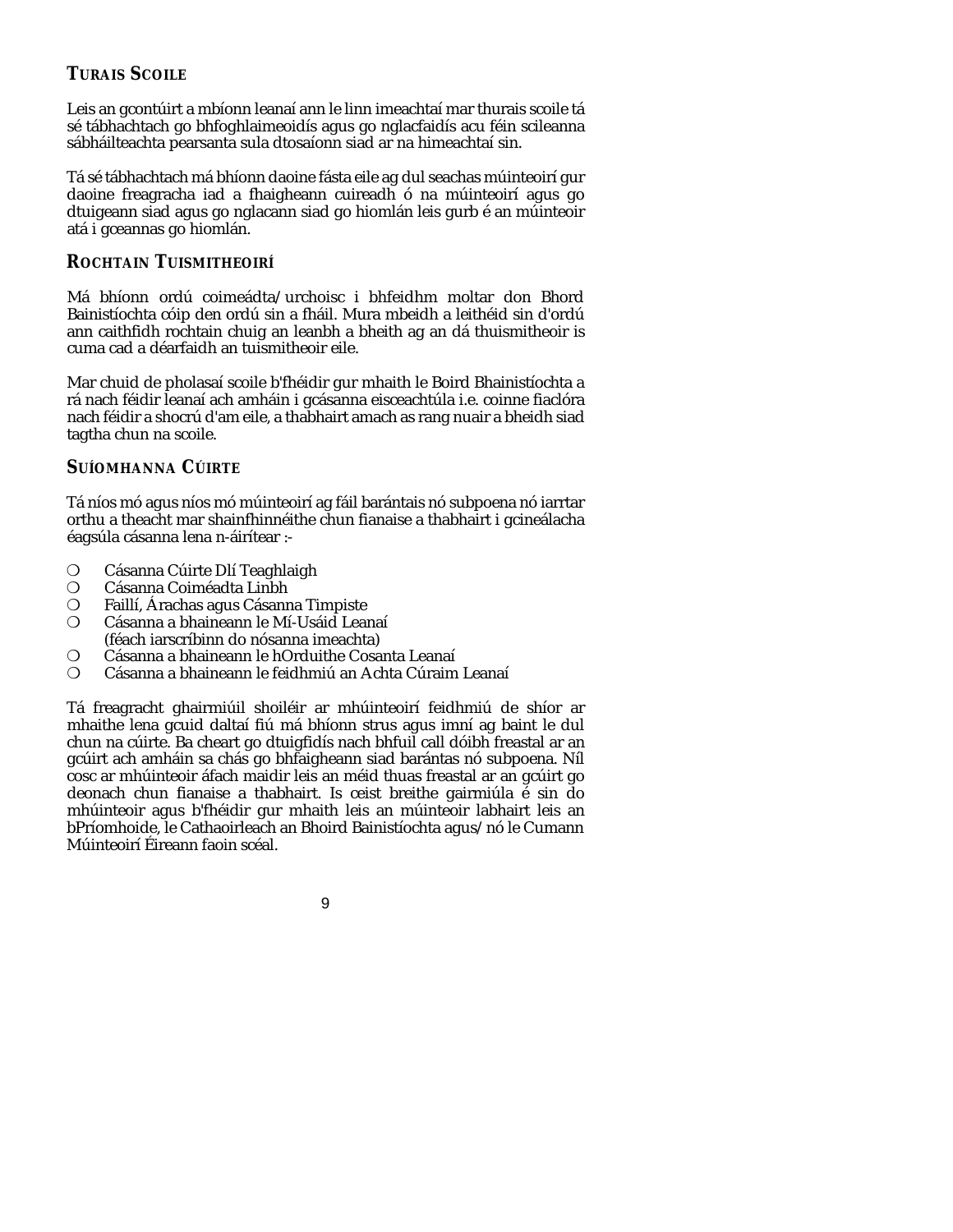## TURAIS SCOILE

Leis an gcontúirt a mbíonn leanaí ann le linn imeachtaí mar thurais scoile tá sé tábhachtach go bhfoghlaimeoidís agus go nglacfaidís acu féin scileanna sábháilteachta pearsanta sula dtosaíonn siad ar na himeachtaí sin.

Tá sé tábhachtach má bhíonn daoine fásta eile ag dul seachas múinteoirí gur daoine freagracha iad a fhaigheann cuireadh ó na múinteoirí agus go dtuigeann siad agus go nglacann siad go hiomlán leis gurb é an múinteoir atá i gceannas go hiomlán.

## ROCHTAIN TUISMITHEOIRÍ

Má bhíonn ordú coimeádta/urchoisc i bhfeidhm moltar don Bhord Bainistíochta cóip den ordú sin a fháil. Mura mbeidh a leithéid sin d'ordú ann caithfidh rochtain chuig an leanbh a bheith ag an dá thuismitheoir is cuma cad a déarfaidh an tuismitheoir eile.

Mar chuid de pholasaí scoile b'fhéidir gur mhaith le Boird Bhainistíochta a rá nach féidir leanaí ach amháin i gcásanna eisceachtúla i.e. coinne fiaclóra nach féidir a shocrú d'am eile, a thabhairt amach as rang nuair a bheidh siad tagtha chun na scoile.

## SUÍOMHANNA CÚIRTE

Tá níos mó agus níos mó múinteoirí ag fáil barántais nó subpoena nó iarrtar orthu a theacht mar shainfhinnéithe chun fianaise a thabhairt i gcineálacha éagsúla cásanna lena n-áirítear :-

- Cásanna Cúirte Dlí Teaghlaigh
- Cásanna Coiméadta Linbh
- Faillí, Árachas agus Cásanna Timpiste
- Cásanna a bhaineann le Mí-Usáid Leanaí (féach iarscríbinn do nósanna imeachta)
- Cásanna a bhaineann le hOrduithe Cosanta Leanaí
- Cásanna a bhaineann le feidhmiú an Achta Cúraim Leanaí

Tá freagracht ghairmiúil shoiléir ar mhúinteoirí feidhmiú de shíor ar mhaithe lena gcuid daltaí fiú má bhíonn strus agus imní ag baint le dul chun na cúirte. Ba cheart go dtuigfidís nach bhfuil call dóibh freastal ar an gcúirt ach amháin sa chás go bhfaigheann siad barántas nó subpoena. Níl cosc ar mhúinteoir áfach maidir leis an méid thuas freastal ar an gcúirt go deonach chun fianaise a thabhairt. Is ceist breithe gairmiúla é sin do mhúinteoir agus b'fhéidir gur mhaith leis an múinteoir labhairt leis an bPríomhoide, le Cathaoirleach an Bhoird Bainistíochta agus/nó le Cumann Múinteoirí Éireann faoin scéal.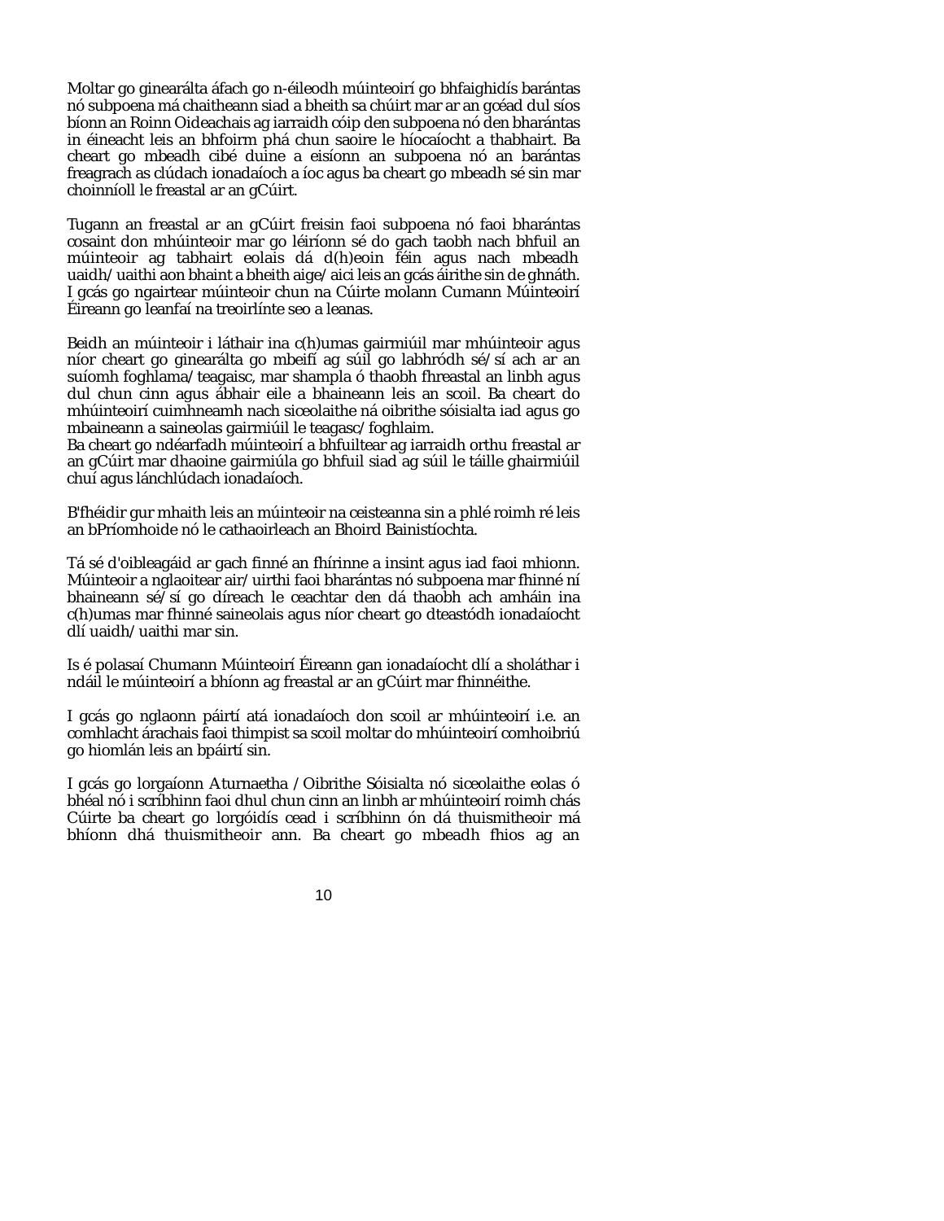Moltar go ginearálta áfach go n-éileodh múinteoirí go bhfaighidís barántas nó subpoena má chaitheann siad a bheith sa chúirt mar ar an gcéad dul síos bíonn an Roinn Oideachais ag iarraidh cóip den subpoena nó den bharántas in éineacht leis an bhfoirm phá chun saoire le híocaíocht a thabhairt. Ba cheart go mbeadh cibé duine a eisíonn an subpoena nó an barántas freagrach as clúdach ionadaíoch a íoc agus ba cheart go mbeadh sé sin mar choinníoll le freastal ar an gCúirt.

Tugann an freastal ar an gCúirt freisin faoi subpoena nó faoi bharántas cosaint don mhúinteoir mar go léiríonn sé do gach taobh nach bhfuil an múinteoir ag tabhairt eolais dá d(h)eoin féin agus nach mbeadh uaidh/uaithi aon bhaint a bheith aige/aici leis an gcás áirithe sin de ghnáth. I gcás go ngairtear múinteoir chun na Cúirte molann Cumann Múinteoirí Éireann go leanfaí na treoirlínte seo a leanas.

Beidh an múinteoir i láthair ina c(h)umas gairmiúil mar mhúinteoir agus níor cheart go ginearálta go mbeifí ag súil go labhródh sé/sí ach ar an suíomh foghlama/teagaisc, mar shampla ó thaobh fhreastal an linbh agus dul chun cinn agus ábhair eile a bhaineann leis an scoil. Ba cheart do mhúinteoirí cuimhneamh nach siceolaithe ná oibrithe sóisialta iad agus go mbaineann a saineolas gairmiúil le teagasc/foghlaim.
Ba cheart go ndéarfadh múinteoirí a bhfuiltear ag iarraidh orthu freastal ar an gCúirt mar dhaoine gairmiúla go bhfuil siad ag súil le táille ghairmiúil chuí agus lánchlúdach ionadaíoch.

B'fhéidir gur mhaith leis an múinteoir na ceisteanna sin a phlé roimh ré leis an bPríomhoide nó le cathaoirleach an Bhoird Bainistíochta.

Tá sé d'oibleagáid ar gach finné an fhírinne a insint agus iad faoi mhionn. Múinteoir a nglaoitear air/uirthi faoi bharántas nó subpoena mar fhinné ní bhaineann sé/sí go díreach le ceachtar den dá thaobh ach amháin ina c(h)umas mar fhinné saineolais agus níor cheart go dteastódh ionadaíocht dlí uaidh/uaithi mar sin.

Is é polasaí Chumann Múinteoirí Éireann gan ionadaíocht dlí a sholáthar i ndáil le múinteoirí a bhíonn ag freastal ar an gCúirt mar fhinnéithe.

I gcás go nglaonn páirtí atá ionadaíoch don scoil ar mhúinteoirí i.e. an comhlacht árachais faoi thimpist sa scoil moltar do mhúinteoirí comhoibriú go hiomlán leis an bpáirtí sin.

I gcás go lorgaíonn Aturnaetha /Oibrithe Sóisialta nó siceolaithe eolas ó bhéal nó i scríbhinn faoi dhul chun cinn an linbh ar mhúinteoirí roimh chás Cúirte ba cheart go lorgóidís cead i scríbhinn ón dá thuismitheoir má bhíonn dhá thuismitheoir ann. Ba cheart go mbeadh fhios ag an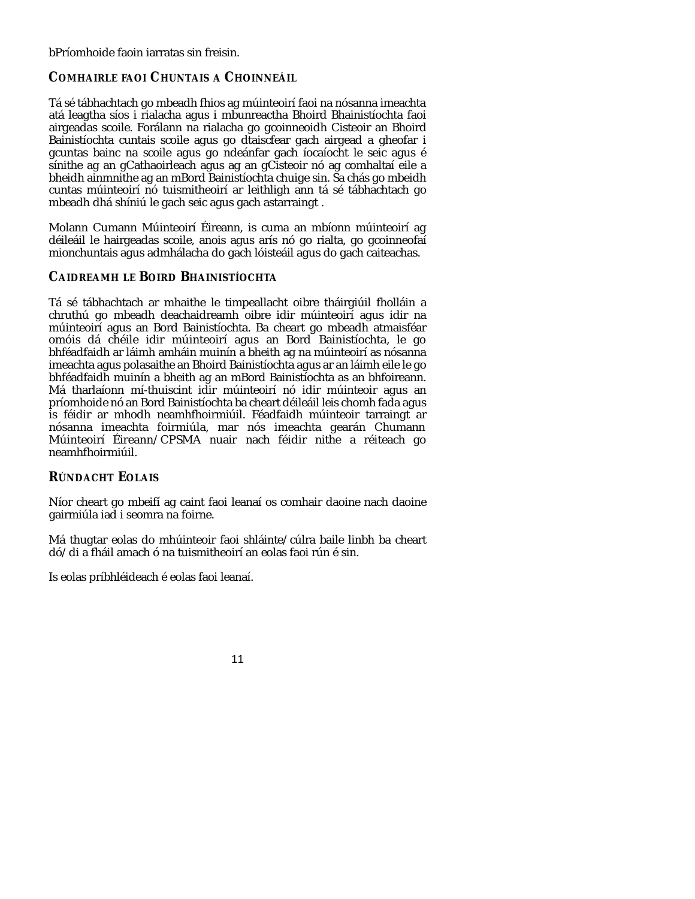bPríomhoide faoin iarratas sin freisin.

## Comhairle faoi Chuntais a Choinneáil

Tá sé tábhachtach go mbeadh fhios ag múinteoirí faoi na nósanna imeachta atá leagtha síos i rialacha agus i mbunreactha Bhoird Bhainistíochta faoi airgeadas scoile. Forálann na rialacha go gcoinneoidh Cisteoir an Bhoird Bainistíochta cuntais scoile agus go dtaiscfear gach airgead a gheofar i gcuntas bainc na scoile agus go ndeánfar gach íocaíocht le seic agus é sínithe ag an gCathaoirleach agus ag an gCisteoir nó ag comhaltaí eile a bheidh ainmnithe ag an mBord Bainistíochta chuige sin. Sa chás go mbeidh cuntas múinteoirí nó tuismitheoirí ar leithligh ann tá sé tábhachtach go mbeadh dhá shíniú le gach seic agus gach astarraingt .

Molann Cumann Múinteoirí Éireann, is cuma an mbíonn múinteoirí ag déileáil le hairgeadas scoile, anois agus arís nó go rialta, go gcoinneofaí mionchuntais agus admhálacha do gach lóisteáil agus do gach caiteachas.

## Caidreamh le Boird Bhainistíochta

Tá sé tábhachtach ar mhaithe le timpeallacht oibre tháirgiúil fholláin a chruthú go mbeadh deachaidreamh oibre idir múinteoirí agus idir na múinteoirí agus an Bord Bainistíochta. Ba cheart go mbeadh atmaisféar omóis dá chéile idir múinteoirí agus an Bord Bainistíochta, le go bhféadfaidh ar láimh amháin muinín a bheith ag na múinteoirí as nósanna imeachta agus polasaithe an Bhoird Bainistíochta agus ar an láimh eile le go bhféadfaidh muinín a bheith ag an mBord Bainistíochta as an bhfoireann. Má tharlaíonn mí-thuiscint idir múinteoirí nó idir múinteoir agus an príomhoide nó an Bord Bainistíochta ba cheart déileáil leis chomh fada agus is féidir ar mhodh neamhfhoirmiúil. Féadfaidh múinteoir tarraingt ar nósanna imeachta foirmiúla, mar nós imeachta gearán Chumann Múinteoirí Éireann/CPSMA nuair nach féidir nithe a réiteach go neamhfhoirmiúil.

## Rúndacht Eolais

Níor cheart go mbeifí ag caint faoi leanaí os comhair daoine nach daoine gairmiúla iad i seomra na foirne.

Má thugtar eolas do mhúinteoir faoi shláinte/cúlra baile linbh ba cheart dó/di a fháil amach ó na tuismitheoirí an eolas faoi rún é sin.

Is eolas príbhléideach é eolas faoi leanaí.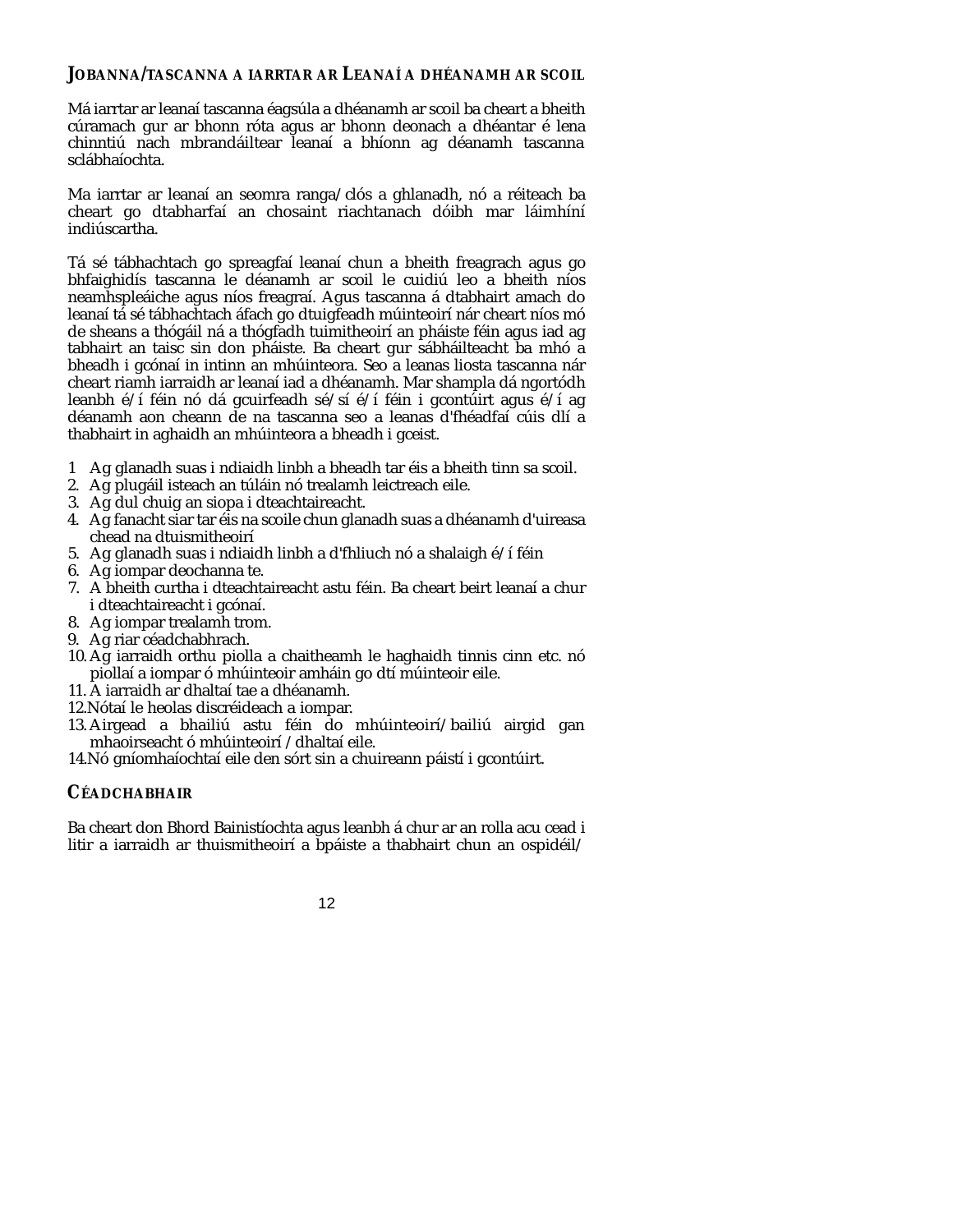## JOBANNA/TASCANNA A IARRTAR AR LEANAÍ A DHÉANAMH AR SCOIL

Má iarrtar ar leanaí tascanna éagsúla a dhéanamh ar scoil ba cheart a bheith cúramach gur ar bhonn róta agus ar bhonn deonach a dhéantar é lena chinntiú nach mbrandáiltear leanaí a bhíonn ag déanamh tascanna sclábhaíochta.

Ma iarrtar ar leanaí an seomra ranga/clós a ghlanadh, nó a réiteach ba cheart go dtabharfaí an chosaint riachtanach dóibh mar láimhíní indiúscartha.

Tá sé tábhachtach go spreagfaí leanaí chun a bheith freagrach agus go bhfaighidís tascanna le déanamh ar scoil le cuidiú leo a bheith níos neamhspleáiche agus níos freagraí. Agus tascanna á dtabhairt amach do leanaí tá sé tábhachtach áfach go dtuigfeadh múinteoirí nár cheart níos mó de sheans a thógáil ná a thógfadh tuimitheoirí an pháiste féin agus iad ag tabhairt an taisc sin don pháiste. Ba cheart gur sábháilteacht ba mhó a bheadh i gcónaí in intinn an mhúinteora. Seo a leanas liosta tascanna nár cheart riamh iarraidh ar leanaí iad a dhéanamh. Mar shampla dá ngortódh leanbh é/í féin nó dá gcuirfeadh sé/sí é/í féin i gcontúirt agus é/í ag déanamh aon cheann de na tascanna seo a leanas d'fhéadfaí cúis dlí a thabhairt in aghaidh an mhúinteora a bheadh i gceist.

1 Ag glanadh suas i ndiaidh linbh a bheadh tar éis a bheith tinn sa scoil.
2. Ag plugáil isteach an túláin nó trealamh leictreach eile.
3. Ag dul chuig an siopa i dteachtaireacht.
4. Ag fanacht siar tar éis na scoile chun glanadh suas a dhéanamh d'uireasa chead na dtuismitheoirí
5. Ag glanadh suas i ndiaidh linbh a d'fhliuch nó a shalaigh é/í féin
6. Ag iompar deochanna te.
7. A bheith curtha i dteachtaireacht astu féin. Ba cheart beirt leanaí a chur i dteachtaireacht i gcónaí.
8. Ag iompar trealamh trom.
9. Ag riar céadchabhrach.
10. Ag iarraidh orthu piolla a chaitheamh le haghaidh tinnis cinn etc. nó piollaí a iompar ó mhúinteoir amháin go dtí múinteoir eile.
11. A iarraidh ar dhaltaí tae a dhéanamh.
12. Nótaí le heolas discréideach a iompar.
13. Airgead a bhailiú astu féin do mhúinteoirí/bailiú airgid gan mhaoirseacht ó mhúinteoirí /dhaltaí eile.
14. Nó gníomhaíochtaí eile den sórt sin a chuireann páistí i gcontúirt.

## CÉADCHABHAIR

Ba cheart don Bhord Bainistíochta agus leanbh á chur ar an rolla acu cead i litir a iarraidh ar thuismitheoirí a bpáiste a thabhairt chun an ospidéil/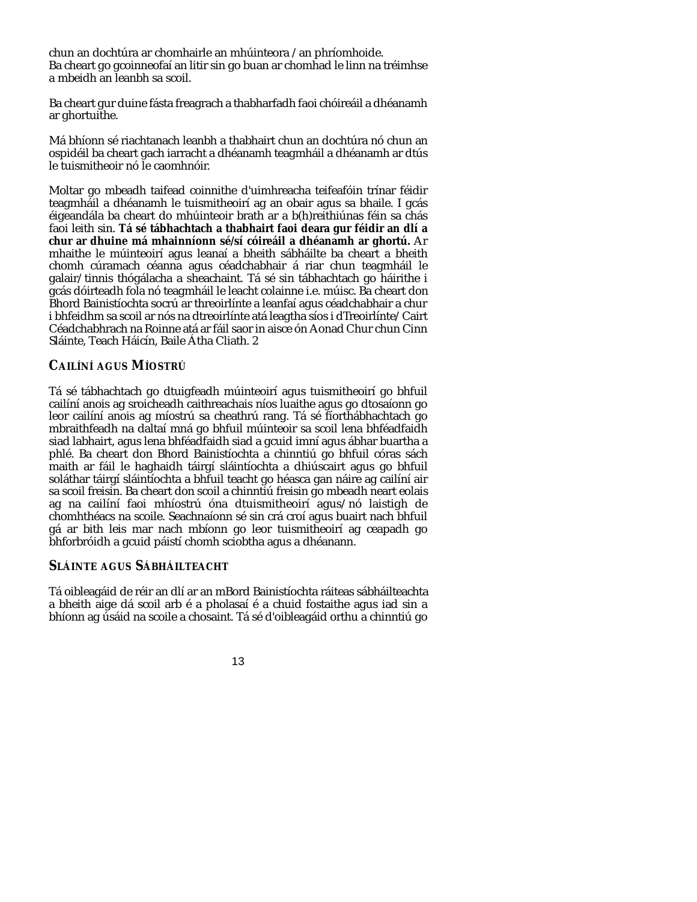chun an dochtúra ar chomhairle an mhúinteora / an phríomhoide.
Ba cheart go gcoinneofaí an litir sin go buan ar chomhad le linn na tréimhse a mbeidh an leanbh sa scoil.

Ba cheart gur duine fásta freagrach a thabharfadh faoi chóireáil a dhéanamh ar ghortuithe.

Má bhíonn sé riachtanach leanbh a thabhairt chun an dochtúra nó chun an ospidéil ba cheart gach iarracht a dhéanamh teagmháil a dhéanamh ar dtús le tuismitheoir nó le caomhnóir.

Moltar go mbeadh taifead coinnithe d'uimhreacha teifeafóin trínar féidir teagmháil a dhéanamh le tuismitheoirí ag an obair agus sa bhaile. I gcás éigeandála ba cheart do mhúinteoir brath ar a b(h)reithiúnas féin sa chás faoi leith sin. **Tá sé tábhachtach a thabhairt faoi deara gur féidir an dlí a chur ar dhuine má mhainníonn sé/sí cóireáil a dhéanamh ar ghortú.** Ar mhaithe le múinteoirí agus leanaí a bheith sábháilte ba cheart a bheith chomh cúramach céanna agus céadchabhair á riar chun teagmháil le galair/tinnis thógálacha a sheachaint. Tá sé sin tábhachtach go háirithe i gcás dóirteadh fola nó teagmháil le leacht colainne i.e. múisc. Ba cheart don Bhord Bainistíochta socrú ar threoirlínte a leanfaí agus céadchabhair a chur i bhfeidhm sa scoil ar nós na dtreoirlínte atá leagtha síos i dTreoirlínte/Cairt Céadchabhrach na Roinne atá ar fáil saor in aisce ón Aonad Chur chun Cinn Sláinte, Teach Háicín, Baile Átha Cliath. 2

## CAILÍNÍ AGUS MÍOSTRÚ

Tá sé tábhachtach go dtuigfeadh múinteoirí agus tuismitheoirí go bhfuil cailíní anois ag sroicheadh caithreachais níos luaithe agus go dtosaíonn go leor cailíní anois ag míostrú sa cheathrú rang. Tá sé fíorthábhachtach go mbraithfeadh na daltaí mná go bhfuil múinteoir sa scoil lena bhféadfaidh siad labhairt, agus lena bhféadfaidh siad a gcuid imní agus ábhar buartha a phlé. Ba cheart don Bhord Bainistíochta a chinntiú go bhfuil córas sách maith ar fáil le haghaidh táirgí sláintíochta a dhiúscairt agus go bhfuil soláthar táirgí sláintíochta a bhfuil teacht go héasca gan náire ag cailíní air sa scoil freisin. Ba cheart don scoil a chinntiú freisin go mbeadh neart eolais ag na cailíní faoi mhíostrú óna dtuismitheoirí agus/nó laistigh de chomhthéacs na scoile. Seachnaíonn sé sin crá croí agus buairt nach bhfuil gá ar bith leis mar nach mbíonn go leor tuismitheoirí ag ceapadh go bhforbróidh a gcuid páistí chomh sciobtha agus a dhéanann.

## SLÁINTE AGUS SÁBHÁILTEACHT

Tá oibleagáid de réir an dlí ar an mBord Bainistíochta ráiteas sábháilteachta a bheith aige dá scoil arb é a pholasaí é a chuid fostaithe agus iad sin a bhíonn ag úsáid na scoile a chosaint. Tá sé d'oibleagáid orthu a chinntiú go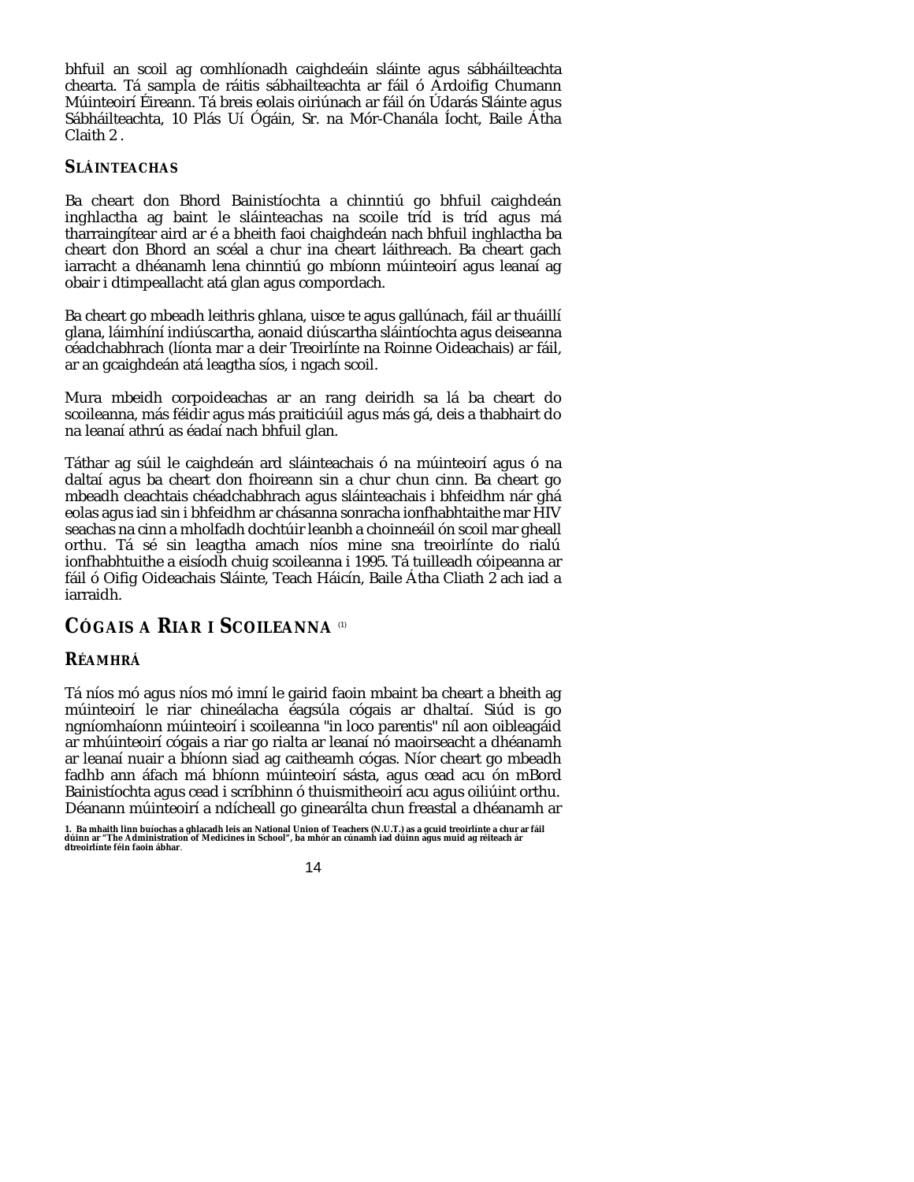bhfuil an scoil ag comhlíonadh caighdeáin sláinte agus sábháilteachta chearta. Tá sampla de ráitis sábhailteachta ar fáil ó Ardoifig Chumann Múinteoirí Éireann. Tá breis eolais oiriúnach ar fáil ón Údarás Sláinte agus Sábháilteachta, 10 Plás Uí Ógáin, Sr. na Mór-Chanála Íocht, Baile Átha Claith 2 .

### SLÁINTEACHAS

Ba cheart don Bhord Bainistíochta a chinntiú go bhfuil caighdeán inghlactha ag baint le sláinteachas na scoile tríd is tríd agus má tharraingítear aird ar é a bheith faoi chaighdeán nach bhfuil inghlactha ba cheart don Bhord an scéal a chur ina cheart láithreach. Ba cheart gach iarracht a dhéanamh lena chinntiú go mbíonn múinteoirí agus leanaí ag obair i dtimpeallacht atá glan agus compordach.

Ba cheart go mbeadh leithris ghlana, uisce te agus gallúnach, fáil ar thuáillí glana, láimhíní indiúscartha, aonaid diúscartha sláintíochta agus deiseanna céadchabhrach (líonta mar a deir Treoirlínte na Roinne Oideachais) ar fáil, ar an gcaighdeán atá leagtha síos, i ngach scoil.

Mura mbeidh corpoideachas ar an rang deiridh sa lá ba cheart do scoileanna, más féidir agus más praiticiúil agus más gá, deis a thabhairt do na leanaí athrú as éadaí nach bhfuil glan.

Táthar ag súil le caighdeán ard sláinteachais ó na múinteoirí agus ó na daltaí agus ba cheart don fhoireann sin a chur chun cinn. Ba cheart go mbeadh cleachtais chéadchabhrach agus sláinteachais i bhfeidhm nár ghá eolas agus iad sin i bhfeidhm ar chásanna sonracha ionfhabhtaithe mar HIV seachas na cinn a mholfadh dochtúir leanbh a choinneáil ón scoil mar gheall orthu. Tá sé sin leagtha amach níos mine sna treoirlínte do rialú ionfhabhtuithe a eisíodh chuig scoileanna i 1995. Tá tuilleadh cóipeanna ar fáil ó Oifig Oideachais Sláinte, Teach Háicín, Baile Átha Cliath 2 ach iad a iarraidh.

## CÓGAIS A RIAR I SCOILEANNA [1]

### RÉAMHRÁ

Tá níos mó agus níos mó imní le gairid faoin mbaint ba cheart a bheith ag múinteoirí le riar chineálacha éagsúla cógais ar dhaltaí. Siúd is go ngníomhaíonn múinteoirí i scoileanna "in loco parentis" níl aon oibleagáid ar mhúinteoirí cógais a riar go rialta ar leanaí nó maoirseacht a dhéanamh ar leanaí nuair a bhíonn siad ag caitheamh cógas. Níor cheart go mbeadh fadhb ann áfach má bhíonn múinteoirí sásta, agus cead acu ón mBord Bainistíochta agus cead i scríbhinn ó thuismitheoirí acu agus oiliúint orthu. Déanann múinteoirí a ndícheall go ginearálta chun freastal a dhéanamh ar

1. Ba mhaith linn buíochas a ghlacadh leis an National Union of Teachers (N.U.T.) as a gcuid treoirlínte a chur ar fáil dúinn ar "The Administration of Medicines in School", ba mhór an cúnamh iad dúinn agus muid ag réiteach ár dtreoirlínte féin faoin ábhar.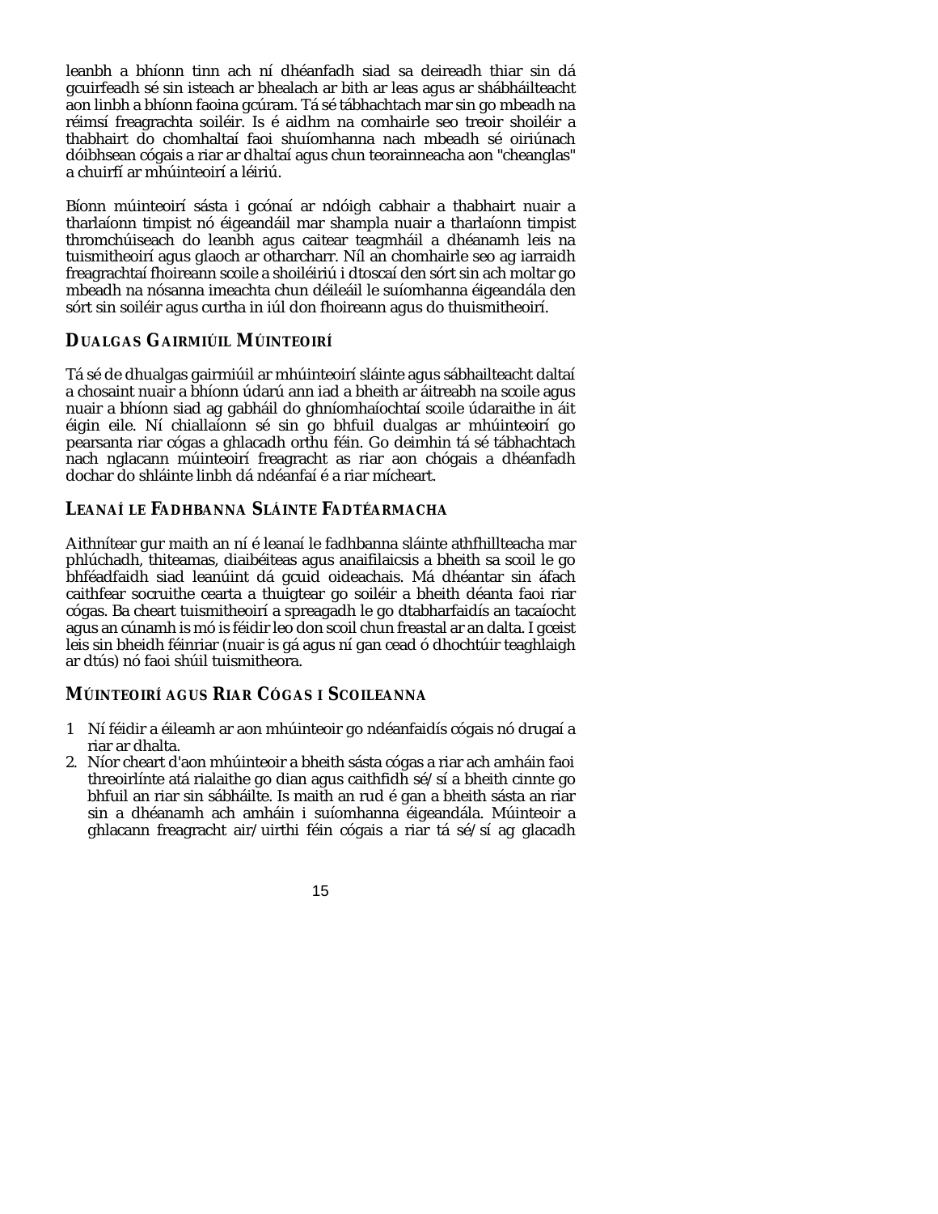leanbh a bhíonn tinn ach ní dhéanfadh siad sa deireadh thiar sin dá gcuirfeadh sé sin isteach ar bhealach ar bith ar leas agus ar shábháilteacht aon linbh a bhíonn faoina gcúram. Tá sé tábhachtach mar sin go mbeadh na réimsí freagrachta soiléir. Is é aidhm na comhairle seo treoir shoiléir a thabhairt do chomhaltaí faoi shuíomhanna nach mbeadh sé oiriúnach dóibhsean cógais a riar ar dhaltaí agus chun teorainneacha aon "cheanglas" a chuirfí ar mhúinteoirí a léiriú.

Bíonn múinteoirí sásta i gcónaí ar ndóigh cabhair a thabhairt nuair a tharlaíonn timpist nó éigeandáil mar shampla nuair a tharlaíonn timpist thromchúiseach do leanbh agus caitear teagmháil a dhéanamh leis na tuismitheoirí agus glaoch ar otharcharr. Níl an chomhairle seo ag iarraidh freagrachtaí fhoireann scoile a shoiléiriú i dtoscaí den sórt sin ach moltar go mbeadh na nósanna imeachta chun déileáil le suíomhanna éigeandála den sórt sin soiléir agus curtha in iúl don fhoireann agus do thuismitheoirí.

## Dualgas Gairmiúil Múinteoirí

Tá sé de dhualgas gairmiúil ar mhúinteoirí sláinte agus sábhailteacht daltaí a chosaint nuair a bhíonn údarú ann iad a bheith ar áitreabh na scoile agus nuair a bhíonn siad ag gabháil do ghníomhaíochtaí scoile údaraithe in áit éigin eile. Ní chiallaíonn sé sin go bhfuil dualgas ar mhúinteoirí go pearsanta riar cógas a ghlacadh orthu féin. Go deimhin tá sé tábhachtach nach nglacann múinteoirí freagracht as riar aon chógais a dhéanfadh dochar do shláinte linbh dá ndéanfaí é a riar mícheart.

## Leanaí le Fadhbanna Sláinte Fadtéarmacha

Aithnítear gur maith an ní é leanaí le fadhbanna sláinte athfhillteacha mar phlúchadh, thiteamas, diaibéiteas agus anaifilaicsis a bheith sa scoil le go bhféadfaidh siad leanúint dá gcuid oideachais. Má dhéantar sin áfach caithfear socruithe cearta a thuigtear go soiléir a bheith déanta faoi riar cógas. Ba cheart tuismitheoirí a spreagadh le go dtabharfaidís an tacaíocht agus an cúnamh is mó is féidir leo don scoil chun freastal ar an dalta. I gceist leis sin bheidh féinriar (nuair is gá agus ní gan cead ó dhochtúir teaghlaigh ar dtús) nó faoi shúil tuismitheora.

## Múinteoirí agus Riar Cógas i Scoileanna

1 Ní féidir a éileamh ar aon mhúinteoir go ndéanfaidís cógais nó drugaí a riar ar dhalta.
2. Níor cheart d'aon mhúinteoir a bheith sásta cógas a riar ach amháin faoi threoirlínte atá rialaithe go dian agus caithfidh sé/sí a bheith cinnte go bhfuil an riar sin sábháilte. Is maith an rud é gan a bheith sásta an riar sin a dhéanamh ach amháin i suíomhanna éigeandála. Múinteoir a ghlacann freagracht air/uirthi féin cógais a riar tá sé/sí ag glacadh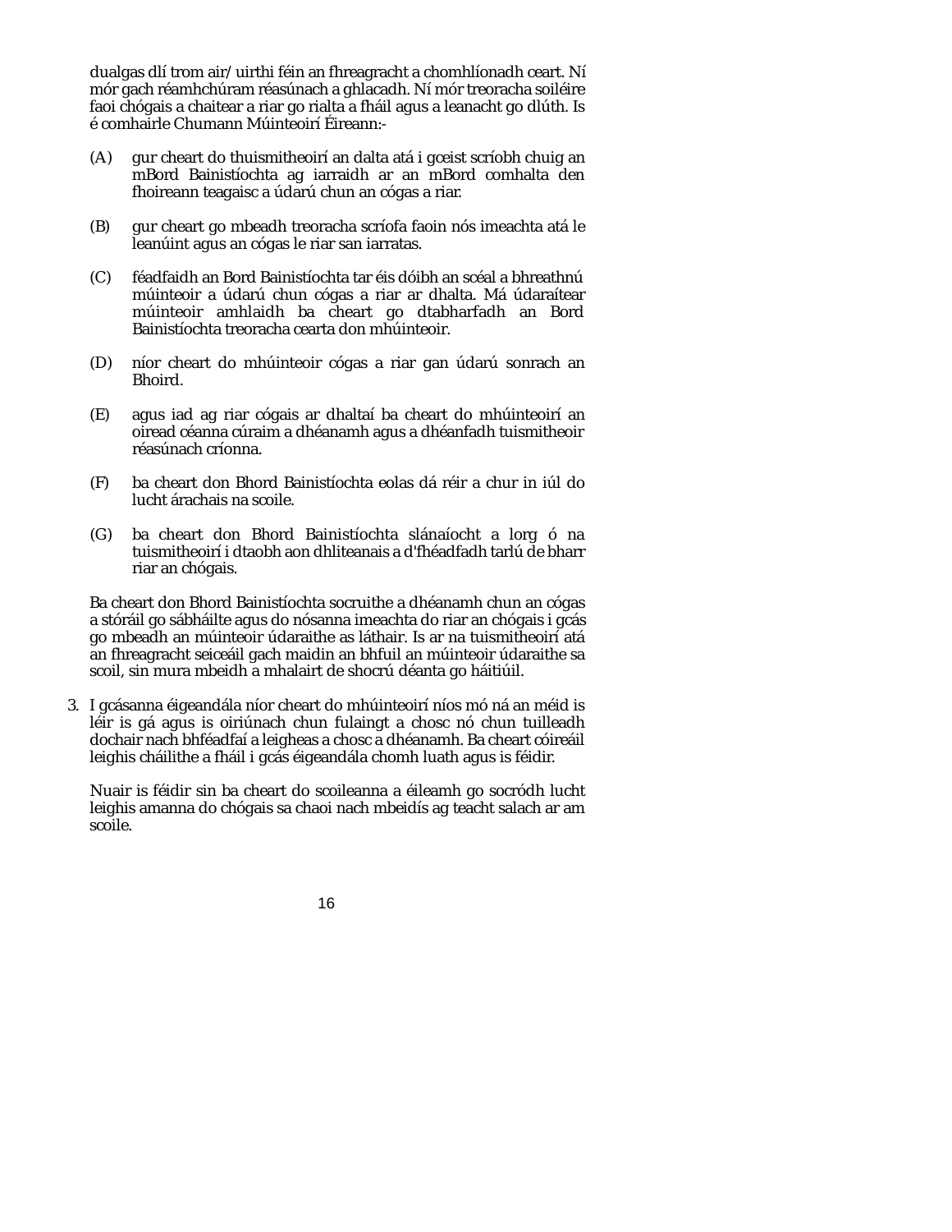dualgas dlí trom air/ uirthi féin an fhreagracht a chomhlíonadh ceart. Ní mór gach réamhchúram réasúnach a ghlacadh. Ní mór treoracha soiléire faoi chógais a chaitear a riar go rialta a fháil agus a leanacht go dlúth. Is é comhairle Chumann Múinteoirí Éireann:-

(A) gur cheart do thuismitheoirí an dalta atá i gceist scríobh chuig an mBord Bainistíochta ag iarraidh ar an mBord comhalta den fhoireann teagaisc a údarú chun an cógas a riar.

(B) gur cheart go mbeadh treoracha scríofa faoin nós imeachta atá le leanúint agus an cógas le riar san iarratas.

(C) féadfaidh an Bord Bainistíochta tar éis dóibh an scéal a bhreathnú múinteoir a údarú chun cógas a riar ar dhalta. Má údaraítear múinteoir amhlaidh ba cheart go dtabharfadh an Bord Bainistíochta treoracha cearta don mhúinteoir.

(D) níor cheart do mhúinteoir cógas a riar gan údarú sonrach an Bhoird.

(E) agus iad ag riar cógais ar dhaltaí ba cheart do mhúinteoirí an oiread céanna cúraim a dhéanamh agus a dhéanfadh tuismitheoir réasúnach críonna.

(F) ba cheart don Bhord Bainistíochta eolas dá réir a chur in iúl do lucht árachais na scoile.

(G) ba cheart don Bhord Bainistíochta slánaíocht a lorg ó na tuismitheoirí i dtaobh aon dhliteanais a d'fhéadfadh tarlú de bharr riar an chógais.

Ba cheart don Bhord Bainistíochta socruithe a dhéanamh chun an cógas a stóráil go sábháilte agus do nósanna imeachta do riar an chógais i gcás go mbeadh an múinteoir údaraithe as láthair. Is ar na tuismitheoirí atá an fhreagracht seiceáil gach maidin an bhfuil an múinteoir údaraithe sa scoil, sin mura mbeidh a mhalairt de shocrú déanta go háitiúil.

3. I gcásanna éigeandála níor cheart do mhúinteoirí níos mó ná an méid is léir is gá agus is oiriúnach chun fulaingt a chosc nó chun tuilleadh dochair nach bhféadfaí a leigheas a chosc a dhéanamh. Ba cheart cóireáil leighis cháilithe a fháil i gcás éigeandála chomh luath agus is féidir.

   Nuair is féidir sin ba cheart do scoileanna a éileamh go socródh lucht leighis amanna do chógais sa chaoi nach mbeidís ag teacht salach ar am scoile.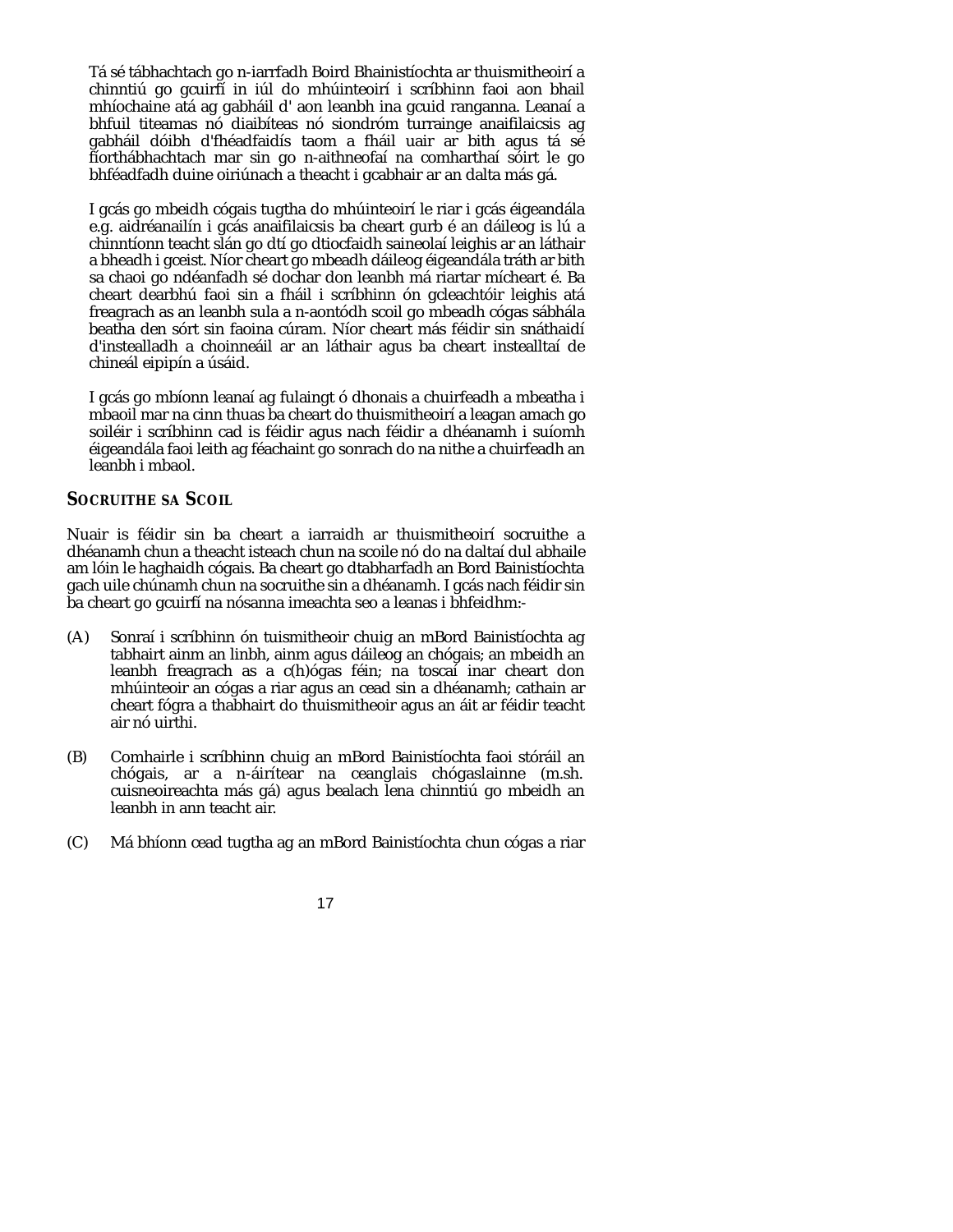Tá sé tábhachtach go n-iarrfadh Boird Bhainistíochta ar thuismitheoirí a chinntiú go gcuirfí in iúl do mhúinteoirí i scríbhinn faoi aon bhail mhíochaine atá ag gabháil d' aon leanbh ina gcuid ranganna. Leanaí a bhfuil titeamas nó diaibíteas nó siondróm turrainge anaifilaicsis ag gabháil dóibh d'fhéadfaidís taom a fháil uair ar bith agus tá sé fíorthábhachtach mar sin go n-aithneofaí na comharthaí sóirt le go bhféadfadh duine oiriúnach a theacht i gcabhair ar an dalta más gá.

I gcás go mbeidh cógais tugtha do mhúinteoirí le riar i gcás éigeandála e.g. aidréanailín i gcás anaifilaicsis ba cheart gurb é an dáileog is lú a chinntíonn teacht slán go dtí go dtiocfaidh saineolaí leighis ar an láthair a bheadh i gceist. Níor cheart go mbeadh dáileog éigeandála tráth ar bith sa chaoi go ndéanfadh sé dochar don leanbh má riartar mícheart é. Ba cheart dearbhú faoi sin a fháil i scríbhinn ón gcleachtóir leighis atá freagrach as an leanbh sula a n-aontódh scoil go mbeadh cógas sábhála beatha den sórt sin faoina cúram. Níor cheart más féidir sin snáthaidí d'instealladh a choinneáil ar an láthair agus ba cheart instealltaí de chineál eipipín a úsáid.

I gcás go mbíonn leanaí ag fulaingt ó dhonais a chuirfeadh a mbeatha i mbaoil mar na cinn thuas ba cheart do thuismitheoirí a leagan amach go soiléir i scríbhinn cad is féidir agus nach féidir a dhéanamh i suíomh éigeandála faoi leith ag féachaint go sonrach do na nithe a chuirfeadh an leanbh i mbaol.

## SOCRUITHE SA SCOIL

Nuair is féidir sin ba cheart a iarraidh ar thuismitheoirí socruithe a dhéanamh chun a theacht isteach chun na scoile nó do na daltaí dul abhaile am lóin le haghaidh cógais. Ba cheart go dtabharfadh an Bord Bainistíochta gach uile chúnamh chun na socruithe sin a dhéanamh. I gcás nach féidir sin ba cheart go gcuirfí na nósanna imeachta seo a leanas i bhfeidhm:-

(A) Sonraí i scríbhinn ón tuismitheoir chuig an mBord Bainistíochta ag tabhairt ainm an linbh, ainm agus dáileog an chógais; an mbeidh an leanbh freagrach as a c(h)ógas féin; na toscaí inar cheart don mhúinteoir an cógas a riar agus an cead sin a dhéanamh; cathain ar cheart fógra a thabhairt do thuismitheoir agus an áit ar féidir teacht air nó uirthi.

(B) Comhairle i scríbhinn chuig an mBord Bainistíochta faoi stóráil an chógais, ar a n-áirítear na ceanglais chógaslainne (m.sh. cuisneoireachta más gá) agus bealach lena chinntiú go mbeidh an leanbh in ann teacht air.

(C) Má bhíonn cead tugtha ag an mBord Bainistíochta chun cógas a riar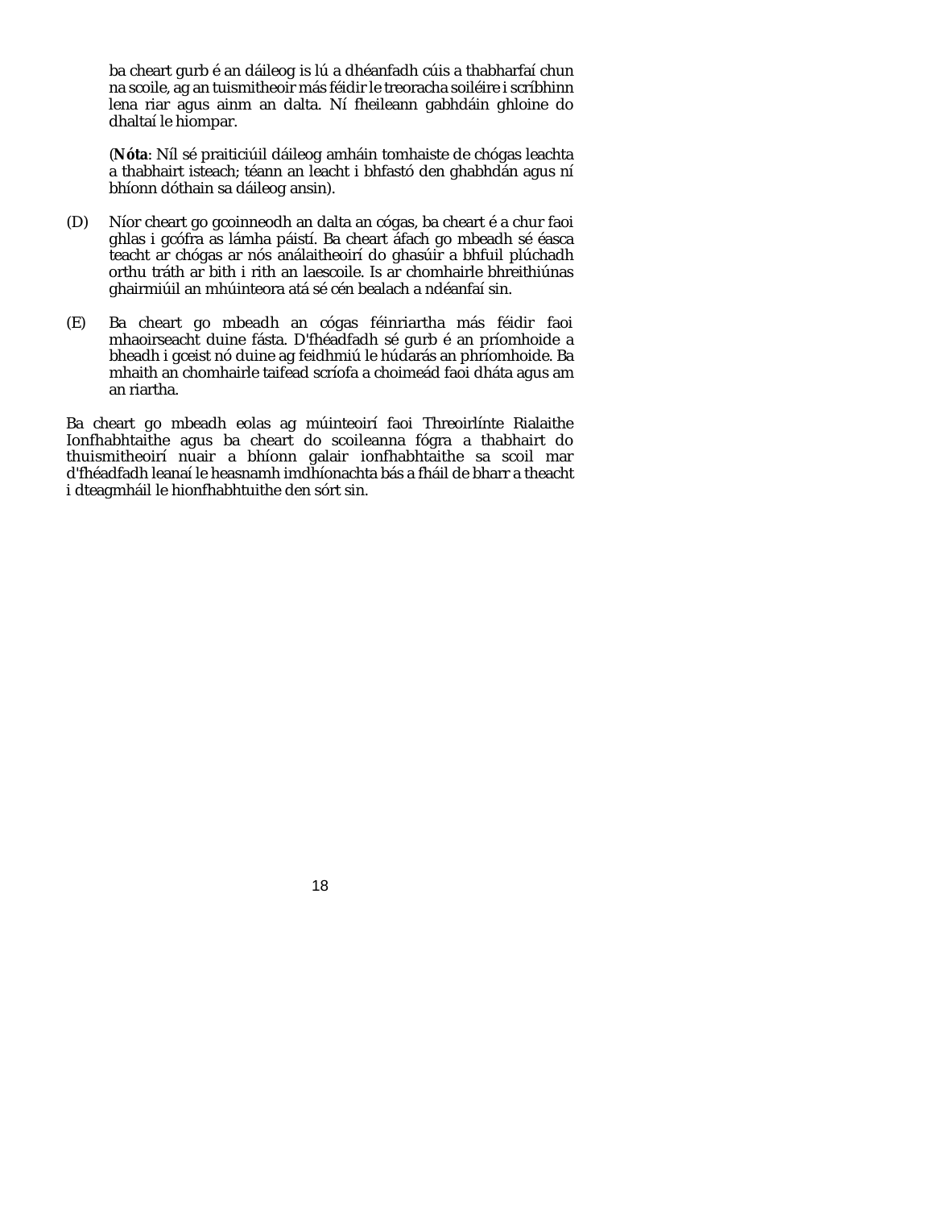ba cheart gurb é an dáileog is lú a dhéanfadh cúis a thabharfaí chun na scoile, ag an tuismitheoir más féidir le treoracha soiléire i scríbhinn lena riar agus ainm an dalta. Ní fheileann gabhdáin ghloine do dhaltaí le hiompar.

(**Nóta**: Níl sé praiticiúil dáileog amháin tomhaiste de chógas leachta a thabhairt isteach; téann an leacht i bhfastó den ghabhdán agus ní bhíonn dóthain sa dáileog ansin).

(D) Níor cheart go gcoinneodh an dalta an cógas, ba cheart é a chur faoi ghlas i gcófra as lámha páistí. Ba cheart áfach go mbeadh sé éasca teacht ar chógas ar nós análaitheoirí do ghasúir a bhfuil plúchadh orthu tráth ar bith i rith an laescoile. Is ar chomhairle bhreithiúnas ghairmiúil an mhúinteora atá sé cén bealach a ndéanfaí sin.

(E) Ba cheart go mbeadh an cógas féinriartha más féidir faoi mhaoirseacht duine fásta. D'fhéadfadh sé gurb é an príomhoide a bheadh i gceist nó duine ag feidhmiú le húdarás an phríomhoide. Ba mhaith an chomhairle taifead scríofa a choimeád faoi dháta agus am an riartha.

Ba cheart go mbeadh eolas ag múinteoirí faoi Threoirlínte Rialaithe Ionfhabhtaithe agus ba cheart do scoileanna fógra a thabhairt do thuismitheoirí nuair a bhíonn galair ionfhabhtaithe sa scoil mar d'fhéadfadh leanaí le heasnamh imdhíonachta bás a fháil de bharr a theacht i dteagmháil le hionfhabhtuithe den sórt sin.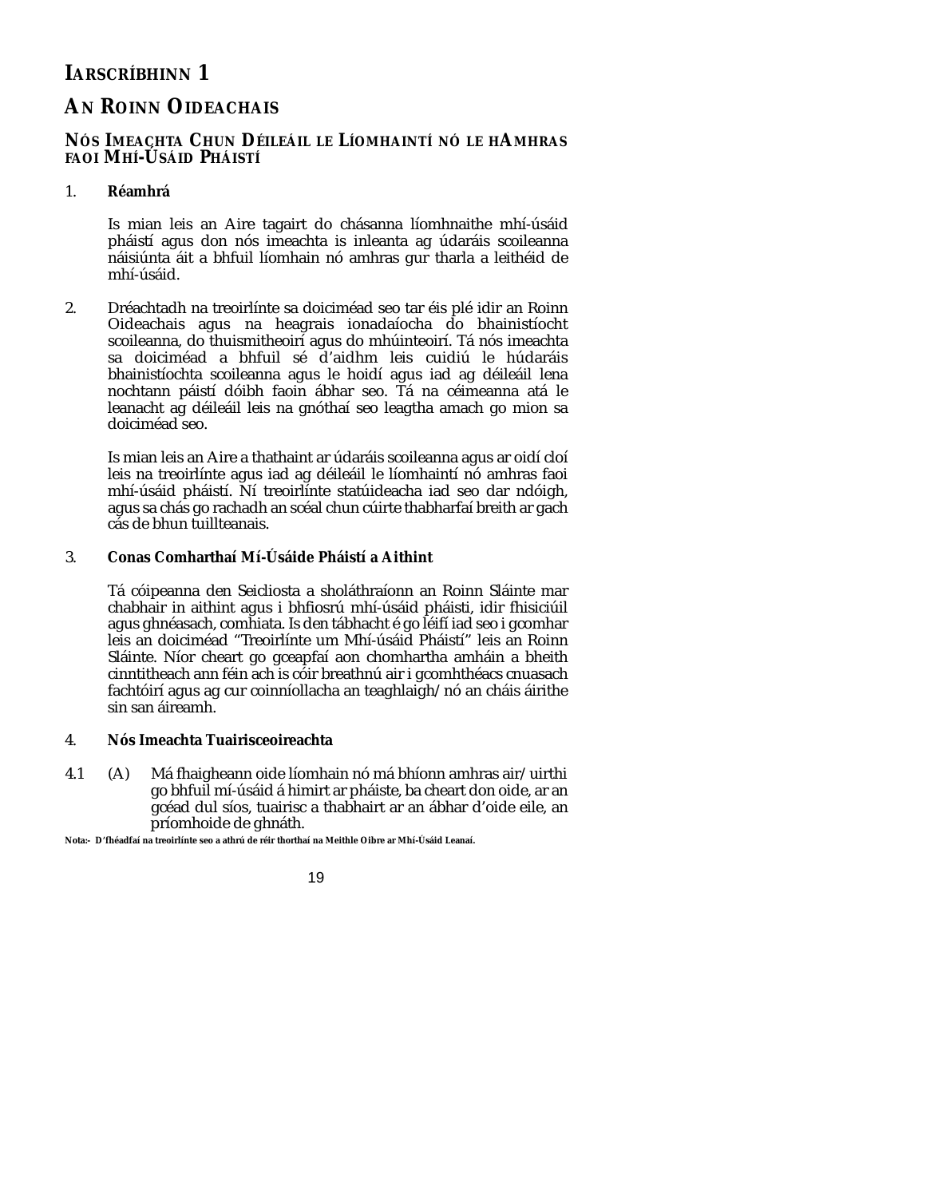# IARSCRÍBHINN 1

## AN ROINN OIDEACHAIS

### NÓS IMEACHTA CHUN DÉILEÁIL LE LÍOMHAINTÍ NÓ LE HAMHRAS FAOI MHÍ-ÚSÁID PHÁISTÍ

1. **Réamhrá**

   Is mian leis an Aire tagairt do chásanna líomhnaithe mhí-úsáid pháistí agus don nós imeachta is inleanta ag údaráis scoileanna náisiúnta áit a bhfuil líomhain nó amhras gur tharla a leithéid de mhí-úsáid.

2. Dréachtadh na treoirlínte sa doiciméad seo tar éis plé idir an Roinn Oideachais agus na heagrais ionadaíocha do bhainistíocht scoileanna, do thuismitheoirí agus do mhúinteoirí. Tá nós imeachta sa doiciméad a bhfuil sé d'aidhm leis cuidiú le húdaráis bhainistíochta scoileanna agus le hoidí agus iad ag déileáil lena nochtann páistí dóibh faoin ábhar seo. Tá na céimeanna atá le leanacht ag déileáil leis na gnóthaí seo leagtha amach go mion sa doiciméad seo.

   Is mian leis an Aire a thathaint ar údaráis scoileanna agus ar oidí cloí leis na treoirlínte agus iad ag déileáil le líomhaintí nó amhras faoi mhí-úsáid pháistí. Ní treoirlínte statúideacha iad seo dar ndóigh, agus sa chás go rachadh an scéal chun cúirte thabharfaí breith ar gach cás de bhun tuillteanais.

3. **Conas Comharthaí Mí-Úsáide Pháistí a Aithint**

   Tá cóipeanna den Seicliosta a sholáthraíonn an Roinn Sláinte mar chabhair in aithint agus i bhfiosrú mhí-úsáid pháisti, idir fhisiciúil agus ghnéasach, comhiata. Is den tábhacht é go léifí iad seo i gcomhar leis an doiciméad "Treoirlínte um Mhí-úsáid Pháistí" leis an Roinn Sláinte. Níor cheart go gceapfaí aon chomhartha amháin a bheith cinntitheach ann féin ach is cóir breathnú air i gcomhthéacs cnuasach fachtóirí agus ag cur coinníollacha an teaghlaigh/nó an cháis áirithe sin san áireamh.

4. **Nós Imeachta Tuairisceoireachta**

4.1 (A) Má fhaigheann oide líomhain nó má bhíonn amhras air/uirthi go bhfuil mí-úsáid á himirt ar pháiste, ba cheart don oide, ar an gcéad dul síos, tuairisc a thabhairt ar an ábhar d'oide eile, an príomhoide de ghnáth.

**Nota:- D'fhéadfaí na treoirlínte seo a athrú de réir thorthaí na Meithle Oibre ar Mhí-Úsáid Leanaí.**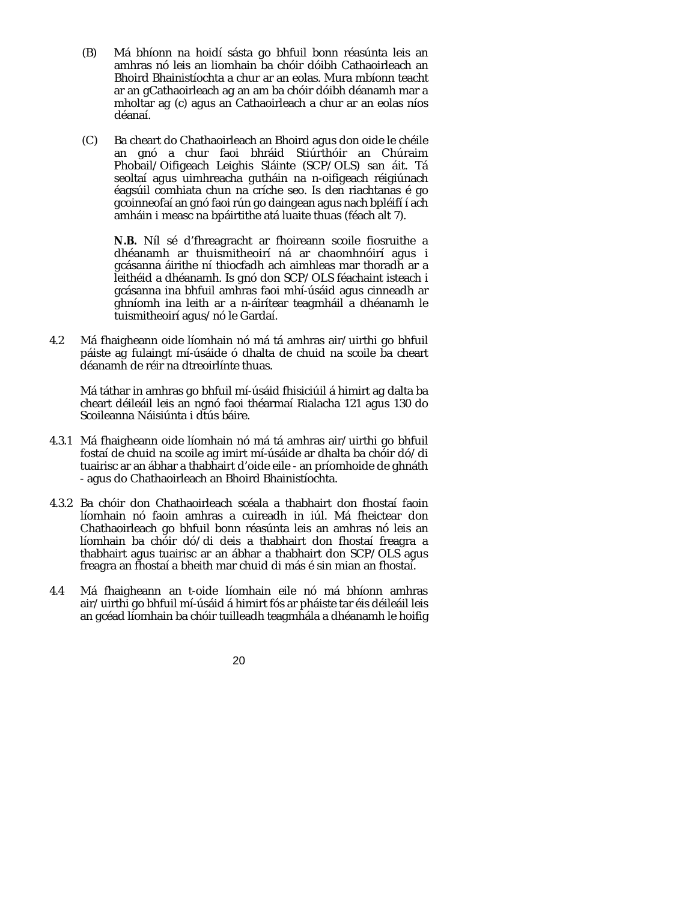(B) Má bhíonn na hoidí sásta go bhfuil bonn réasúnta leis an amhras nó leis an liomhain ba chóir dóibh Cathaoirleach an Bhoird Bhainistíochta a chur ar an eolas. Mura mbíonn teacht ar an gCathaoirleach ag an am ba chóir dóibh déanamh mar a mholtar ag (c) agus an Cathaoirleach a chur ar an eolas níos déanaí.

(C) Ba cheart do Chathaoirleach an Bhoird agus don oide le chéile an gnó a chur faoi bhráid Stiúrthóir an Chúraim Phobail/Oifigeach Leighis Sláinte (SCP/OLS) san áit. Tá seoltaí agus uimhreacha gutháin na n-oifigeach réigiúnach éagsúil comhiata chun na críche seo. Is den riachtanas é go gcoinneofaí an gnó faoi rún go daingean agus nach bpléifí í ach amháin i measc na bpáirtithe atá luaite thuas (féach alt 7).

**N.B.** Níl sé d'fhreagracht ar fhoireann scoile fiosruithe a dhéanamh ar thuismitheoirí ná ar chaomhnóirí agus i gcásanna áirithe ní thiocfadh ach aimhleas mar thoradh ar a leithéid a dhéanamh. Is gnó don SCP/OLS féachaint isteach i gcásanna ina bhfuil amhras faoi mhí-úsáid agus cinneadh ar ghníomh ina leith ar a n-áirítear teagmháil a dhéanamh le tuismitheoirí agus/nó le Gardaí.

4.2 Má fhaigheann oide líomhain nó má tá amhras air/uirthi go bhfuil páiste ag fulaingt mí-úsáide ó dhalta de chuid na scoile ba cheart déanamh de réir na dtreoirlínte thuas.

Má táthar in amhras go bhfuil mí-úsáid fhisiciúil á himirt ag dalta ba cheart déileáil leis an ngnó faoi théarmaí Rialacha 121 agus 130 do Scoileanna Náisiúnta i dtús báire.

4.3.1 Má fhaigheann oide líomhain nó má tá amhras air/uirthi go bhfuil fostaí de chuid na scoile ag imirt mí-úsáide ar dhalta ba chóir dó/di tuairisc ar an ábhar a thabhairt d'oide eile - an príomhoide de ghnáth - agus do Chathaoirleach an Bhoird Bhainistíochta.

4.3.2 Ba chóir don Chathaoirleach scéala a thabhairt don fhostaí faoin líomhain nó faoin amhras a cuireadh in iúl. Má fheictear don Chathaoirleach go bhfuil bonn réasúnta leis an amhras nó leis an líomhain ba chóir dó/di deis a thabhairt don fhostaí freagra a thabhairt agus tuairisc ar an ábhar a thabhairt don SCP/OLS agus freagra an fhostaí a bheith mar chuid di más é sin mian an fhostaí.

4.4 Má fhaigheann an t-oide líomhain eile nó má bhíonn amhras air/uirthi go bhfuil mí-úsáid á himirt fós ar pháiste tar éis déileáil leis an gcéad líomhain ba chóir tuilleadh teagmhála a dhéanamh le hoifig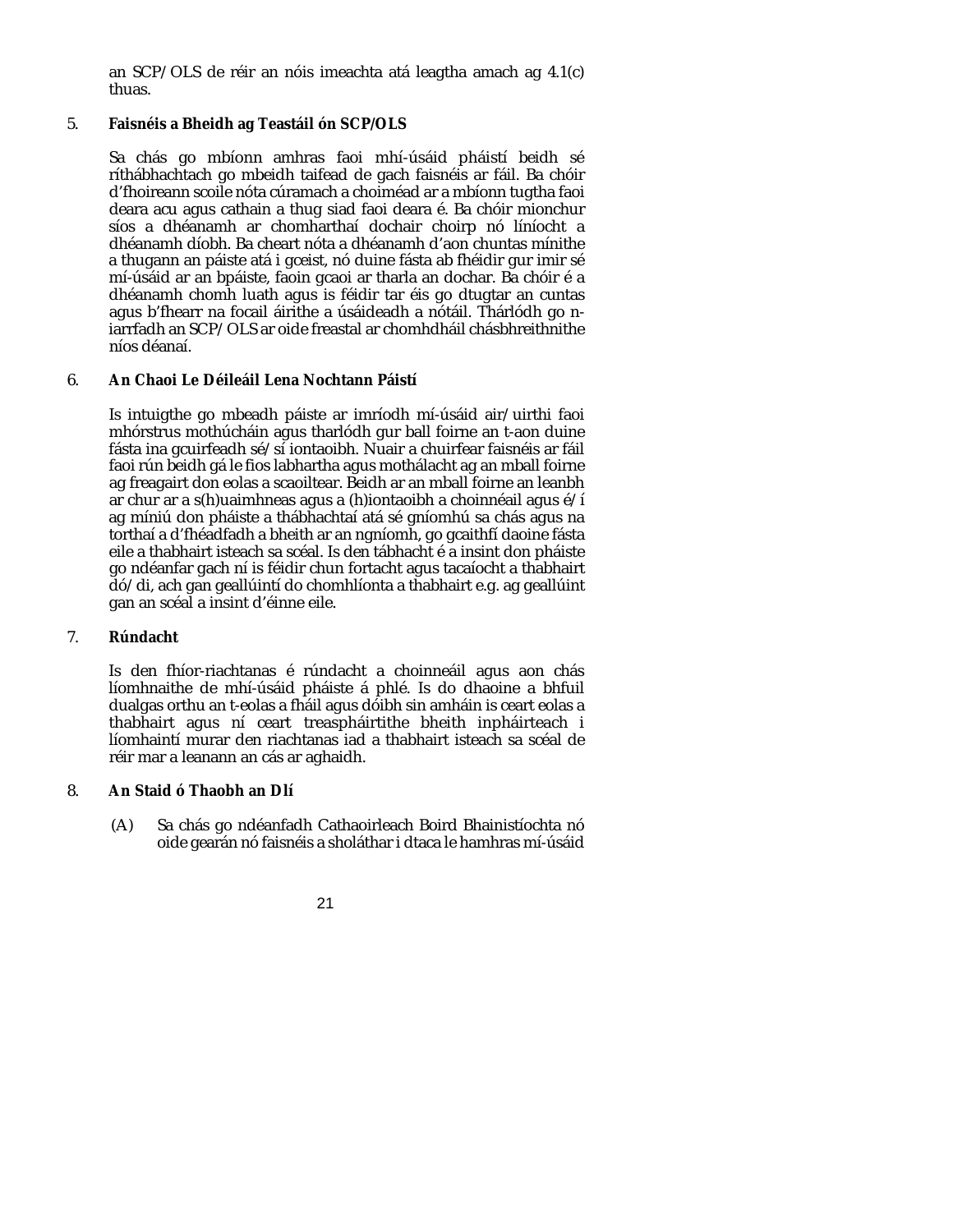an SCP/OLS de réir an nóis imeachta atá leagtha amach ag 4.1(c) thuas.

5. **Faisnéis a Bheidh ag Teastáil ón SCP/OLS**

Sa chás go mbíonn amhras faoi mhí-úsáid pháistí beidh sé ríthábhachtach go mbeidh taifead de gach faisnéis ar fáil. Ba chóir d'fhoireann scoile nóta cúramach a choiméad ar a mbíonn tugtha faoi deara acu agus cathain a thug siad faoi deara é. Ba chóir mionchur síos a dhéanamh ar chomharthaí dochair choirp nó líníocht a dhéanamh díobh. Ba cheart nóta a dhéanamh d'aon chuntas mínithe a thugann an páiste atá i gceist, nó duine fásta ab fhéidir gur imir sé mí-úsáid ar an bpáiste, faoin gcaoi ar tharla an dochar. Ba chóir é a dhéanamh chomh luath agus is féidir tar éis go dtugtar an cuntas agus b'fhearr na focail áirithe a úsáideadh a nótáil. Thárlódh go n-iarrfadh an SCP/OLS ar oide freastal ar chomhdháil chásbhreithnithe níos déanaí.

6. **An Chaoi Le Déileáil Lena Nochtann Páistí**

Is intuigthe go mbeadh páiste ar imríodh mí-úsáid air/uirthi faoi mhórstrus mothúcháin agus tharlódh gur ball foirne an t-aon duine fásta ina gcuirfeadh sé/sí iontaoibh. Nuair a chuirfear faisnéis ar fáil faoi rún beidh gá le fios labhartha agus mothálacht ag an mball foirne ag freagairt don eolas a scaoiltear. Beidh ar an mball foirne an leanbh ar chur ar a s(h)uaimhneas agus a (h)iontaoibh a choinnéail agus é/í ag míniú don pháiste a thábhachtaí atá sé gníomhú sa chás agus na torthaí a d'fhéadfadh a bheith ar an ngníomh, go gcaithfí daoine fásta eile a thabhairt isteach sa scéal. Is den tábhacht é a insint don pháiste go ndéanfar gach ní is féidir chun fortacht agus tacaíocht a thabhairt dó/di, ach gan geallúintí do chomhlíonta a thabhairt e.g. ag geallúint gan an scéal a insint d'éinne eile.

7. **Rúndacht**

Is den fhíor-riachtanas é rúndacht a choinneáil agus aon chás líomhnaithe de mhí-úsáid pháiste á phlé. Is do dhaoine a bhfuil dualgas orthu an t-eolas a fháil agus dóibh sin amháin is ceart eolas a thabhairt agus ní ceart treaspháirtithe bheith inpháirteach i líomhaintí murar den riachtanas iad a thabhairt isteach sa scéal de réir mar a leanann an cás ar aghaidh.

8. **An Staid ó Thaobh an Dlí**

(A) Sa chás go ndéanfadh Cathaoirleach Boird Bhainistíochta nó oide gearán nó faisnéis a sholáthar i dtaca le hamhras mí-úsáid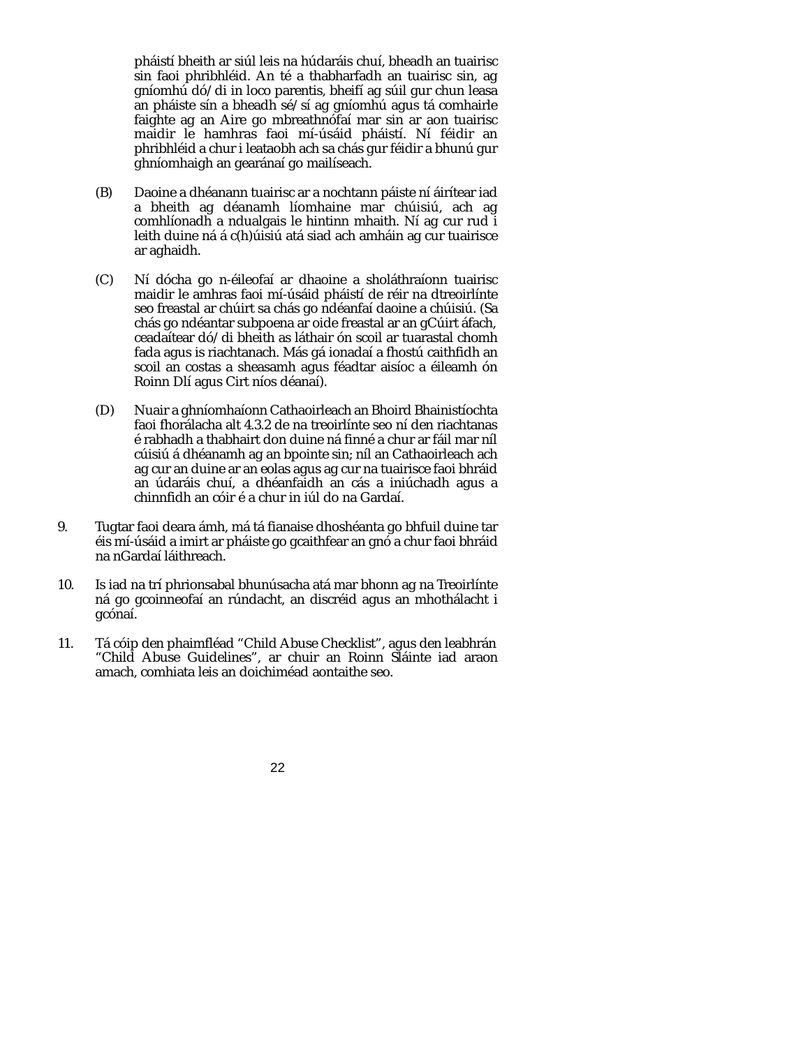pháistí bheith ar siúl leis na húdaráis chuí, bheadh an tuairisc sin faoi phribhléid. An té a thabharfadh an tuairisc sin, ag gníomhú dó/di in loco parentis, bheifí ag súil gur chun leasa an pháiste sín a bheadh sé/sí ag gníomhú agus tá comhairle faighte ag an Aire go mbreathnófaí mar sin ar aon tuairisc maidir le hamhras faoi mí-úsáid pháistí. Ní féidir an phribhléid a chur i leataobh ach sa chás gur féidir a bhunú gur ghníomhaigh an gearánaí go mailíseach.

(B) Daoine a dhéanann tuairisc ar a nochtann páiste ní áirítear iad a bheith ag déanamh líomhaine mar chúisiú, ach ag comhlíonadh a ndualgais le hintinn mhaith. Ní ag cur rud i leith duine ná á c(h)úisiú atá siad ach amháin ag cur tuairisce ar aghaidh.

(C) Ní dócha go n-éileofaí ar dhaoine a sholáthraíonn tuairisc maidir le amhras faoi mí-úsáid pháistí de réir na dtreoirlínte seo freastal ar chúirt sa chás go ndéanfaí daoine a chúisiú. (Sa chás go ndéantar subpoena ar oide freastal ar an gCúirt áfach, ceadaítear dó/di bheith as láthair ón scoil ar tuarastal chomh fada agus is riachtanach. Más gá ionadaí a fhostú caithfidh an scoil an costas a sheasamh agus féadtar aisíoc a éileamh ón Roinn Dlí agus Cirt níos déanaí).

(D) Nuair a ghníomhaíonn Cathaoirleach an Bhoird Bhainistíochta faoi fhorálacha alt 4.3.2 de na treoirlínte seo ní den riachtanas é rabhadh a thabhairt don duine ná finné a chur ar fáil mar níl cúisiú á dhéanamh ag an bpointe sin; níl an Cathaoirleach ach ag cur an duine ar an eolas agus ag cur na tuairisce faoi bhráid an údaráis chuí, a dhéanfaidh an cás a iniúchadh agus a chinnfidh an cóir é a chur in iúl do na Gardaí.

9. Tugtar faoi deara ámh, má tá fianaise dhoshéanta go bhfuil duine tar éis mí-úsáid a imirt ar pháiste go gcaithfear an gnó a chur faoi bhráid na nGardaí láithreach.

10. Is iad na trí phrionsabal bhunúsacha atá mar bhonn ag na Treoirlínte ná go gcoinneofaí an rúndacht, an discréid agus an mhothálacht i gcónaí.

11. Tá cóip den phaimfléad “Child Abuse Checklist”, agus den leabhrán “Child Abuse Guidelines”, ar chuir an Roinn Sláinte iad araon amach, comhiata leis an doichiméad aontaithe seo.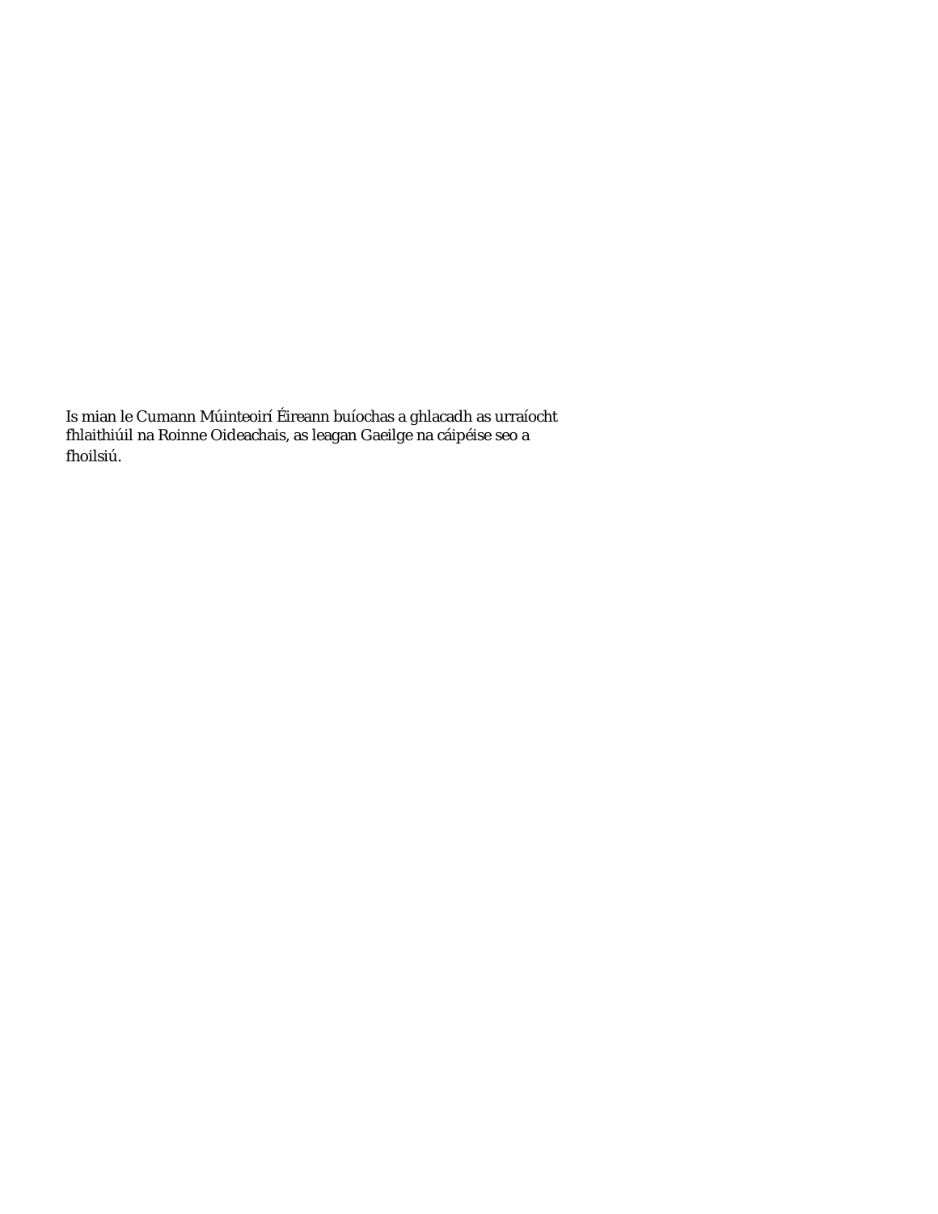Is mian le Cumann Múinteoirí Éireann buíochas a ghlacadh as urraíocht fhlaithiúil na Roinne Oideachais, as leagan Gaeilge na cáipéise seo a fhoilsiú.